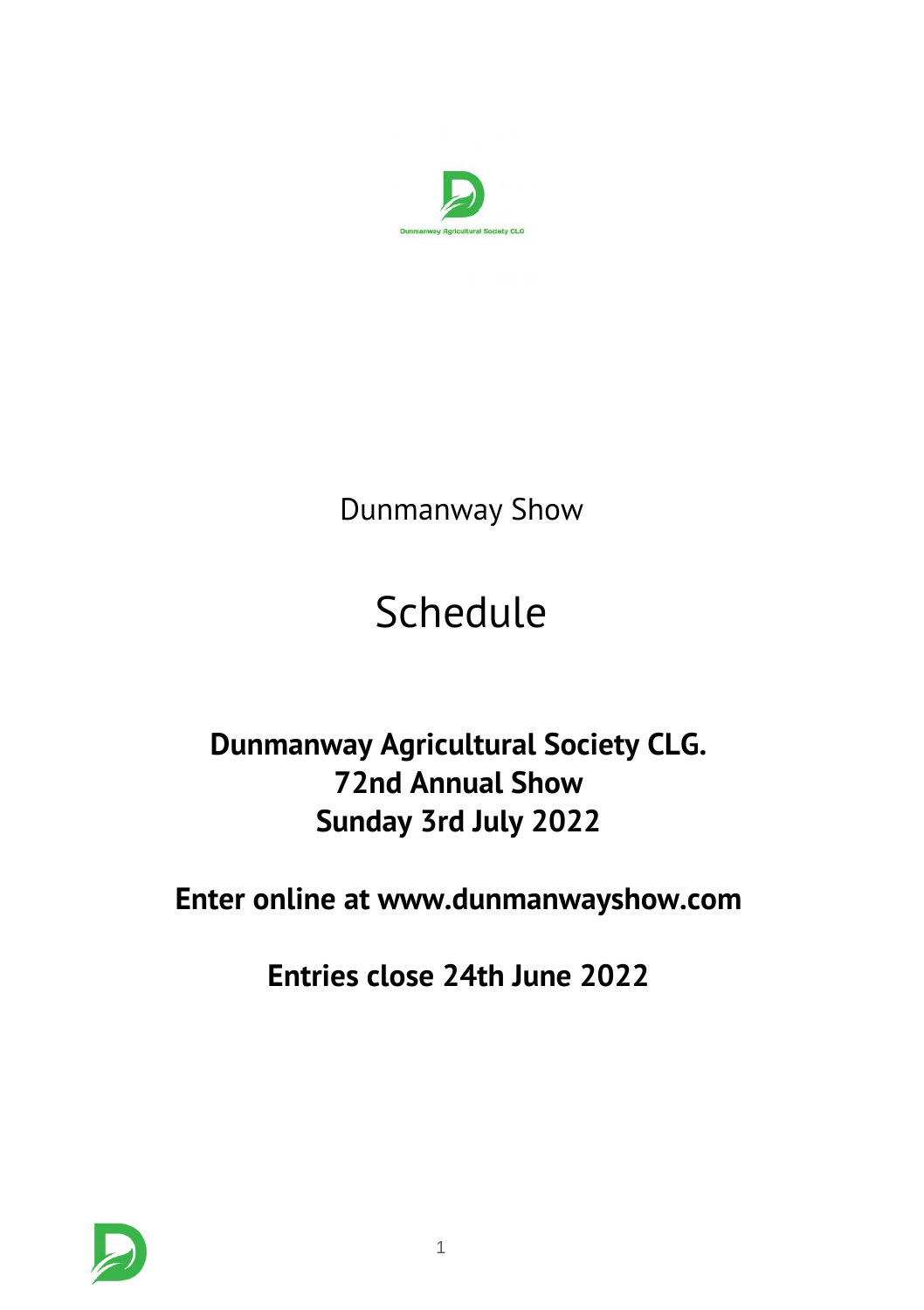Dunmanway Agricultural Society CLG

Dunmanway Show

# Schedule

**Dunmanway Agricultural Society CLG.**
**72nd Annual Show**
**Sunday 3rd July 2022**

**Enter online at www.dunmanwayshow.com**

**Entries close 24th June 2022**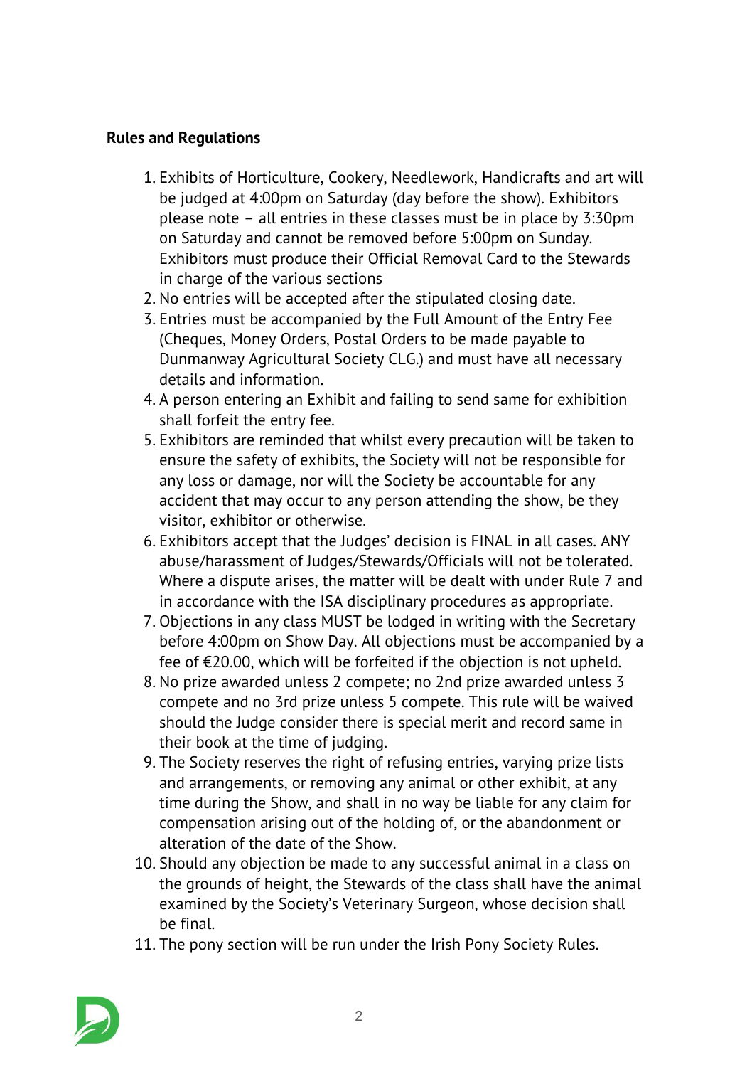**Rules and Regulations**

1. Exhibits of Horticulture, Cookery, Needlework, Handicrafts and art will be judged at 4:00pm on Saturday (day before the show). Exhibitors please note – all entries in these classes must be in place by 3:30pm on Saturday and cannot be removed before 5:00pm on Sunday. Exhibitors must produce their Official Removal Card to the Stewards in charge of the various sections
2. No entries will be accepted after the stipulated closing date.
3. Entries must be accompanied by the Full Amount of the Entry Fee (Cheques, Money Orders, Postal Orders to be made payable to Dunmanway Agricultural Society CLG.) and must have all necessary details and information.
4. A person entering an Exhibit and failing to send same for exhibition shall forfeit the entry fee.
5. Exhibitors are reminded that whilst every precaution will be taken to ensure the safety of exhibits, the Society will not be responsible for any loss or damage, nor will the Society be accountable for any accident that may occur to any person attending the show, be they visitor, exhibitor or otherwise.
6. Exhibitors accept that the Judges' decision is FINAL in all cases. ANY abuse/harassment of Judges/Stewards/Officials will not be tolerated. Where a dispute arises, the matter will be dealt with under Rule 7 and in accordance with the ISA disciplinary procedures as appropriate.
7. Objections in any class MUST be lodged in writing with the Secretary before 4:00pm on Show Day. All objections must be accompanied by a fee of €20.00, which will be forfeited if the objection is not upheld.
8. No prize awarded unless 2 compete; no 2nd prize awarded unless 3 compete and no 3rd prize unless 5 compete. This rule will be waived should the Judge consider there is special merit and record same in their book at the time of judging.
9. The Society reserves the right of refusing entries, varying prize lists and arrangements, or removing any animal or other exhibit, at any time during the Show, and shall in no way be liable for any claim for compensation arising out of the holding of, or the abandonment or alteration of the date of the Show.
10. Should any objection be made to any successful animal in a class on the grounds of height, the Stewards of the class shall have the animal examined by the Society's Veterinary Surgeon, whose decision shall be final.
11. The pony section will be run under the Irish Pony Society Rules.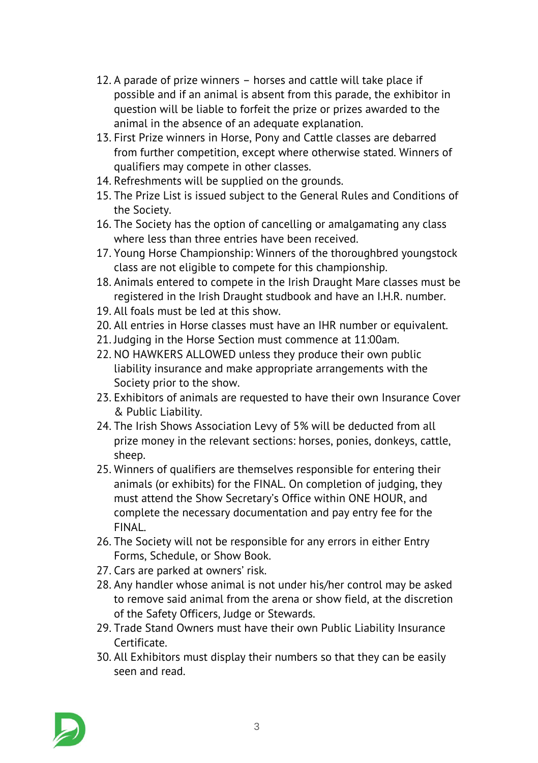12. A parade of prize winners – horses and cattle will take place if possible and if an animal is absent from this parade, the exhibitor in question will be liable to forfeit the prize or prizes awarded to the animal in the absence of an adequate explanation.
13. First Prize winners in Horse, Pony and Cattle classes are debarred from further competition, except where otherwise stated. Winners of qualifiers may compete in other classes.
14. Refreshments will be supplied on the grounds.
15. The Prize List is issued subject to the General Rules and Conditions of the Society.
16. The Society has the option of cancelling or amalgamating any class where less than three entries have been received.
17. Young Horse Championship: Winners of the thoroughbred youngstock class are not eligible to compete for this championship.
18. Animals entered to compete in the Irish Draught Mare classes must be registered in the Irish Draught studbook and have an I.H.R. number.
19. All foals must be led at this show.
20. All entries in Horse classes must have an IHR number or equivalent.
21. Judging in the Horse Section must commence at 11:00am.
22. NO HAWKERS ALLOWED unless they produce their own public liability insurance and make appropriate arrangements with the Society prior to the show.
23. Exhibitors of animals are requested to have their own Insurance Cover & Public Liability.
24. The Irish Shows Association Levy of 5% will be deducted from all prize money in the relevant sections: horses, ponies, donkeys, cattle, sheep.
25. Winners of qualifiers are themselves responsible for entering their animals (or exhibits) for the FINAL. On completion of judging, they must attend the Show Secretary's Office within ONE HOUR, and complete the necessary documentation and pay entry fee for the FINAL.
26. The Society will not be responsible for any errors in either Entry Forms, Schedule, or Show Book.
27. Cars are parked at owners' risk.
28. Any handler whose animal is not under his/her control may be asked to remove said animal from the arena or show field, at the discretion of the Safety Officers, Judge or Stewards.
29. Trade Stand Owners must have their own Public Liability Insurance Certificate.
30. All Exhibitors must display their numbers so that they can be easily seen and read.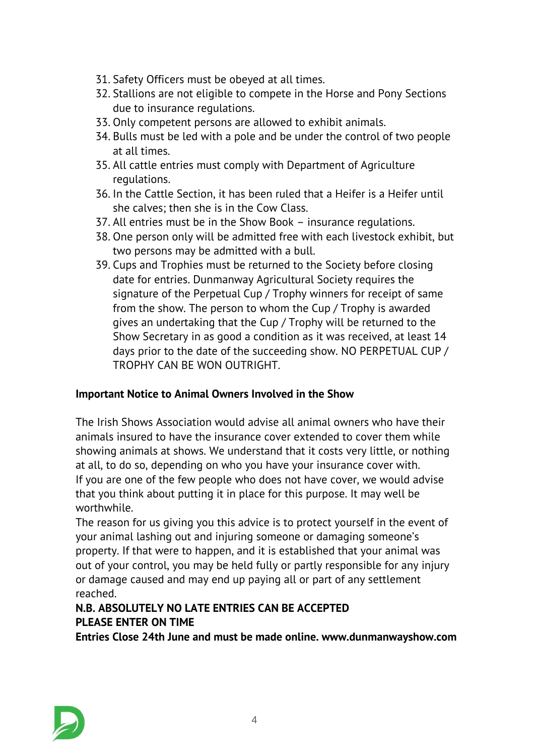31. Safety Officers must be obeyed at all times.
32. Stallions are not eligible to compete in the Horse and Pony Sections due to insurance regulations.
33. Only competent persons are allowed to exhibit animals.
34. Bulls must be led with a pole and be under the control of two people at all times.
35. All cattle entries must comply with Department of Agriculture regulations.
36. In the Cattle Section, it has been ruled that a Heifer is a Heifer until she calves; then she is in the Cow Class.
37. All entries must be in the Show Book – insurance regulations.
38. One person only will be admitted free with each livestock exhibit, but two persons may be admitted with a bull.
39. Cups and Trophies must be returned to the Society before closing date for entries. Dunmanway Agricultural Society requires the signature of the Perpetual Cup / Trophy winners for receipt of same from the show. The person to whom the Cup / Trophy is awarded gives an undertaking that the Cup / Trophy will be returned to the Show Secretary in as good a condition as it was received, at least 14 days prior to the date of the succeeding show. NO PERPETUAL CUP / TROPHY CAN BE WON OUTRIGHT.

**Important Notice to Animal Owners Involved in the Show**

The Irish Shows Association would advise all animal owners who have their animals insured to have the insurance cover extended to cover them while showing animals at shows. We understand that it costs very little, or nothing at all, to do so, depending on who you have your insurance cover with.
If you are one of the few people who does not have cover, we would advise that you think about putting it in place for this purpose. It may well be worthwhile.
The reason for us giving you this advice is to protect yourself in the event of your animal lashing out and injuring someone or damaging someone's property. If that were to happen, and it is established that your animal was out of your control, you may be held fully or partly responsible for any injury or damage caused and may end up paying all or part of any settlement reached.

**N.B. ABSOLUTELY NO LATE ENTRIES CAN BE ACCEPTED**
**PLEASE ENTER ON TIME**
**Entries Close 24th June and must be made online. www.dunmanwayshow.com**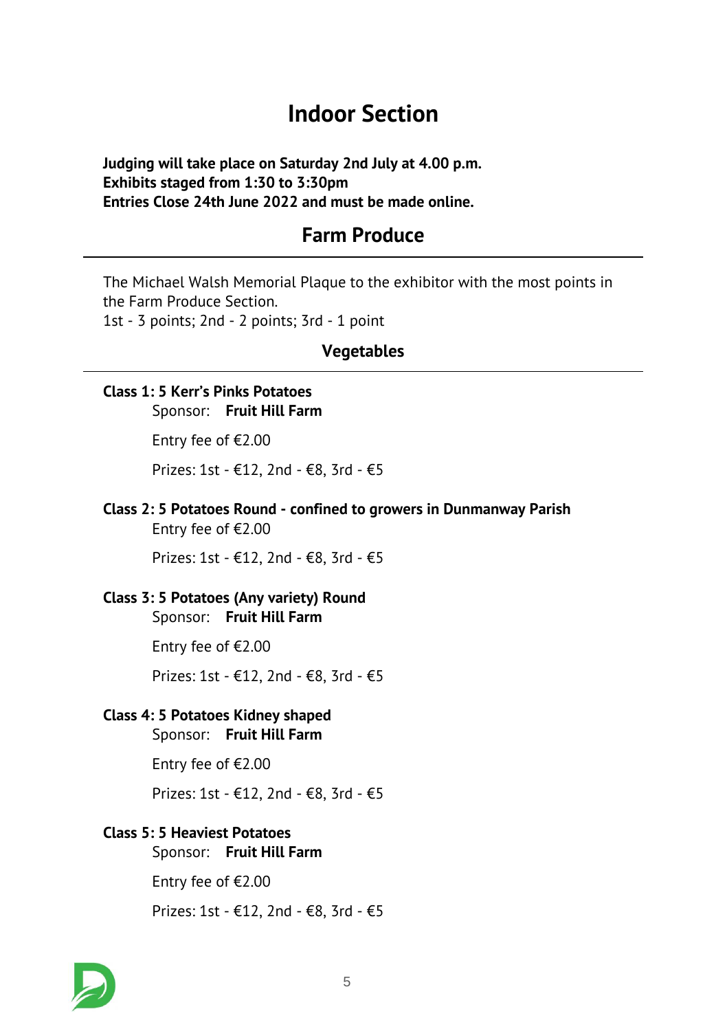# Indoor Section

**Judging will take place on Saturday 2nd July at 4.00 p.m.**
**Exhibits staged from 1:30 to 3:30pm**
**Entries Close 24th June 2022 and must be made online.**

## Farm Produce

The Michael Walsh Memorial Plaque to the exhibitor with the most points in the Farm Produce Section.
1st - 3 points; 2nd - 2 points; 3rd - 1 point

### Vegetables

**Class 1: 5 Kerr's Pinks Potatoes**
Sponsor: **Fruit Hill Farm**

Entry fee of €2.00

Prizes: 1st - €12, 2nd - €8, 3rd - €5

**Class 2: 5 Potatoes Round - confined to growers in Dunmanway Parish**
Entry fee of €2.00

Prizes: 1st - €12, 2nd - €8, 3rd - €5

**Class 3: 5 Potatoes (Any variety) Round**
Sponsor: **Fruit Hill Farm**

Entry fee of €2.00

Prizes: 1st - €12, 2nd - €8, 3rd - €5

**Class 4: 5 Potatoes Kidney shaped**
Sponsor: **Fruit Hill Farm**

Entry fee of €2.00

Prizes: 1st - €12, 2nd - €8, 3rd - €5

**Class 5: 5 Heaviest Potatoes**
Sponsor: **Fruit Hill Farm**

Entry fee of €2.00

Prizes: 1st - €12, 2nd - €8, 3rd - €5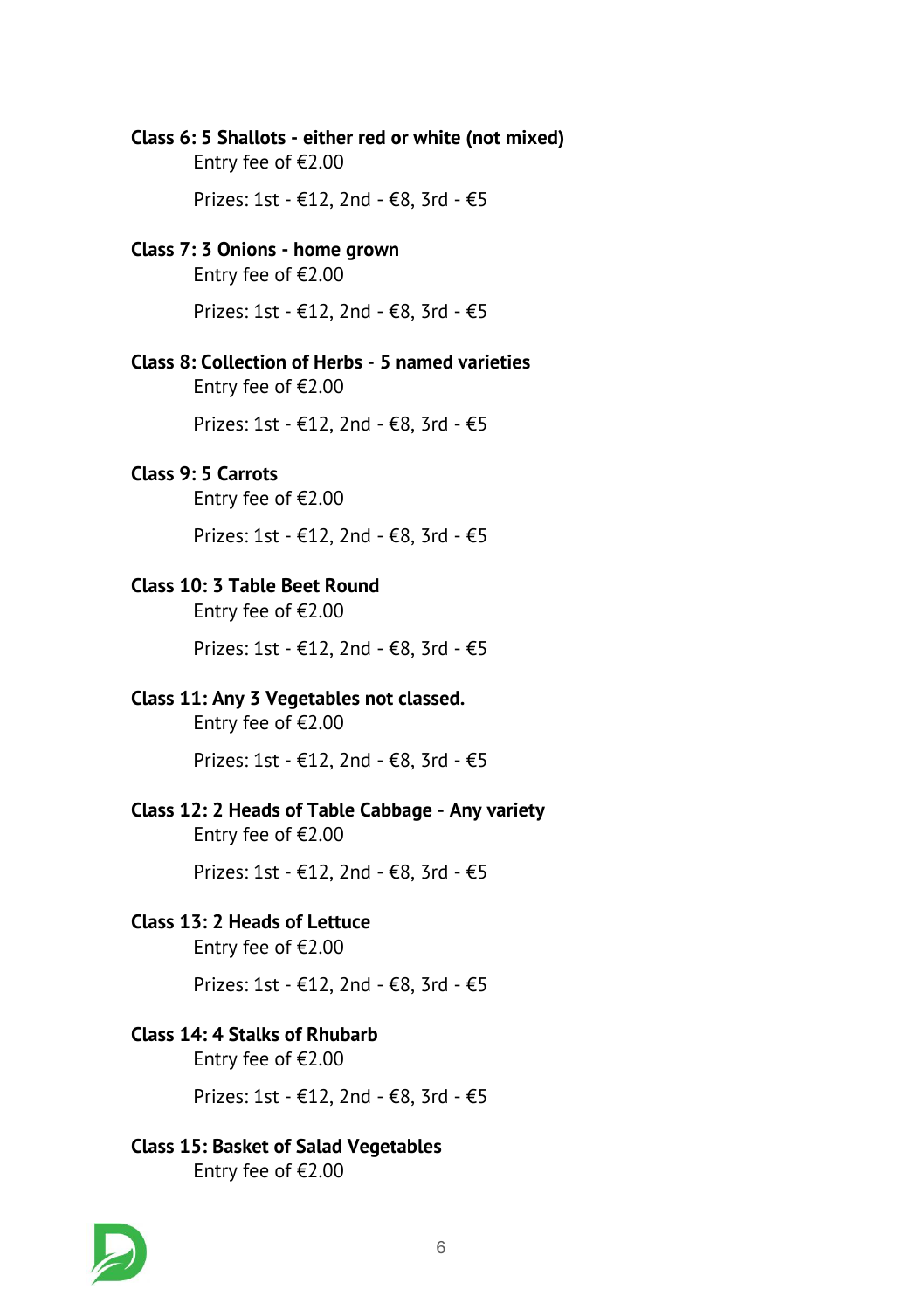**Class 6: 5 Shallots - either red or white (not mixed)**

Entry fee of €2.00

Prizes: 1st - €12, 2nd - €8, 3rd - €5

**Class 7: 3 Onions - home grown**

Entry fee of €2.00

Prizes: 1st - €12, 2nd - €8, 3rd - €5

**Class 8: Collection of Herbs - 5 named varieties**

Entry fee of €2.00

Prizes: 1st - €12, 2nd - €8, 3rd - €5

**Class 9: 5 Carrots**

Entry fee of €2.00

Prizes: 1st - €12, 2nd - €8, 3rd - €5

**Class 10: 3 Table Beet Round**

Entry fee of €2.00

Prizes: 1st - €12, 2nd - €8, 3rd - €5

**Class 11: Any 3 Vegetables not classed.**

Entry fee of €2.00

Prizes: 1st - €12, 2nd - €8, 3rd - €5

**Class 12: 2 Heads of Table Cabbage - Any variety**

Entry fee of €2.00

Prizes: 1st - €12, 2nd - €8, 3rd - €5

**Class 13: 2 Heads of Lettuce**

Entry fee of €2.00

Prizes: 1st - €12, 2nd - €8, 3rd - €5

**Class 14: 4 Stalks of Rhubarb**

Entry fee of €2.00

Prizes: 1st - €12, 2nd - €8, 3rd - €5

**Class 15: Basket of Salad Vegetables**

Entry fee of €2.00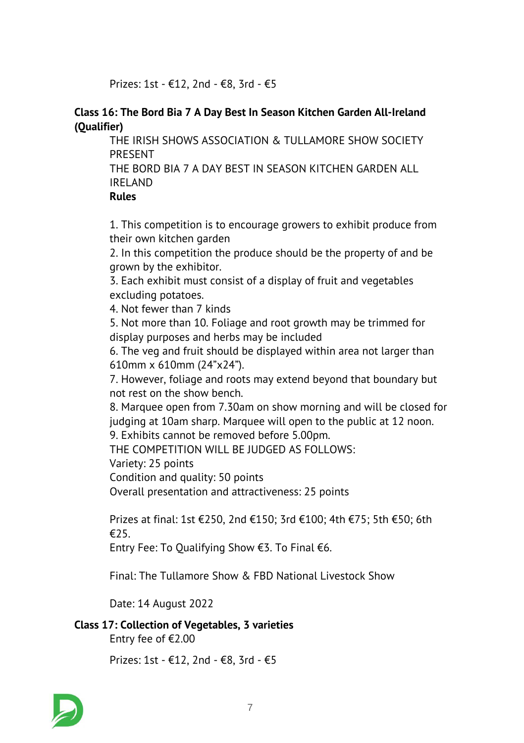Prizes: 1st - €12, 2nd - €8, 3rd - €5

**Class 16: The Bord Bia 7 A Day Best In Season Kitchen Garden All-Ireland (Qualifier)**

THE IRISH SHOWS ASSOCIATION & TULLAMORE SHOW SOCIETY PRESENT

THE BORD BIA 7 A DAY BEST IN SEASON KITCHEN GARDEN ALL IRELAND

**Rules**

1. This competition is to encourage growers to exhibit produce from their own kitchen garden
2. In this competition the produce should be the property of and be grown by the exhibitor.
3. Each exhibit must consist of a display of fruit and vegetables excluding potatoes.
4. Not fewer than 7 kinds
5. Not more than 10. Foliage and root growth may be trimmed for display purposes and herbs may be included
6. The veg and fruit should be displayed within area not larger than 610mm x 610mm (24"x24").
7. However, foliage and roots may extend beyond that boundary but not rest on the show bench.
8. Marquee open from 7.30am on show morning and will be closed for judging at 10am sharp. Marquee will open to the public at 12 noon.
9. Exhibits cannot be removed before 5.00pm.

THE COMPETITION WILL BE JUDGED AS FOLLOWS:

Variety: 25 points

Condition and quality: 50 points

Overall presentation and attractiveness: 25 points

Prizes at final: 1st €250, 2nd €150; 3rd €100; 4th €75; 5th €50; 6th €25.

Entry Fee: To Qualifying Show €3. To Final €6.

Final: The Tullamore Show & FBD National Livestock Show

Date: 14 August 2022

**Class 17: Collection of Vegetables, 3 varieties**

Entry fee of €2.00

Prizes: 1st - €12, 2nd - €8, 3rd - €5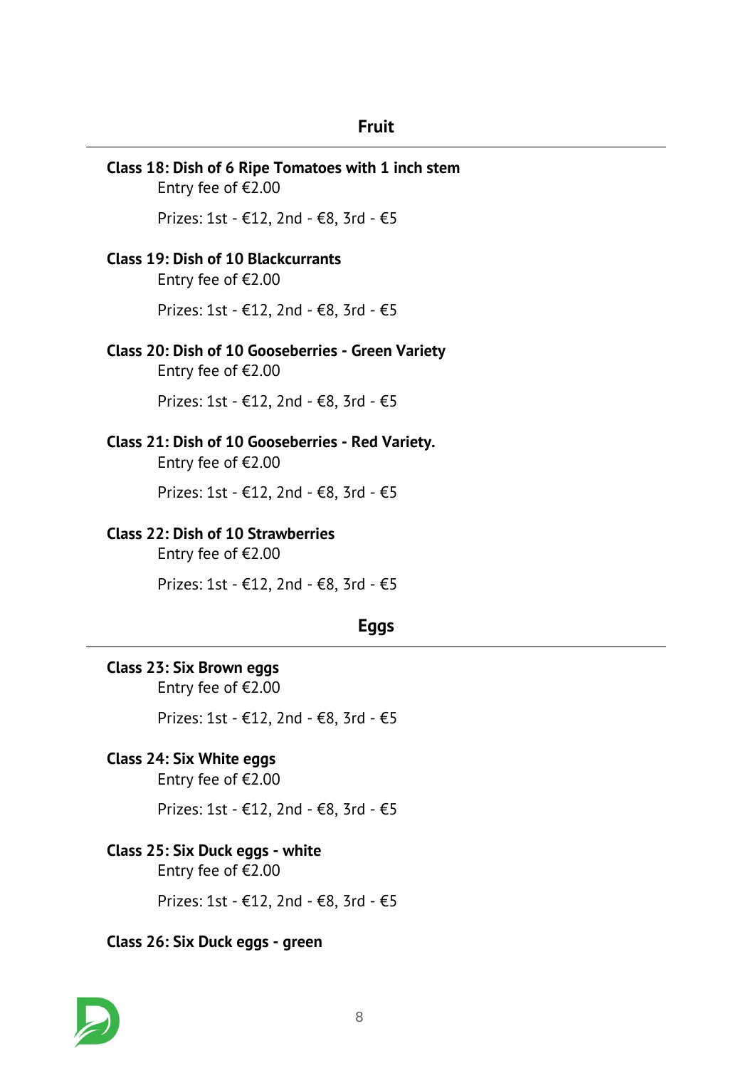## Fruit

**Class 18: Dish of 6 Ripe Tomatoes with 1 inch stem**

Entry fee of €2.00

Prizes: 1st - €12, 2nd - €8, 3rd - €5

**Class 19: Dish of 10 Blackcurrants**

Entry fee of €2.00

Prizes: 1st - €12, 2nd - €8, 3rd - €5

**Class 20: Dish of 10 Gooseberries - Green Variety**

Entry fee of €2.00

Prizes: 1st - €12, 2nd - €8, 3rd - €5

**Class 21: Dish of 10 Gooseberries - Red Variety.**

Entry fee of €2.00

Prizes: 1st - €12, 2nd - €8, 3rd - €5

**Class 22: Dish of 10 Strawberries**

Entry fee of €2.00

Prizes: 1st - €12, 2nd - €8, 3rd - €5

## Eggs

**Class 23: Six Brown eggs**

Entry fee of €2.00

Prizes: 1st - €12, 2nd - €8, 3rd - €5

**Class 24: Six White eggs**

Entry fee of €2.00

Prizes: 1st - €12, 2nd - €8, 3rd - €5

**Class 25: Six Duck eggs - white**

Entry fee of €2.00

Prizes: 1st - €12, 2nd - €8, 3rd - €5

**Class 26: Six Duck eggs - green**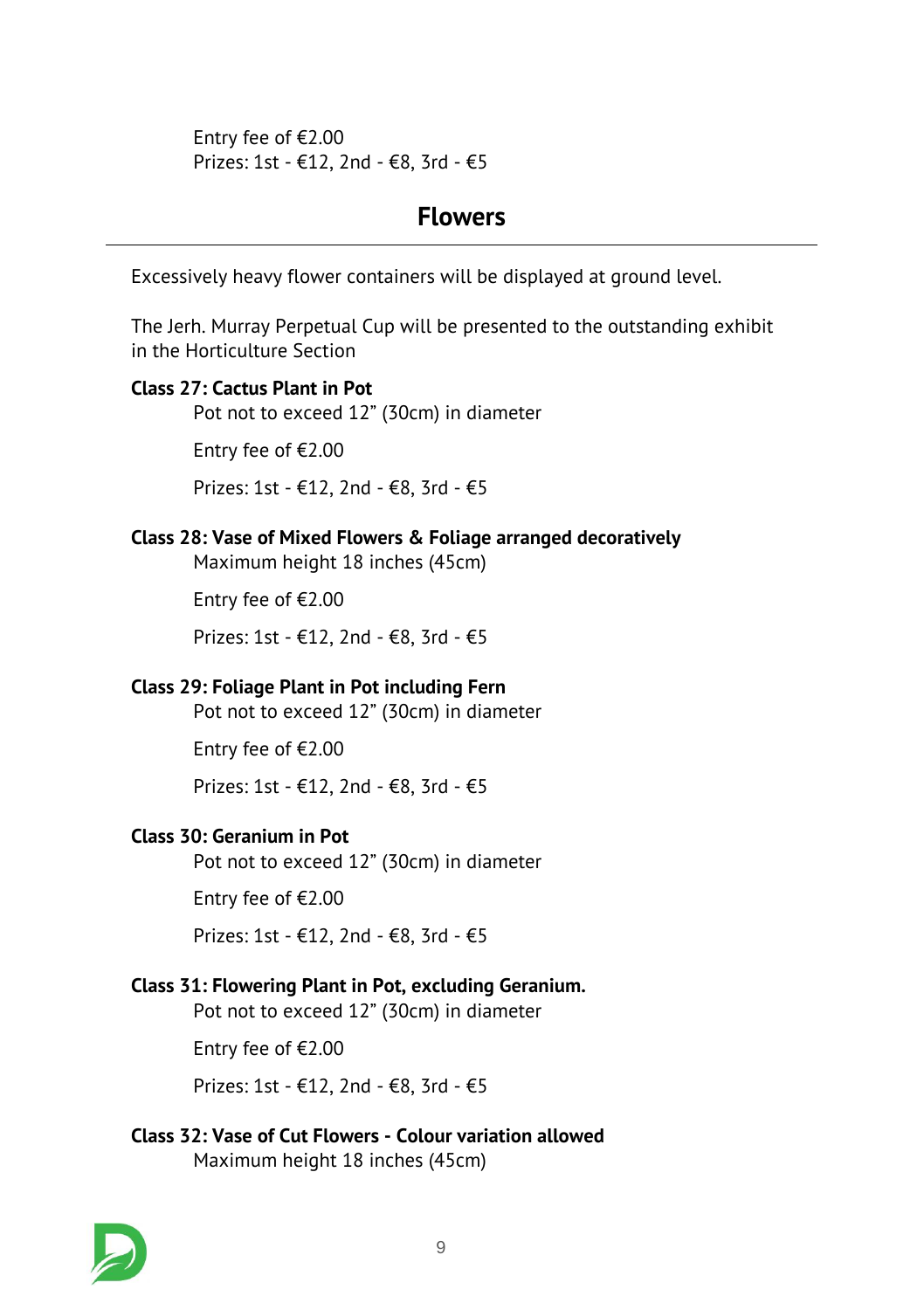Entry fee of €2.00
Prizes: 1st - €12, 2nd - €8, 3rd - €5

## Flowers

Excessively heavy flower containers will be displayed at ground level.

The Jerh. Murray Perpetual Cup will be presented to the outstanding exhibit in the Horticulture Section

**Class 27: Cactus Plant in Pot**

Pot not to exceed 12” (30cm) in diameter

Entry fee of €2.00

Prizes: 1st - €12, 2nd - €8, 3rd - €5

**Class 28: Vase of Mixed Flowers & Foliage arranged decoratively**

Maximum height 18 inches (45cm)

Entry fee of €2.00

Prizes: 1st - €12, 2nd - €8, 3rd - €5

**Class 29: Foliage Plant in Pot including Fern**

Pot not to exceed 12” (30cm) in diameter

Entry fee of €2.00

Prizes: 1st - €12, 2nd - €8, 3rd - €5

**Class 30: Geranium in Pot**

Pot not to exceed 12” (30cm) in diameter

Entry fee of €2.00

Prizes: 1st - €12, 2nd - €8, 3rd - €5

**Class 31: Flowering Plant in Pot, excluding Geranium.**

Pot not to exceed 12” (30cm) in diameter

Entry fee of €2.00

Prizes: 1st - €12, 2nd - €8, 3rd - €5

**Class 32: Vase of Cut Flowers - Colour variation allowed**

Maximum height 18 inches (45cm)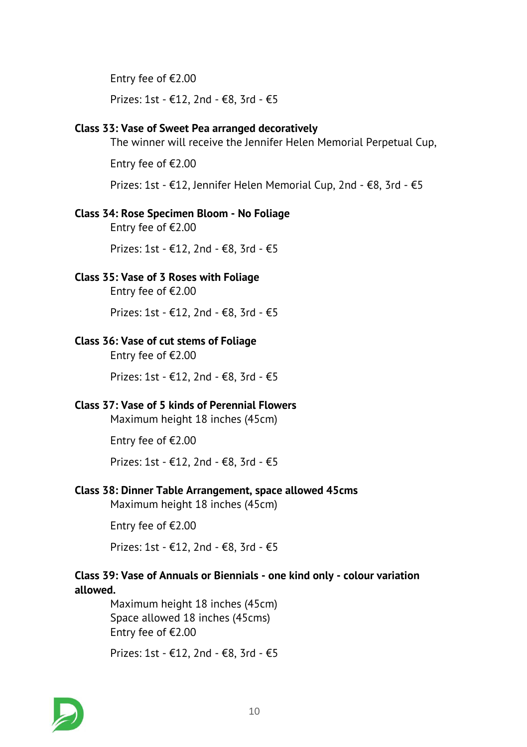Entry fee of €2.00

Prizes: 1st - €12, 2nd - €8, 3rd - €5

**Class 33: Vase of Sweet Pea arranged decoratively**

The winner will receive the Jennifer Helen Memorial Perpetual Cup,

Entry fee of €2.00

Prizes: 1st - €12, Jennifer Helen Memorial Cup, 2nd - €8, 3rd - €5

**Class 34: Rose Specimen Bloom - No Foliage**

Entry fee of €2.00

Prizes: 1st - €12, 2nd - €8, 3rd - €5

**Class 35: Vase of 3 Roses with Foliage**

Entry fee of €2.00

Prizes: 1st - €12, 2nd - €8, 3rd - €5

**Class 36: Vase of cut stems of Foliage**

Entry fee of €2.00

Prizes: 1st - €12, 2nd - €8, 3rd - €5

**Class 37: Vase of 5 kinds of Perennial Flowers**

Maximum height 18 inches (45cm)

Entry fee of €2.00

Prizes: 1st - €12, 2nd - €8, 3rd - €5

**Class 38: Dinner Table Arrangement, space allowed 45cms**

Maximum height 18 inches (45cm)

Entry fee of €2.00

Prizes: 1st - €12, 2nd - €8, 3rd - €5

**Class 39: Vase of Annuals or Biennials - one kind only - colour variation allowed.**

Maximum height 18 inches (45cm)
Space allowed 18 inches (45cms)
Entry fee of €2.00

Prizes: 1st - €12, 2nd - €8, 3rd - €5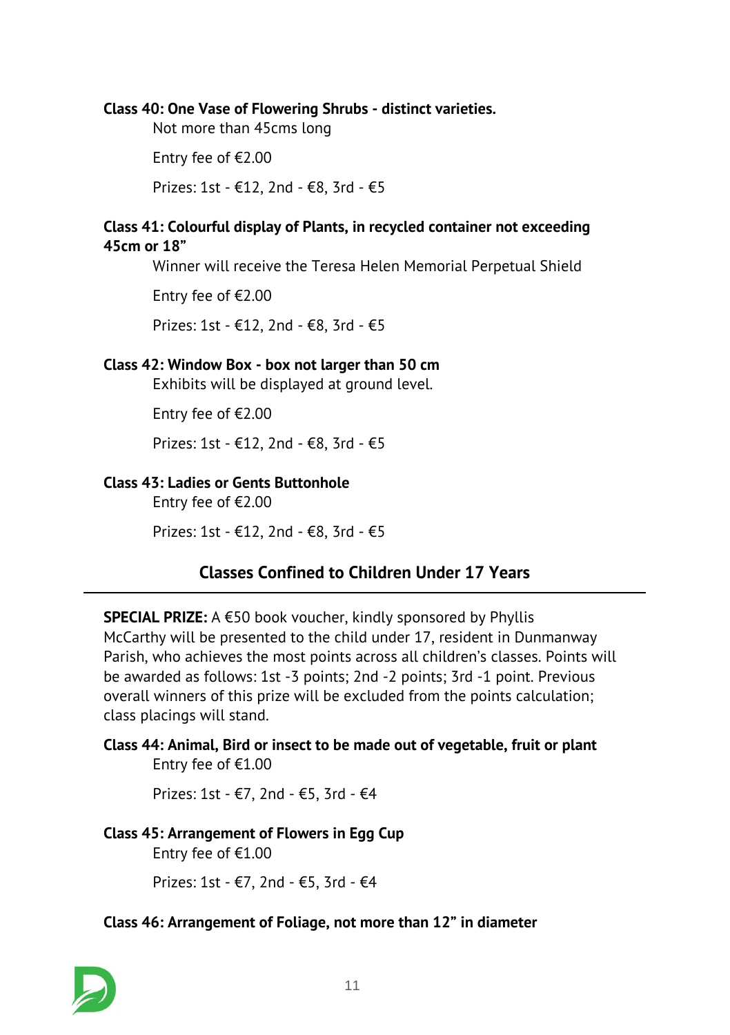**Class 40: One Vase of Flowering Shrubs - distinct varieties.**

Not more than 45cms long

Entry fee of €2.00

Prizes: 1st - €12, 2nd - €8, 3rd - €5

**Class 41: Colourful display of Plants, in recycled container not exceeding 45cm or 18"**

Winner will receive the Teresa Helen Memorial Perpetual Shield

Entry fee of €2.00

Prizes: 1st - €12, 2nd - €8, 3rd - €5

**Class 42: Window Box - box not larger than 50 cm**

Exhibits will be displayed at ground level.

Entry fee of €2.00

Prizes: 1st - €12, 2nd - €8, 3rd - €5

**Class 43: Ladies or Gents Buttonhole**

Entry fee of €2.00

Prizes: 1st - €12, 2nd - €8, 3rd - €5

## Classes Confined to Children Under 17 Years

**SPECIAL PRIZE:** A €50 book voucher, kindly sponsored by Phyllis McCarthy will be presented to the child under 17, resident in Dunmanway Parish, who achieves the most points across all children's classes. Points will be awarded as follows: 1st -3 points; 2nd -2 points; 3rd -1 point. Previous overall winners of this prize will be excluded from the points calculation; class placings will stand.

**Class 44: Animal, Bird or insect to be made out of vegetable, fruit or plant**

Entry fee of €1.00

Prizes: 1st - €7, 2nd - €5, 3rd - €4

**Class 45: Arrangement of Flowers in Egg Cup**

Entry fee of €1.00

Prizes: 1st - €7, 2nd - €5, 3rd - €4

**Class 46: Arrangement of Foliage, not more than 12" in diameter**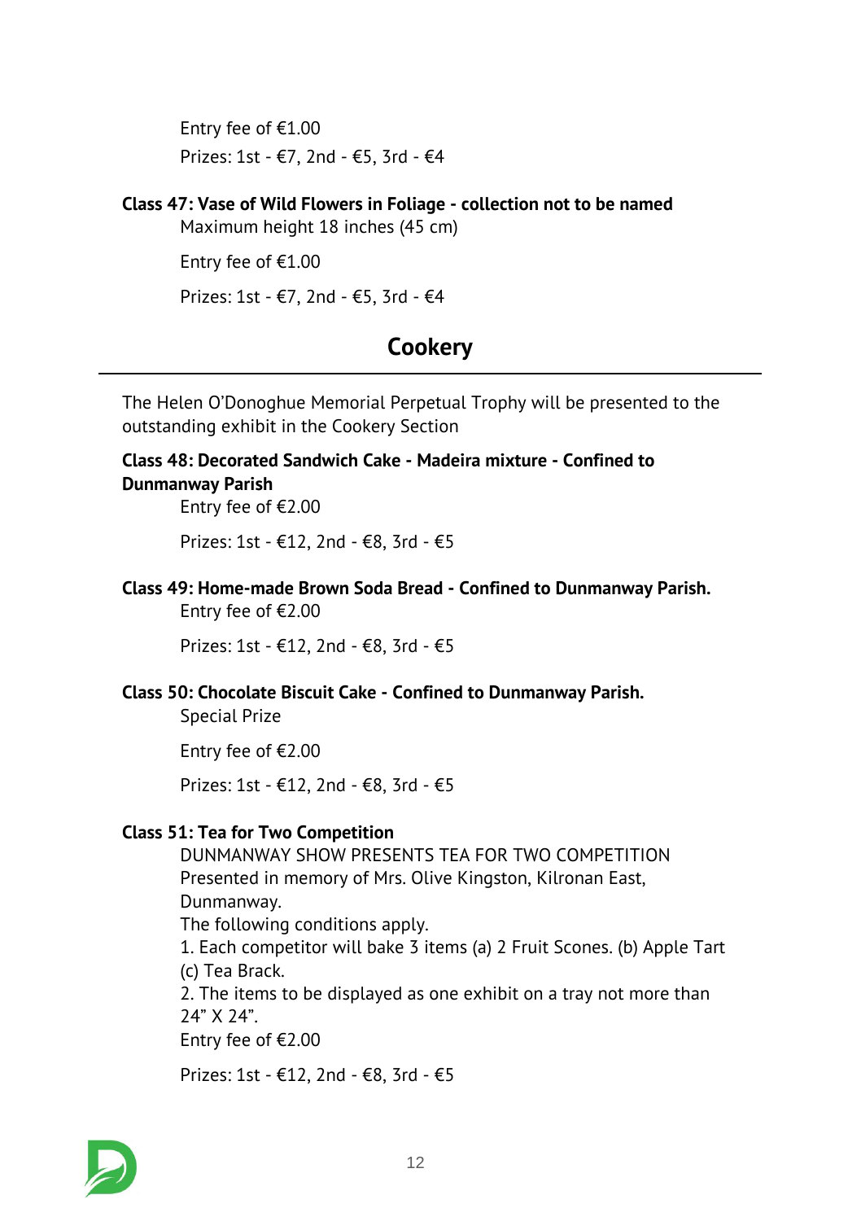Entry fee of €1.00

Prizes: 1st - €7, 2nd - €5, 3rd - €4

**Class 47: Vase of Wild Flowers in Foliage - collection not to be named**

Maximum height 18 inches (45 cm)

Entry fee of €1.00

Prizes: 1st - €7, 2nd - €5, 3rd - €4

## Cookery

The Helen O'Donoghue Memorial Perpetual Trophy will be presented to the outstanding exhibit in the Cookery Section

**Class 48: Decorated Sandwich Cake - Madeira mixture - Confined to Dunmanway Parish**

Entry fee of €2.00

Prizes: 1st - €12, 2nd - €8, 3rd - €5

**Class 49: Home-made Brown Soda Bread - Confined to Dunmanway Parish.**

Entry fee of €2.00

Prizes: 1st - €12, 2nd - €8, 3rd - €5

**Class 50: Chocolate Biscuit Cake - Confined to Dunmanway Parish.**

Special Prize

Entry fee of €2.00

Prizes: 1st - €12, 2nd - €8, 3rd - €5

**Class 51: Tea for Two Competition**

DUNMANWAY SHOW PRESENTS TEA FOR TWO COMPETITION
Presented in memory of Mrs. Olive Kingston, Kilronan East, Dunmanway.
The following conditions apply.
1. Each competitor will bake 3 items (a) 2 Fruit Scones. (b) Apple Tart (c) Tea Brack.
2. The items to be displayed as one exhibit on a tray not more than 24" X 24".
Entry fee of €2.00

Prizes: 1st - €12, 2nd - €8, 3rd - €5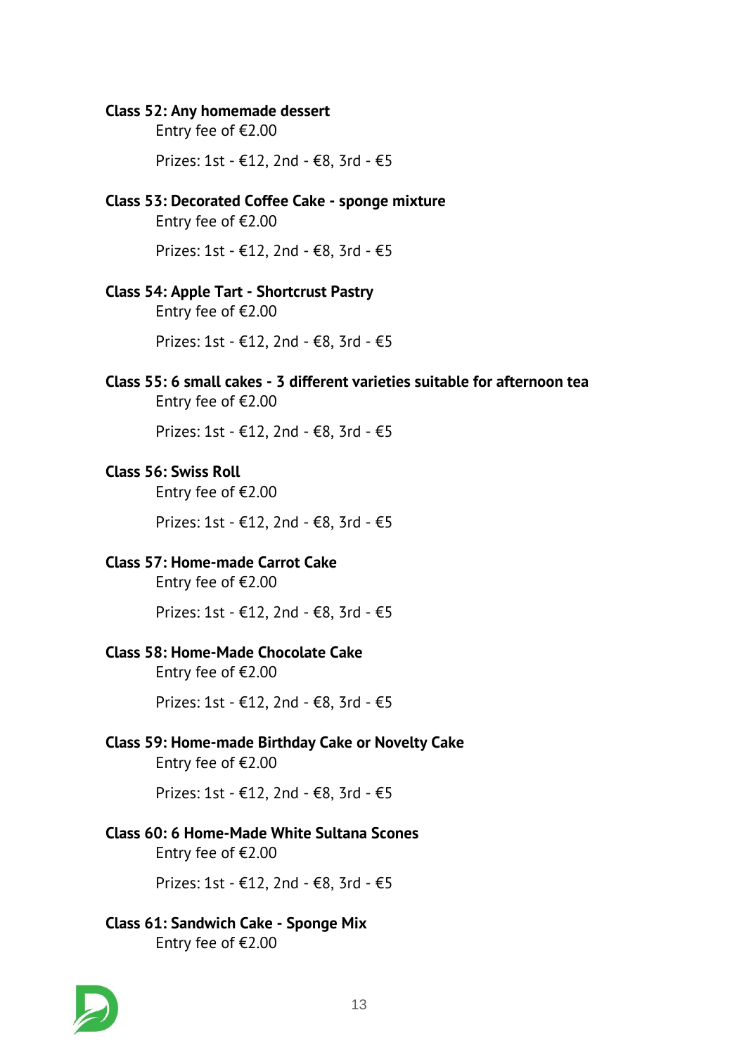**Class 52: Any homemade dessert**

Entry fee of €2.00

Prizes: 1st - €12, 2nd - €8, 3rd - €5

**Class 53: Decorated Coffee Cake - sponge mixture**

Entry fee of €2.00

Prizes: 1st - €12, 2nd - €8, 3rd - €5

**Class 54: Apple Tart - Shortcrust Pastry**

Entry fee of €2.00

Prizes: 1st - €12, 2nd - €8, 3rd - €5

**Class 55: 6 small cakes - 3 different varieties suitable for afternoon tea**

Entry fee of €2.00

Prizes: 1st - €12, 2nd - €8, 3rd - €5

**Class 56: Swiss Roll**

Entry fee of €2.00

Prizes: 1st - €12, 2nd - €8, 3rd - €5

**Class 57: Home-made Carrot Cake**

Entry fee of €2.00

Prizes: 1st - €12, 2nd - €8, 3rd - €5

**Class 58: Home-Made Chocolate Cake**

Entry fee of €2.00

Prizes: 1st - €12, 2nd - €8, 3rd - €5

**Class 59: Home-made Birthday Cake or Novelty Cake**

Entry fee of €2.00

Prizes: 1st - €12, 2nd - €8, 3rd - €5

**Class 60: 6 Home-Made White Sultana Scones**

Entry fee of €2.00

Prizes: 1st - €12, 2nd - €8, 3rd - €5

**Class 61: Sandwich Cake - Sponge Mix**

Entry fee of €2.00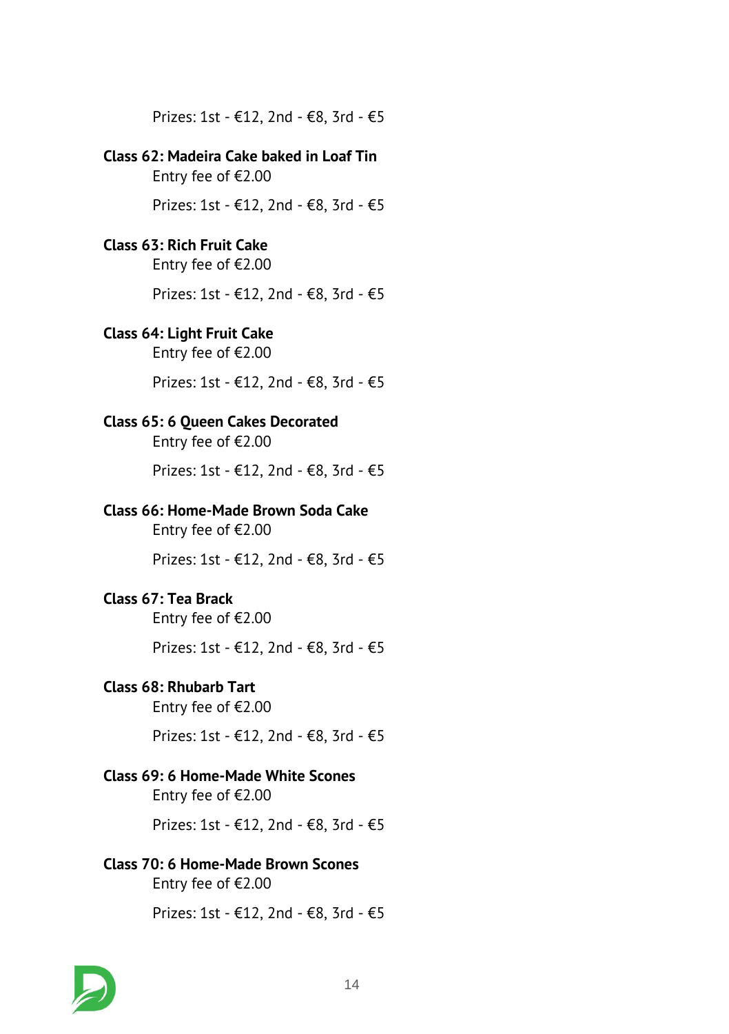Prizes: 1st - €12, 2nd - €8, 3rd - €5

**Class 62: Madeira Cake baked in Loaf Tin**

Entry fee of €2.00

Prizes: 1st - €12, 2nd - €8, 3rd - €5

**Class 63: Rich Fruit Cake**

Entry fee of €2.00

Prizes: 1st - €12, 2nd - €8, 3rd - €5

**Class 64: Light Fruit Cake**

Entry fee of €2.00

Prizes: 1st - €12, 2nd - €8, 3rd - €5

**Class 65: 6 Queen Cakes Decorated**

Entry fee of €2.00

Prizes: 1st - €12, 2nd - €8, 3rd - €5

**Class 66: Home-Made Brown Soda Cake**

Entry fee of €2.00

Prizes: 1st - €12, 2nd - €8, 3rd - €5

**Class 67: Tea Brack**

Entry fee of €2.00

Prizes: 1st - €12, 2nd - €8, 3rd - €5

**Class 68: Rhubarb Tart**

Entry fee of €2.00

Prizes: 1st - €12, 2nd - €8, 3rd - €5

**Class 69: 6 Home-Made White Scones**

Entry fee of €2.00

Prizes: 1st - €12, 2nd - €8, 3rd - €5

**Class 70: 6 Home-Made Brown Scones**

Entry fee of €2.00

Prizes: 1st - €12, 2nd - €8, 3rd - €5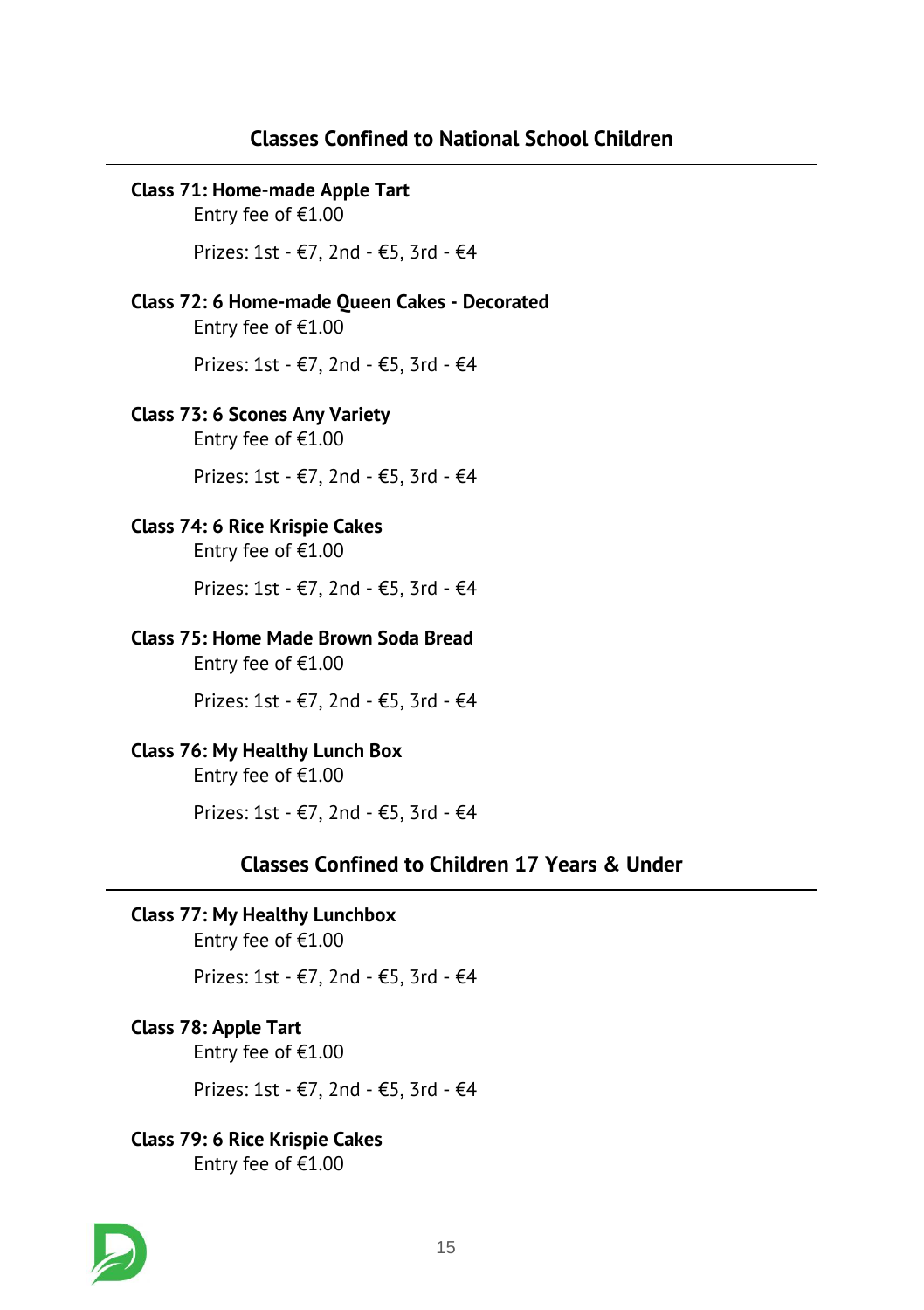## Classes Confined to National School Children

**Class 71: Home-made Apple Tart**

Entry fee of €1.00

Prizes: 1st - €7, 2nd - €5, 3rd - €4

**Class 72: 6 Home-made Queen Cakes - Decorated**

Entry fee of €1.00

Prizes: 1st - €7, 2nd - €5, 3rd - €4

**Class 73: 6 Scones Any Variety**

Entry fee of €1.00

Prizes: 1st - €7, 2nd - €5, 3rd - €4

**Class 74: 6 Rice Krispie Cakes**

Entry fee of €1.00

Prizes: 1st - €7, 2nd - €5, 3rd - €4

**Class 75: Home Made Brown Soda Bread**

Entry fee of €1.00

Prizes: 1st - €7, 2nd - €5, 3rd - €4

**Class 76: My Healthy Lunch Box**

Entry fee of €1.00

Prizes: 1st - €7, 2nd - €5, 3rd - €4

## Classes Confined to Children 17 Years & Under

**Class 77: My Healthy Lunchbox**

Entry fee of €1.00

Prizes: 1st - €7, 2nd - €5, 3rd - €4

**Class 78: Apple Tart**

Entry fee of €1.00

Prizes: 1st - €7, 2nd - €5, 3rd - €4

**Class 79: 6 Rice Krispie Cakes**

Entry fee of €1.00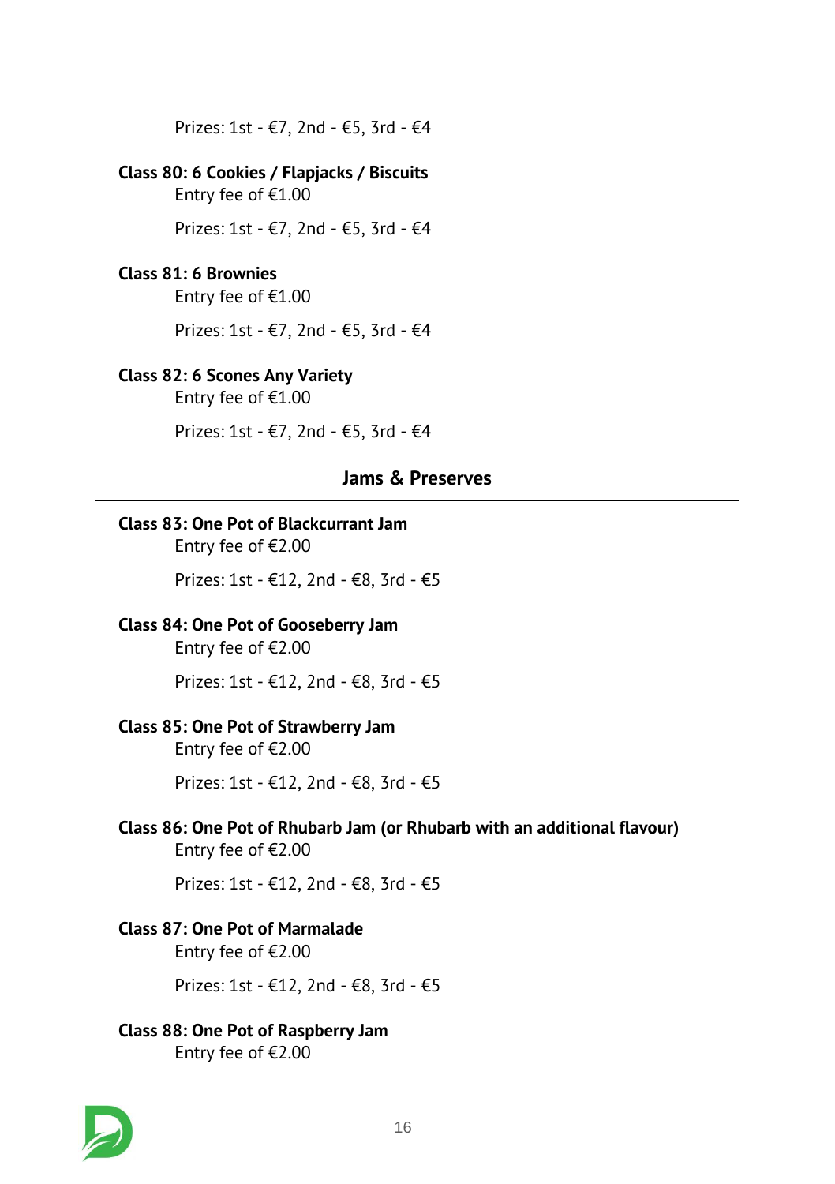Prizes: 1st - €7, 2nd - €5, 3rd - €4

**Class 80: 6 Cookies / Flapjacks / Biscuits**

Entry fee of €1.00

Prizes: 1st - €7, 2nd - €5, 3rd - €4

**Class 81: 6 Brownies**

Entry fee of €1.00

Prizes: 1st - €7, 2nd - €5, 3rd - €4

**Class 82: 6 Scones Any Variety**

Entry fee of €1.00

Prizes: 1st - €7, 2nd - €5, 3rd - €4

## Jams & Preserves

**Class 83: One Pot of Blackcurrant Jam**

Entry fee of €2.00

Prizes: 1st - €12, 2nd - €8, 3rd - €5

**Class 84: One Pot of Gooseberry Jam**

Entry fee of €2.00

Prizes: 1st - €12, 2nd - €8, 3rd - €5

**Class 85: One Pot of Strawberry Jam**

Entry fee of €2.00

Prizes: 1st - €12, 2nd - €8, 3rd - €5

**Class 86: One Pot of Rhubarb Jam (or Rhubarb with an additional flavour)**

Entry fee of €2.00

Prizes: 1st - €12, 2nd - €8, 3rd - €5

**Class 87: One Pot of Marmalade**

Entry fee of €2.00

Prizes: 1st - €12, 2nd - €8, 3rd - €5

**Class 88: One Pot of Raspberry Jam**

Entry fee of €2.00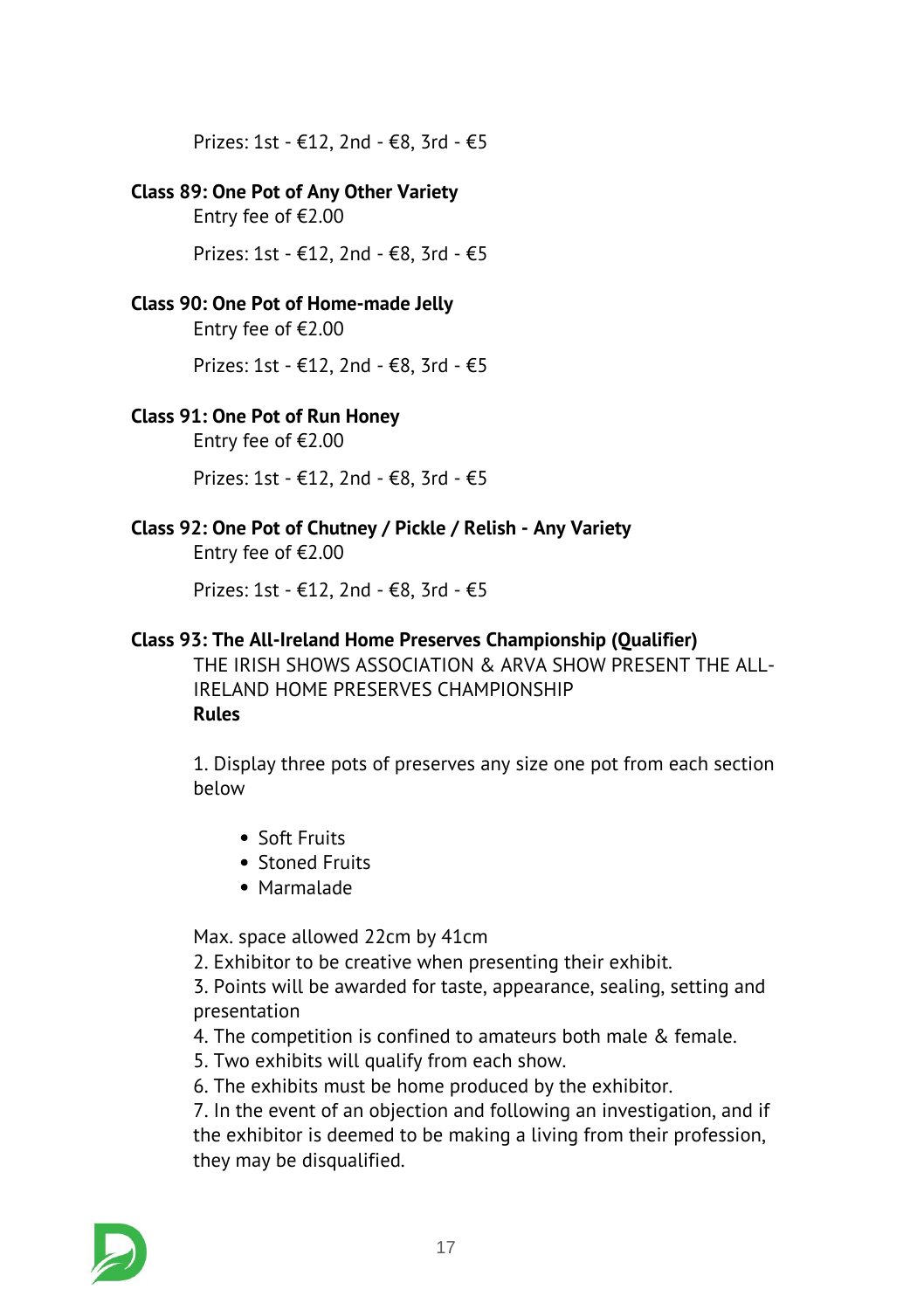Prizes: 1st - €12, 2nd - €8, 3rd - €5

**Class 89: One Pot of Any Other Variety**

Entry fee of €2.00

Prizes: 1st - €12, 2nd - €8, 3rd - €5

**Class 90: One Pot of Home-made Jelly**

Entry fee of €2.00

Prizes: 1st - €12, 2nd - €8, 3rd - €5

**Class 91: One Pot of Run Honey**

Entry fee of €2.00

Prizes: 1st - €12, 2nd - €8, 3rd - €5

**Class 92: One Pot of Chutney / Pickle / Relish - Any Variety**

Entry fee of €2.00

Prizes: 1st - €12, 2nd - €8, 3rd - €5

**Class 93: The All-Ireland Home Preserves Championship (Qualifier)**

THE IRISH SHOWS ASSOCIATION & ARVA SHOW PRESENT THE ALL-IRELAND HOME PRESERVES CHAMPIONSHIP

**Rules**

1. Display three pots of preserves any size one pot from each section below

- Soft Fruits
- Stoned Fruits
- Marmalade

Max. space allowed 22cm by 41cm

2. Exhibitor to be creative when presenting their exhibit.
3. Points will be awarded for taste, appearance, sealing, setting and presentation
4. The competition is confined to amateurs both male & female.
5. Two exhibits will qualify from each show.
6. The exhibits must be home produced by the exhibitor.
7. In the event of an objection and following an investigation, and if the exhibitor is deemed to be making a living from their profession, they may be disqualified.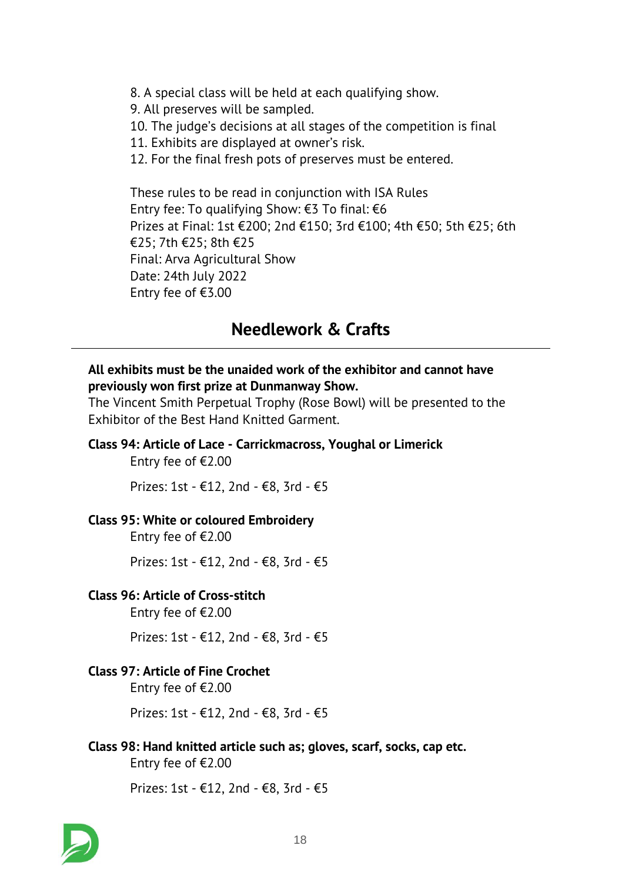8. A special class will be held at each qualifying show.
9. All preserves will be sampled.
10. The judge's decisions at all stages of the competition is final
11. Exhibits are displayed at owner's risk.
12. For the final fresh pots of preserves must be entered.

These rules to be read in conjunction with ISA Rules
Entry fee: To qualifying Show: €3 To final: €6
Prizes at Final: 1st €200; 2nd €150; 3rd €100; 4th €50; 5th €25; 6th €25; 7th €25; 8th €25
Final: Arva Agricultural Show
Date: 24th July 2022
Entry fee of €3.00

## Needlework & Crafts

**All exhibits must be the unaided work of the exhibitor and cannot have previously won first prize at Dunmanway Show.**
The Vincent Smith Perpetual Trophy (Rose Bowl) will be presented to the Exhibitor of the Best Hand Knitted Garment.

**Class 94: Article of Lace - Carrickmacross, Youghal or Limerick**
Entry fee of €2.00

Prizes: 1st - €12, 2nd - €8, 3rd - €5

**Class 95: White or coloured Embroidery**
Entry fee of €2.00

Prizes: 1st - €12, 2nd - €8, 3rd - €5

**Class 96: Article of Cross-stitch**
Entry fee of €2.00

Prizes: 1st - €12, 2nd - €8, 3rd - €5

**Class 97: Article of Fine Crochet**
Entry fee of €2.00

Prizes: 1st - €12, 2nd - €8, 3rd - €5

**Class 98: Hand knitted article such as; gloves, scarf, socks, cap etc.**
Entry fee of €2.00

Prizes: 1st - €12, 2nd - €8, 3rd - €5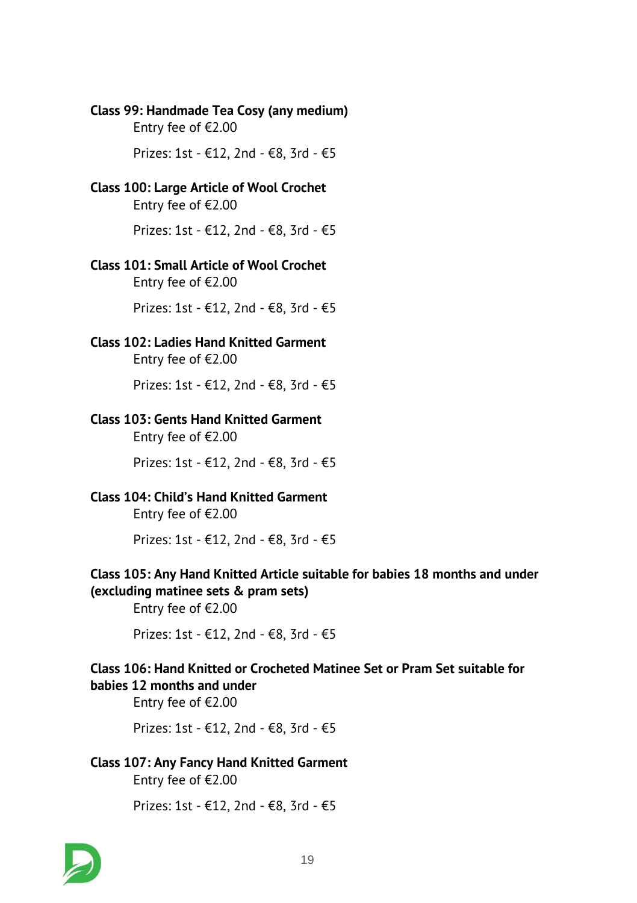**Class 99: Handmade Tea Cosy (any medium)**

Entry fee of €2.00

Prizes: 1st - €12, 2nd - €8, 3rd - €5

**Class 100: Large Article of Wool Crochet**

Entry fee of €2.00

Prizes: 1st - €12, 2nd - €8, 3rd - €5

**Class 101: Small Article of Wool Crochet**

Entry fee of €2.00

Prizes: 1st - €12, 2nd - €8, 3rd - €5

**Class 102: Ladies Hand Knitted Garment**

Entry fee of €2.00

Prizes: 1st - €12, 2nd - €8, 3rd - €5

**Class 103: Gents Hand Knitted Garment**

Entry fee of €2.00

Prizes: 1st - €12, 2nd - €8, 3rd - €5

**Class 104: Child's Hand Knitted Garment**

Entry fee of €2.00

Prizes: 1st - €12, 2nd - €8, 3rd - €5

**Class 105: Any Hand Knitted Article suitable for babies 18 months and under (excluding matinee sets & pram sets)**

Entry fee of €2.00

Prizes: 1st - €12, 2nd - €8, 3rd - €5

**Class 106: Hand Knitted or Crocheted Matinee Set or Pram Set suitable for babies 12 months and under**

Entry fee of €2.00

Prizes: 1st - €12, 2nd - €8, 3rd - €5

**Class 107: Any Fancy Hand Knitted Garment**

Entry fee of €2.00

Prizes: 1st - €12, 2nd - €8, 3rd - €5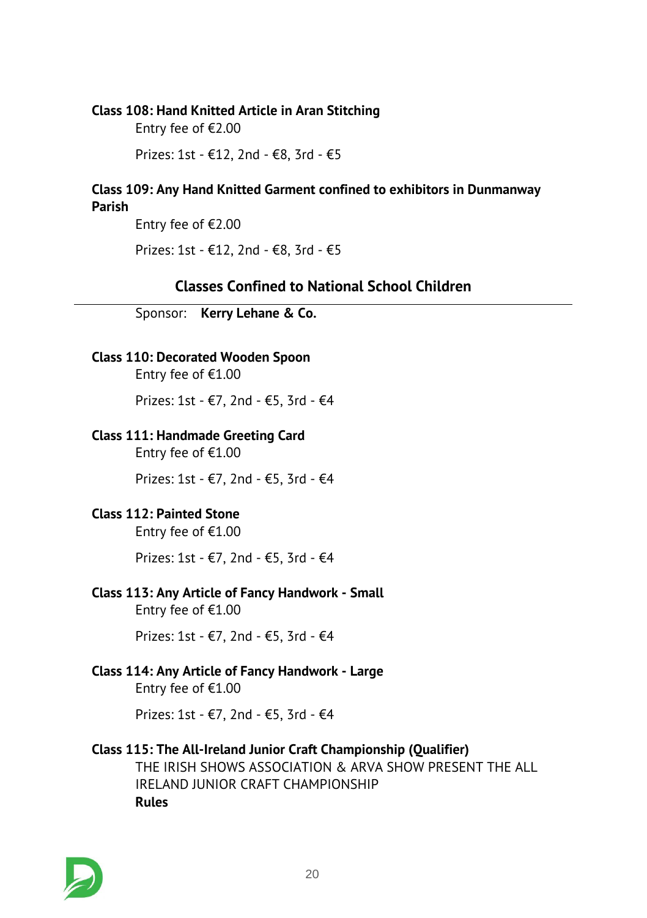**Class 108: Hand Knitted Article in Aran Stitching**

Entry fee of €2.00

Prizes: 1st - €12, 2nd - €8, 3rd - €5

**Class 109: Any Hand Knitted Garment confined to exhibitors in Dunmanway Parish**

Entry fee of €2.00

Prizes: 1st - €12, 2nd - €8, 3rd - €5

## Classes Confined to National School Children

Sponsor: **Kerry Lehane & Co.**

**Class 110: Decorated Wooden Spoon**

Entry fee of €1.00

Prizes: 1st - €7, 2nd - €5, 3rd - €4

**Class 111: Handmade Greeting Card**

Entry fee of €1.00

Prizes: 1st - €7, 2nd - €5, 3rd - €4

**Class 112: Painted Stone**

Entry fee of €1.00

Prizes: 1st - €7, 2nd - €5, 3rd - €4

**Class 113: Any Article of Fancy Handwork - Small**

Entry fee of €1.00

Prizes: 1st - €7, 2nd - €5, 3rd - €4

**Class 114: Any Article of Fancy Handwork - Large**

Entry fee of €1.00

Prizes: 1st - €7, 2nd - €5, 3rd - €4

**Class 115: The All-Ireland Junior Craft Championship (Qualifier)**

THE IRISH SHOWS ASSOCIATION & ARVA SHOW PRESENT THE ALL IRELAND JUNIOR CRAFT CHAMPIONSHIP

**Rules**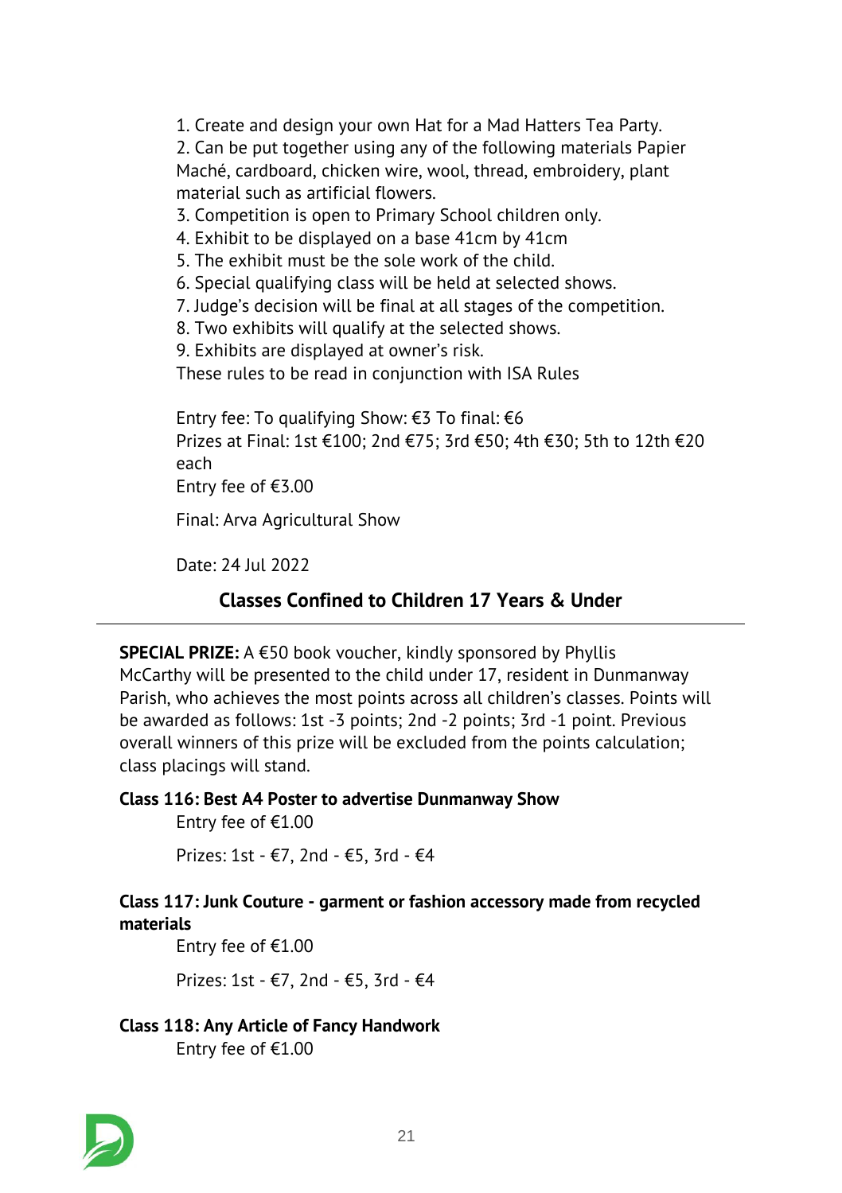1. Create and design your own Hat for a Mad Hatters Tea Party.
2. Can be put together using any of the following materials Papier Maché, cardboard, chicken wire, wool, thread, embroidery, plant material such as artificial flowers.
3. Competition is open to Primary School children only.
4. Exhibit to be displayed on a base 41cm by 41cm
5. The exhibit must be the sole work of the child.
6. Special qualifying class will be held at selected shows.
7. Judge's decision will be final at all stages of the competition.
8. Two exhibits will qualify at the selected shows.
9. Exhibits are displayed at owner's risk.

These rules to be read in conjunction with ISA Rules

Entry fee: To qualifying Show: €3 To final: €6
Prizes at Final: 1st €100; 2nd €75; 3rd €50; 4th €30; 5th to 12th €20 each
Entry fee of €3.00

Final: Arva Agricultural Show

Date: 24 Jul 2022

## Classes Confined to Children 17 Years & Under

**SPECIAL PRIZE:** A €50 book voucher, kindly sponsored by Phyllis McCarthy will be presented to the child under 17, resident in Dunmanway Parish, who achieves the most points across all children's classes. Points will be awarded as follows: 1st -3 points; 2nd -2 points; 3rd -1 point. Previous overall winners of this prize will be excluded from the points calculation; class placings will stand.

**Class 116: Best A4 Poster to advertise Dunmanway Show**

Entry fee of €1.00

Prizes: 1st - €7, 2nd - €5, 3rd - €4

**Class 117: Junk Couture - garment or fashion accessory made from recycled materials**

Entry fee of €1.00

Prizes: 1st - €7, 2nd - €5, 3rd - €4

**Class 118: Any Article of Fancy Handwork**

Entry fee of €1.00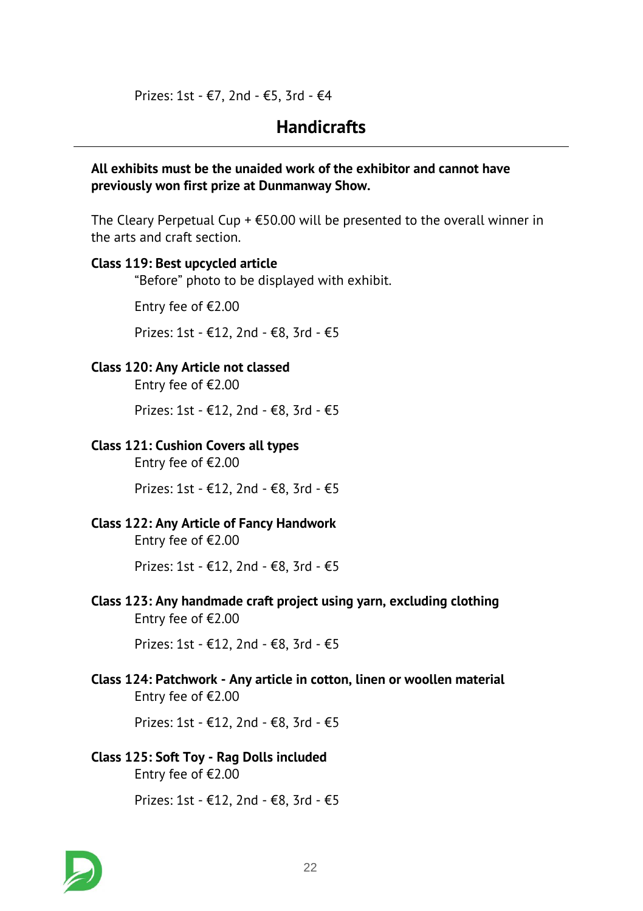Prizes: 1st - €7, 2nd - €5, 3rd - €4

## Handicrafts

**All exhibits must be the unaided work of the exhibitor and cannot have previously won first prize at Dunmanway Show.**

The Cleary Perpetual Cup + €50.00 will be presented to the overall winner in the arts and craft section.

**Class 119: Best upcycled article**

"Before" photo to be displayed with exhibit.

Entry fee of €2.00

Prizes: 1st - €12, 2nd - €8, 3rd - €5

**Class 120: Any Article not classed**

Entry fee of €2.00

Prizes: 1st - €12, 2nd - €8, 3rd - €5

**Class 121: Cushion Covers all types**

Entry fee of €2.00

Prizes: 1st - €12, 2nd - €8, 3rd - €5

**Class 122: Any Article of Fancy Handwork**

Entry fee of €2.00

Prizes: 1st - €12, 2nd - €8, 3rd - €5

**Class 123: Any handmade craft project using yarn, excluding clothing**

Entry fee of €2.00

Prizes: 1st - €12, 2nd - €8, 3rd - €5

**Class 124: Patchwork - Any article in cotton, linen or woollen material**

Entry fee of €2.00

Prizes: 1st - €12, 2nd - €8, 3rd - €5

**Class 125: Soft Toy - Rag Dolls included**

Entry fee of €2.00

Prizes: 1st - €12, 2nd - €8, 3rd - €5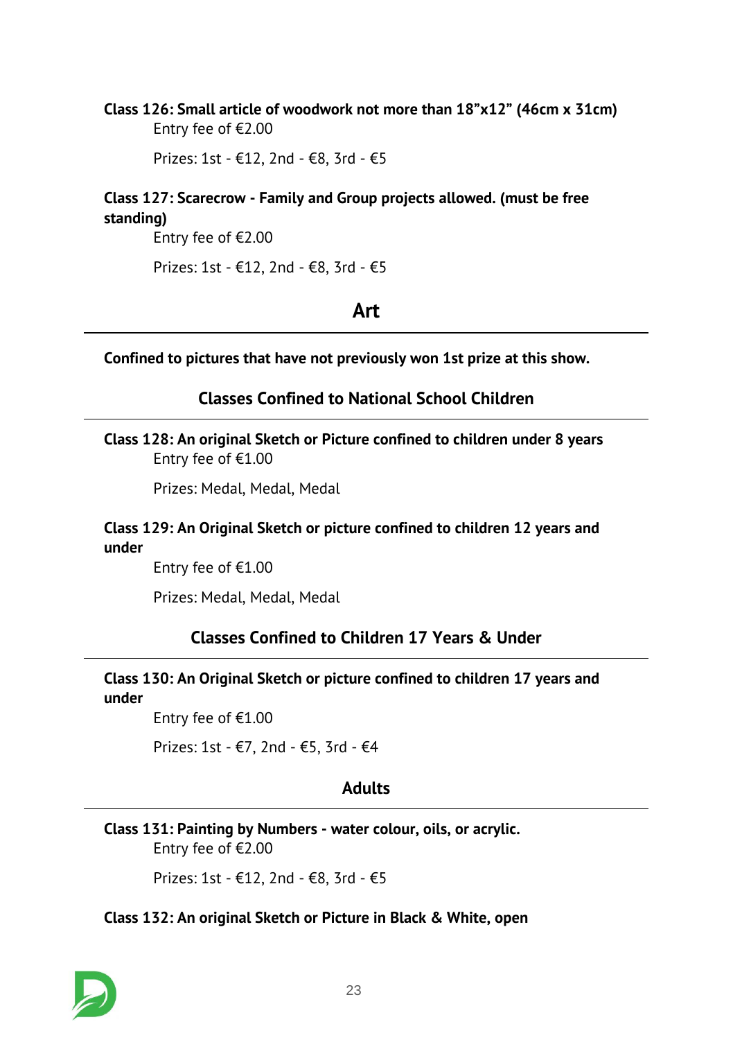**Class 126: Small article of woodwork not more than 18”x12” (46cm x 31cm)**

Entry fee of €2.00

Prizes: 1st - €12, 2nd - €8, 3rd - €5

**Class 127: Scarecrow - Family and Group projects allowed. (must be free standing)**

Entry fee of €2.00

Prizes: 1st - €12, 2nd - €8, 3rd - €5

## Art

**Confined to pictures that have not previously won 1st prize at this show.**

### Classes Confined to National School Children

**Class 128: An original Sketch or Picture confined to children under 8 years**

Entry fee of €1.00

Prizes: Medal, Medal, Medal

**Class 129: An Original Sketch or picture confined to children 12 years and under**

Entry fee of €1.00

Prizes: Medal, Medal, Medal

### Classes Confined to Children 17 Years & Under

**Class 130: An Original Sketch or picture confined to children 17 years and under**

Entry fee of €1.00

Prizes: 1st - €7, 2nd - €5, 3rd - €4

### Adults

**Class 131: Painting by Numbers - water colour, oils, or acrylic.**

Entry fee of €2.00

Prizes: 1st - €12, 2nd - €8, 3rd - €5

**Class 132: An original Sketch or Picture in Black & White, open**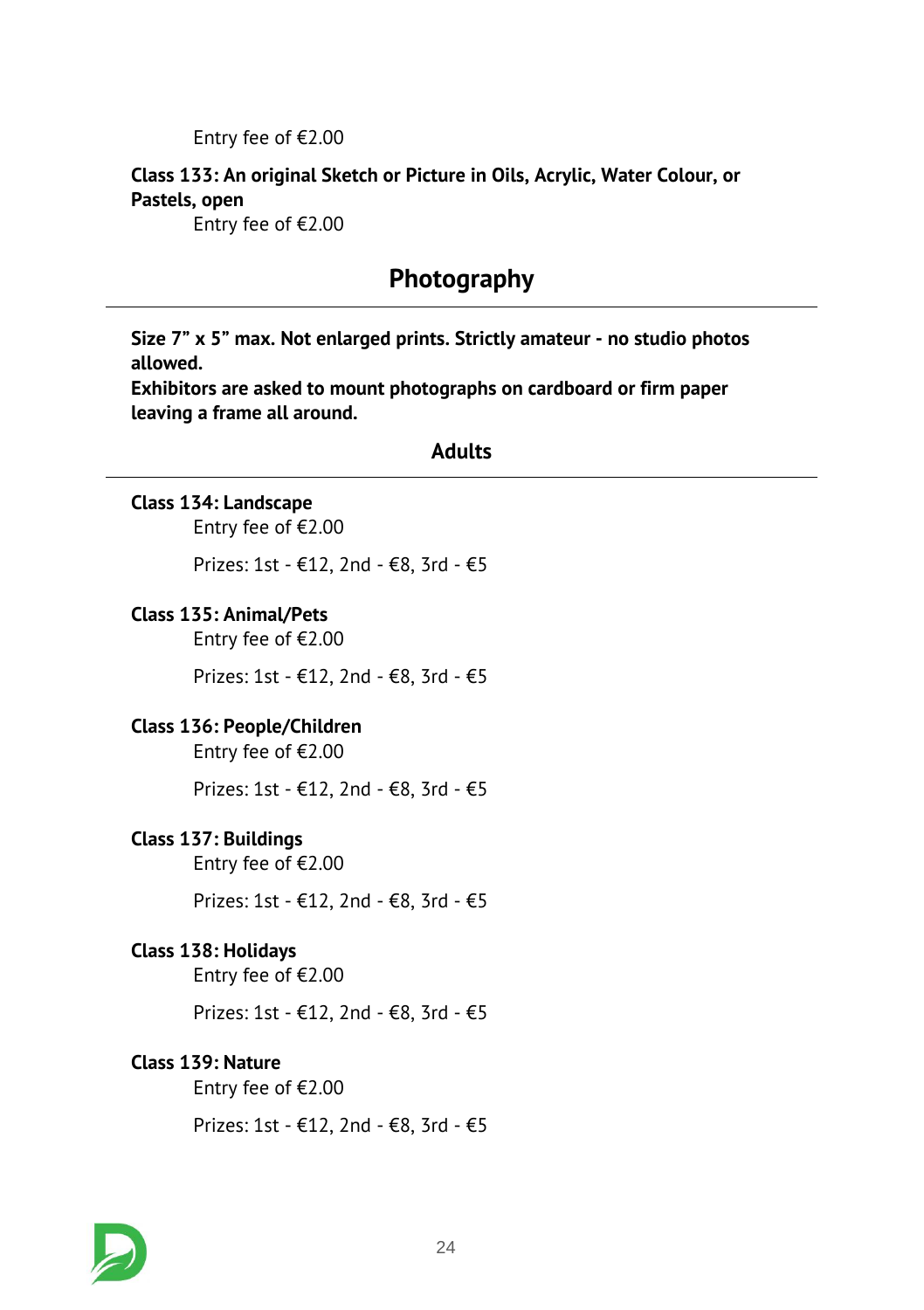Entry fee of €2.00

**Class 133: An original Sketch or Picture in Oils, Acrylic, Water Colour, or Pastels, open**

Entry fee of €2.00

## Photography

**Size 7” x 5” max. Not enlarged prints. Strictly amateur - no studio photos allowed.**
**Exhibitors are asked to mount photographs on cardboard or firm paper leaving a frame all around.**

### Adults

**Class 134: Landscape**

Entry fee of €2.00

Prizes: 1st - €12, 2nd - €8, 3rd - €5

**Class 135: Animal/Pets**

Entry fee of €2.00

Prizes: 1st - €12, 2nd - €8, 3rd - €5

**Class 136: People/Children**

Entry fee of €2.00

Prizes: 1st - €12, 2nd - €8, 3rd - €5

**Class 137: Buildings**

Entry fee of €2.00

Prizes: 1st - €12, 2nd - €8, 3rd - €5

**Class 138: Holidays**

Entry fee of €2.00

Prizes: 1st - €12, 2nd - €8, 3rd - €5

**Class 139: Nature**

Entry fee of €2.00

Prizes: 1st - €12, 2nd - €8, 3rd - €5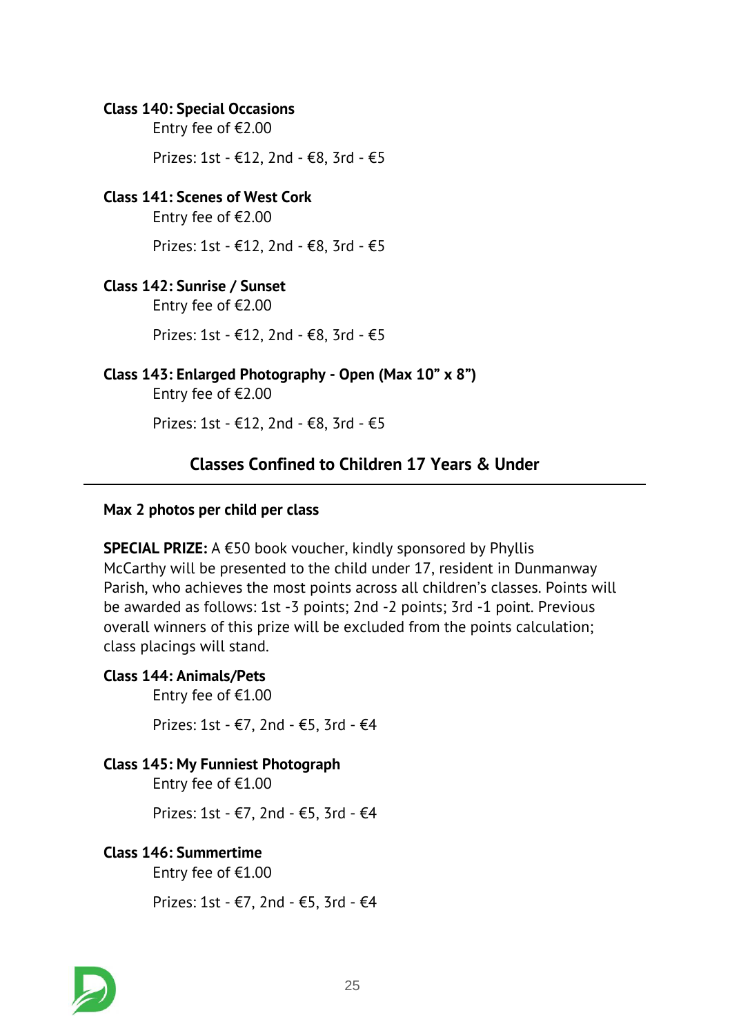**Class 140: Special Occasions**

Entry fee of €2.00

Prizes: 1st - €12, 2nd - €8, 3rd - €5

**Class 141: Scenes of West Cork**

Entry fee of €2.00

Prizes: 1st - €12, 2nd - €8, 3rd - €5

**Class 142: Sunrise / Sunset**

Entry fee of €2.00

Prizes: 1st - €12, 2nd - €8, 3rd - €5

**Class 143: Enlarged Photography - Open (Max 10" x 8")**

Entry fee of €2.00

Prizes: 1st - €12, 2nd - €8, 3rd - €5

## Classes Confined to Children 17 Years & Under

**Max 2 photos per child per class**

**SPECIAL PRIZE:** A €50 book voucher, kindly sponsored by Phyllis McCarthy will be presented to the child under 17, resident in Dunmanway Parish, who achieves the most points across all children's classes. Points will be awarded as follows: 1st -3 points; 2nd -2 points; 3rd -1 point. Previous overall winners of this prize will be excluded from the points calculation; class placings will stand.

**Class 144: Animals/Pets**

Entry fee of €1.00

Prizes: 1st - €7, 2nd - €5, 3rd - €4

**Class 145: My Funniest Photograph**

Entry fee of €1.00

Prizes: 1st - €7, 2nd - €5, 3rd - €4

**Class 146: Summertime**

Entry fee of €1.00

Prizes: 1st - €7, 2nd - €5, 3rd - €4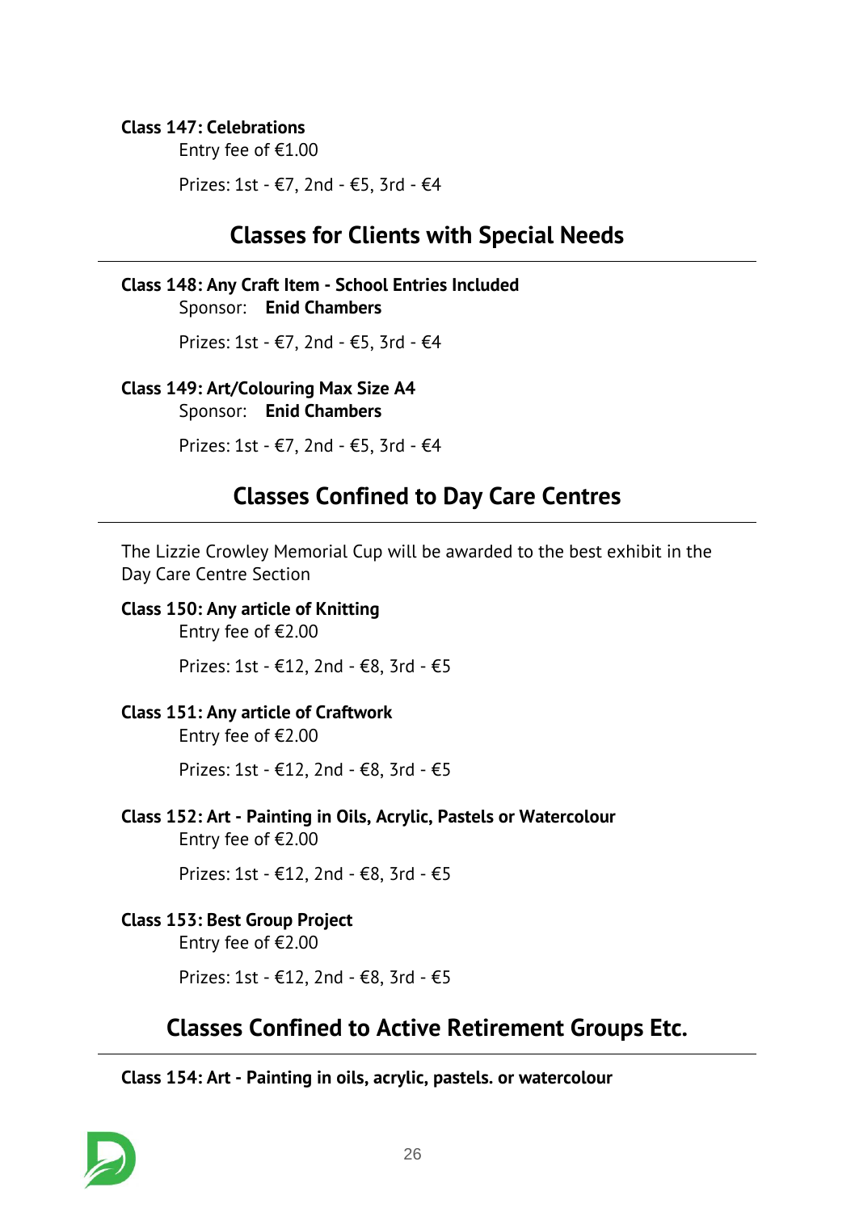**Class 147: Celebrations**

Entry fee of €1.00

Prizes: 1st - €7, 2nd - €5, 3rd - €4

## Classes for Clients with Special Needs

**Class 148: Any Craft Item - School Entries Included**

Sponsor: **Enid Chambers**

Prizes: 1st - €7, 2nd - €5, 3rd - €4

**Class 149: Art/Colouring Max Size A4**

Sponsor: **Enid Chambers**

Prizes: 1st - €7, 2nd - €5, 3rd - €4

## Classes Confined to Day Care Centres

The Lizzie Crowley Memorial Cup will be awarded to the best exhibit in the Day Care Centre Section

**Class 150: Any article of Knitting**

Entry fee of €2.00

Prizes: 1st - €12, 2nd - €8, 3rd - €5

**Class 151: Any article of Craftwork**

Entry fee of €2.00

Prizes: 1st - €12, 2nd - €8, 3rd - €5

**Class 152: Art - Painting in Oils, Acrylic, Pastels or Watercolour**

Entry fee of €2.00

Prizes: 1st - €12, 2nd - €8, 3rd - €5

**Class 153: Best Group Project**

Entry fee of €2.00

Prizes: 1st - €12, 2nd - €8, 3rd - €5

## Classes Confined to Active Retirement Groups Etc.

**Class 154: Art - Painting in oils, acrylic, pastels. or watercolour**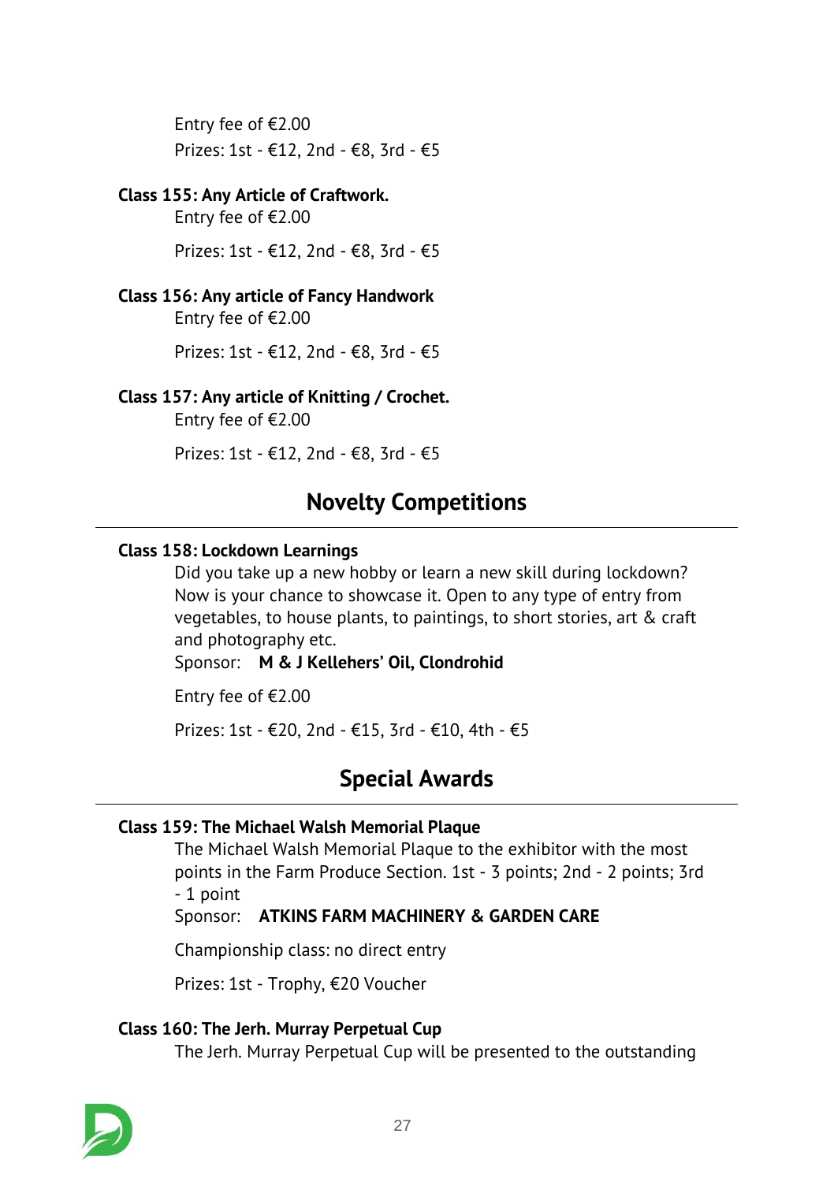Entry fee of €2.00

Prizes: 1st - €12, 2nd - €8, 3rd - €5

**Class 155: Any Article of Craftwork.**

Entry fee of €2.00

Prizes: 1st - €12, 2nd - €8, 3rd - €5

**Class 156: Any article of Fancy Handwork**

Entry fee of €2.00

Prizes: 1st - €12, 2nd - €8, 3rd - €5

**Class 157: Any article of Knitting / Crochet.**

Entry fee of €2.00

Prizes: 1st - €12, 2nd - €8, 3rd - €5

## Novelty Competitions

**Class 158: Lockdown Learnings**

Did you take up a new hobby or learn a new skill during lockdown? Now is your chance to showcase it. Open to any type of entry from vegetables, to house plants, to paintings, to short stories, art & craft and photography etc.

Sponsor: **M & J Kellehers' Oil, Clondrohid**

Entry fee of €2.00

Prizes: 1st - €20, 2nd - €15, 3rd - €10, 4th - €5

## Special Awards

**Class 159: The Michael Walsh Memorial Plaque**

The Michael Walsh Memorial Plaque to the exhibitor with the most points in the Farm Produce Section. 1st - 3 points; 2nd - 2 points; 3rd - 1 point

Sponsor: **ATKINS FARM MACHINERY & GARDEN CARE**

Championship class: no direct entry

Prizes: 1st - Trophy, €20 Voucher

**Class 160: The Jerh. Murray Perpetual Cup**

The Jerh. Murray Perpetual Cup will be presented to the outstanding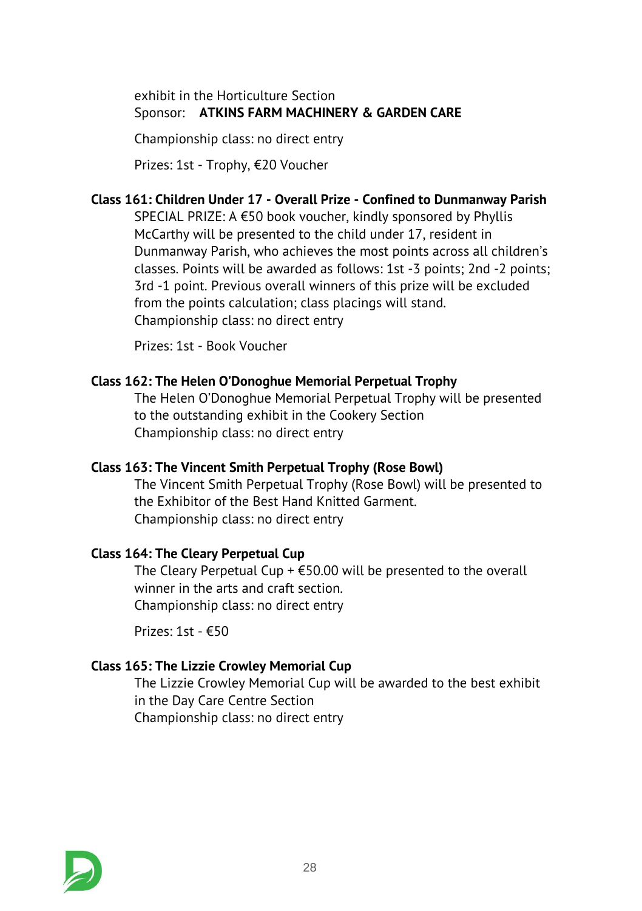exhibit in the Horticulture Section
Sponsor: **ATKINS FARM MACHINERY & GARDEN CARE**

Championship class: no direct entry

Prizes: 1st - Trophy, €20 Voucher

**Class 161: Children Under 17 - Overall Prize - Confined to Dunmanway Parish**

SPECIAL PRIZE: A €50 book voucher, kindly sponsored by Phyllis McCarthy will be presented to the child under 17, resident in Dunmanway Parish, who achieves the most points across all children's classes. Points will be awarded as follows: 1st -3 points; 2nd -2 points; 3rd -1 point. Previous overall winners of this prize will be excluded from the points calculation; class placings will stand.
Championship class: no direct entry

Prizes: 1st - Book Voucher

**Class 162: The Helen O'Donoghue Memorial Perpetual Trophy**

The Helen O'Donoghue Memorial Perpetual Trophy will be presented to the outstanding exhibit in the Cookery Section
Championship class: no direct entry

**Class 163: The Vincent Smith Perpetual Trophy (Rose Bowl)**

The Vincent Smith Perpetual Trophy (Rose Bowl) will be presented to the Exhibitor of the Best Hand Knitted Garment.
Championship class: no direct entry

**Class 164: The Cleary Perpetual Cup**

The Cleary Perpetual Cup + €50.00 will be presented to the overall winner in the arts and craft section.
Championship class: no direct entry

Prizes: 1st - €50

**Class 165: The Lizzie Crowley Memorial Cup**

The Lizzie Crowley Memorial Cup will be awarded to the best exhibit in the Day Care Centre Section
Championship class: no direct entry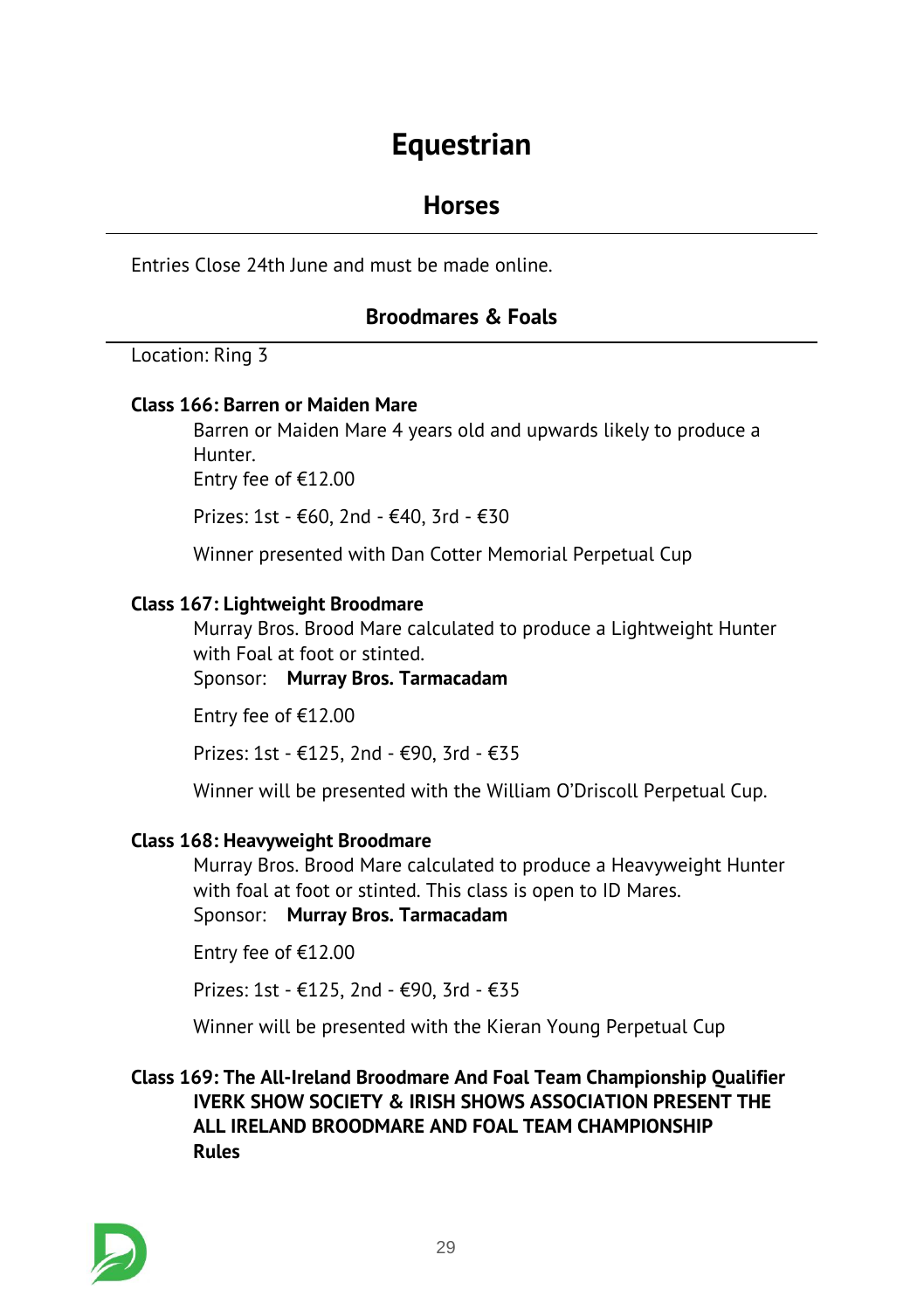# Equestrian

## Horses

Entries Close 24th June and must be made online.

### Broodmares & Foals

Location: Ring 3

**Class 166: Barren or Maiden Mare**

Barren or Maiden Mare 4 years old and upwards likely to produce a Hunter.
Entry fee of €12.00

Prizes: 1st - €60, 2nd - €40, 3rd - €30

Winner presented with Dan Cotter Memorial Perpetual Cup

**Class 167: Lightweight Broodmare**

Murray Bros. Brood Mare calculated to produce a Lightweight Hunter with Foal at foot or stinted.
Sponsor: **Murray Bros. Tarmacadam**

Entry fee of €12.00

Prizes: 1st - €125, 2nd - €90, 3rd - €35

Winner will be presented with the William O'Driscoll Perpetual Cup.

**Class 168: Heavyweight Broodmare**

Murray Bros. Brood Mare calculated to produce a Heavyweight Hunter with foal at foot or stinted. This class is open to ID Mares.
Sponsor: **Murray Bros. Tarmacadam**

Entry fee of €12.00

Prizes: 1st - €125, 2nd - €90, 3rd - €35

Winner will be presented with the Kieran Young Perpetual Cup

**Class 169: The All-Ireland Broodmare And Foal Team Championship Qualifier**

**IVERK SHOW SOCIETY & IRISH SHOWS ASSOCIATION PRESENT THE ALL IRELAND BROODMARE AND FOAL TEAM CHAMPIONSHIP**
**Rules**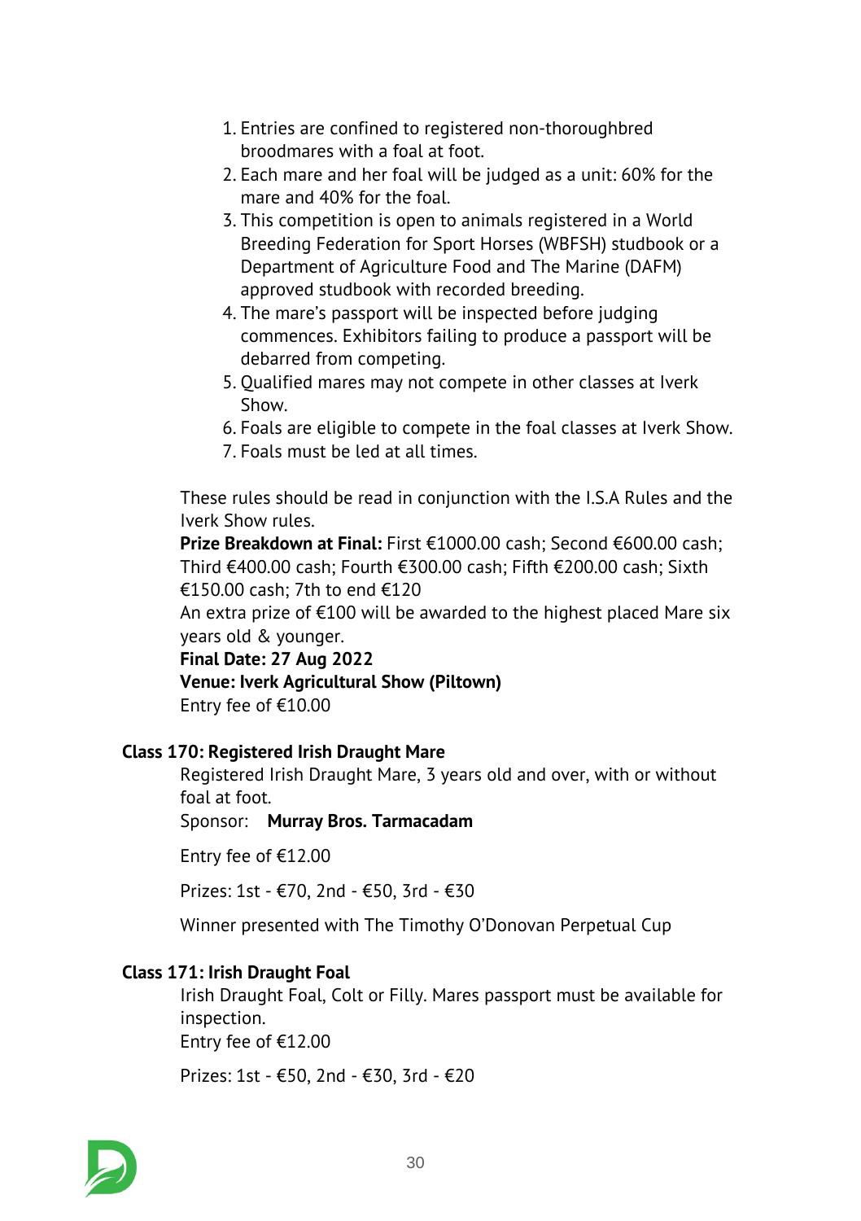1. Entries are confined to registered non-thoroughbred broodmares with a foal at foot.
2. Each mare and her foal will be judged as a unit: 60% for the mare and 40% for the foal.
3. This competition is open to animals registered in a World Breeding Federation for Sport Horses (WBFSH) studbook or a Department of Agriculture Food and The Marine (DAFM) approved studbook with recorded breeding.
4. The mare's passport will be inspected before judging commences. Exhibitors failing to produce a passport will be debarred from competing.
5. Qualified mares may not compete in other classes at Iverk Show.
6. Foals are eligible to compete in the foal classes at Iverk Show.
7. Foals must be led at all times.

These rules should be read in conjunction with the I.S.A Rules and the Iverk Show rules.

**Prize Breakdown at Final:** First €1000.00 cash; Second €600.00 cash; Third €400.00 cash; Fourth €300.00 cash; Fifth €200.00 cash; Sixth €150.00 cash; 7th to end €120

An extra prize of €100 will be awarded to the highest placed Mare six years old & younger.

**Final Date: 27 Aug 2022**

**Venue: Iverk Agricultural Show (Piltown)**

Entry fee of €10.00

### Class 170: Registered Irish Draught Mare

Registered Irish Draught Mare, 3 years old and over, with or without foal at foot.

Sponsor: **Murray Bros. Tarmacadam**

Entry fee of €12.00

Prizes: 1st - €70, 2nd - €50, 3rd - €30

Winner presented with The Timothy O'Donovan Perpetual Cup

### Class 171: Irish Draught Foal

Irish Draught Foal, Colt or Filly. Mares passport must be available for inspection.

Entry fee of €12.00

Prizes: 1st - €50, 2nd - €30, 3rd - €20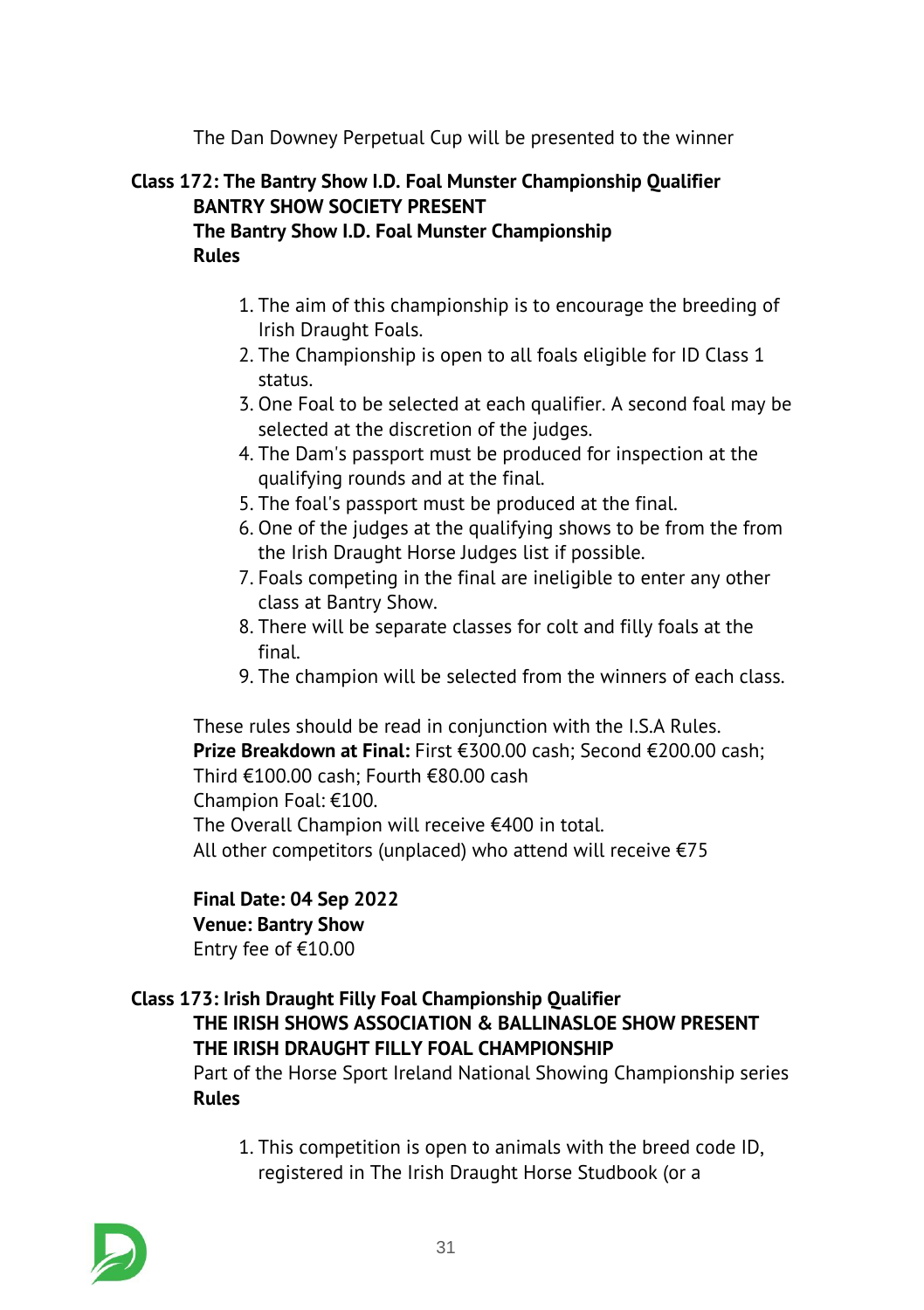The Dan Downey Perpetual Cup will be presented to the winner

### Class 172: The Bantry Show I.D. Foal Munster Championship Qualifier

**BANTRY SHOW SOCIETY PRESENT**
**The Bantry Show I.D. Foal Munster Championship**
**Rules**

1. The aim of this championship is to encourage the breeding of Irish Draught Foals.
2. The Championship is open to all foals eligible for ID Class 1 status.
3. One Foal to be selected at each qualifier. A second foal may be selected at the discretion of the judges.
4. The Dam's passport must be produced for inspection at the qualifying rounds and at the final.
5. The foal's passport must be produced at the final.
6. One of the judges at the qualifying shows to be from the from the Irish Draught Horse Judges list if possible.
7. Foals competing in the final are ineligible to enter any other class at Bantry Show.
8. There will be separate classes for colt and filly foals at the final.
9. The champion will be selected from the winners of each class.

These rules should be read in conjunction with the I.S.A Rules.
**Prize Breakdown at Final:** First €300.00 cash; Second €200.00 cash; Third €100.00 cash; Fourth €80.00 cash
Champion Foal: €100.
The Overall Champion will receive €400 in total.
All other competitors (unplaced) who attend will receive €75

**Final Date: 04 Sep 2022**
**Venue: Bantry Show**
Entry fee of €10.00

### Class 173: Irish Draught Filly Foal Championship Qualifier

**THE IRISH SHOWS ASSOCIATION & BALLINASLOE SHOW PRESENT**
**THE IRISH DRAUGHT FILLY FOAL CHAMPIONSHIP**
Part of the Horse Sport Ireland National Showing Championship series
**Rules**

1. This competition is open to animals with the breed code ID, registered in The Irish Draught Horse Studbook (or a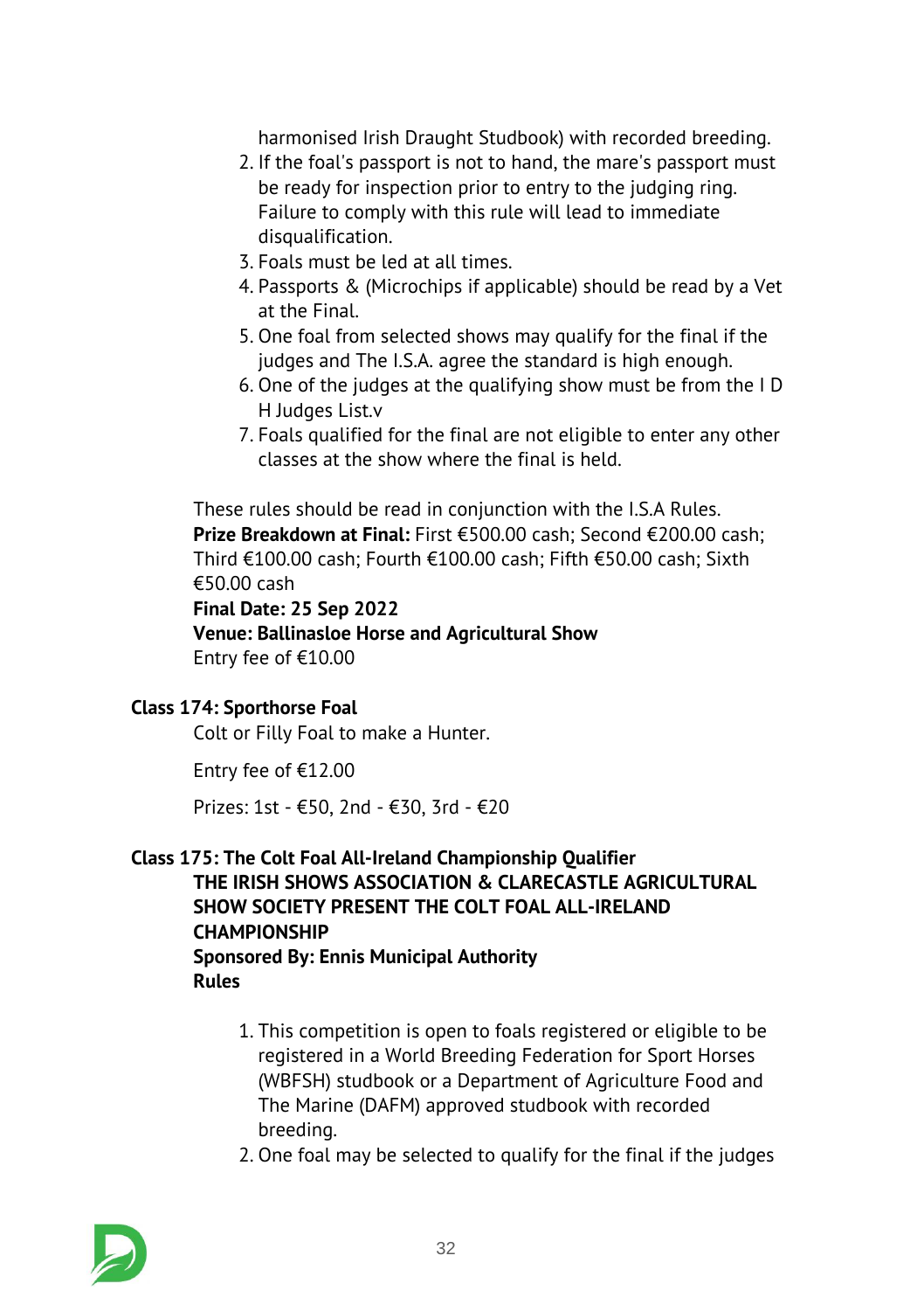harmonised Irish Draught Studbook) with recorded breeding.

2. If the foal's passport is not to hand, the mare's passport must be ready for inspection prior to entry to the judging ring. Failure to comply with this rule will lead to immediate disqualification.
3. Foals must be led at all times.
4. Passports & (Microchips if applicable) should be read by a Vet at the Final.
5. One foal from selected shows may qualify for the final if the judges and The I.S.A. agree the standard is high enough.
6. One of the judges at the qualifying show must be from the I D H Judges List.v
7. Foals qualified for the final are not eligible to enter any other classes at the show where the final is held.

These rules should be read in conjunction with the I.S.A Rules.
**Prize Breakdown at Final:** First €500.00 cash; Second €200.00 cash; Third €100.00 cash; Fourth €100.00 cash; Fifth €50.00 cash; Sixth €50.00 cash
**Final Date: 25 Sep 2022**
**Venue: Ballinasloe Horse and Agricultural Show**
Entry fee of €10.00

**Class 174: Sporthorse Foal**

Colt or Filly Foal to make a Hunter.

Entry fee of €12.00

Prizes: 1st - €50, 2nd - €30, 3rd - €20

**Class 175: The Colt Foal All-Ireland Championship Qualifier**
**THE IRISH SHOWS ASSOCIATION & CLARECASTLE AGRICULTURAL SHOW SOCIETY PRESENT THE COLT FOAL ALL-IRELAND CHAMPIONSHIP**
**Sponsored By: Ennis Municipal Authority**
**Rules**

1. This competition is open to foals registered or eligible to be registered in a World Breeding Federation for Sport Horses (WBFSH) studbook or a Department of Agriculture Food and The Marine (DAFM) approved studbook with recorded breeding.
2. One foal may be selected to qualify for the final if the judges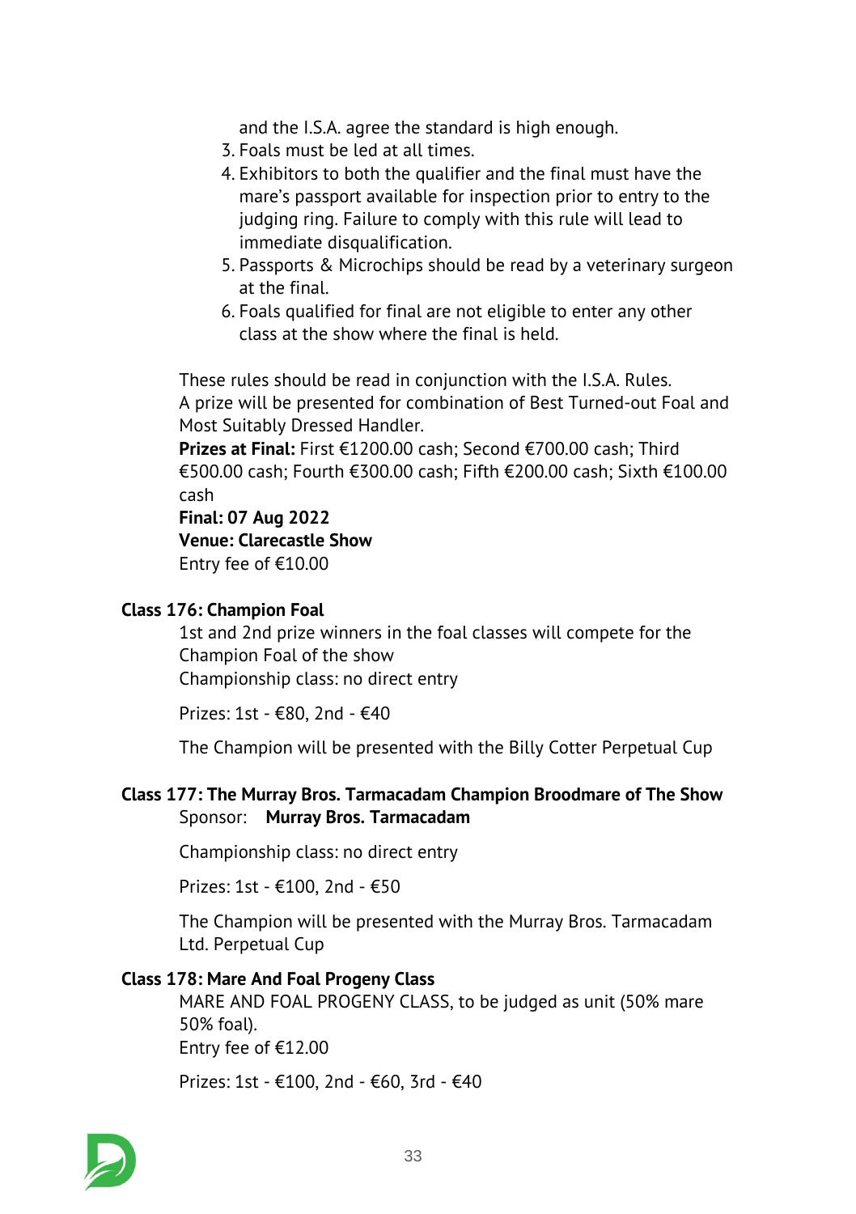and the I.S.A. agree the standard is high enough.

3. Foals must be led at all times.
4. Exhibitors to both the qualifier and the final must have the mare's passport available for inspection prior to entry to the judging ring. Failure to comply with this rule will lead to immediate disqualification.
5. Passports & Microchips should be read by a veterinary surgeon at the final.
6. Foals qualified for final are not eligible to enter any other class at the show where the final is held.

These rules should be read in conjunction with the I.S.A. Rules.
A prize will be presented for combination of Best Turned-out Foal and Most Suitably Dressed Handler.
**Prizes at Final:** First €1200.00 cash; Second €700.00 cash; Third €500.00 cash; Fourth €300.00 cash; Fifth €200.00 cash; Sixth €100.00 cash
**Final: 07 Aug 2022**
**Venue: Clarecastle Show**
Entry fee of €10.00

**Class 176: Champion Foal**

1st and 2nd prize winners in the foal classes will compete for the Champion Foal of the show
Championship class: no direct entry

Prizes: 1st - €80, 2nd - €40

The Champion will be presented with the Billy Cotter Perpetual Cup

**Class 177: The Murray Bros. Tarmacadam Champion Broodmare of The Show**

Sponsor: **Murray Bros. Tarmacadam**

Championship class: no direct entry

Prizes: 1st - €100, 2nd - €50

The Champion will be presented with the Murray Bros. Tarmacadam Ltd. Perpetual Cup

**Class 178: Mare And Foal Progeny Class**

MARE AND FOAL PROGENY CLASS, to be judged as unit (50% mare 50% foal).
Entry fee of €12.00

Prizes: 1st - €100, 2nd - €60, 3rd - €40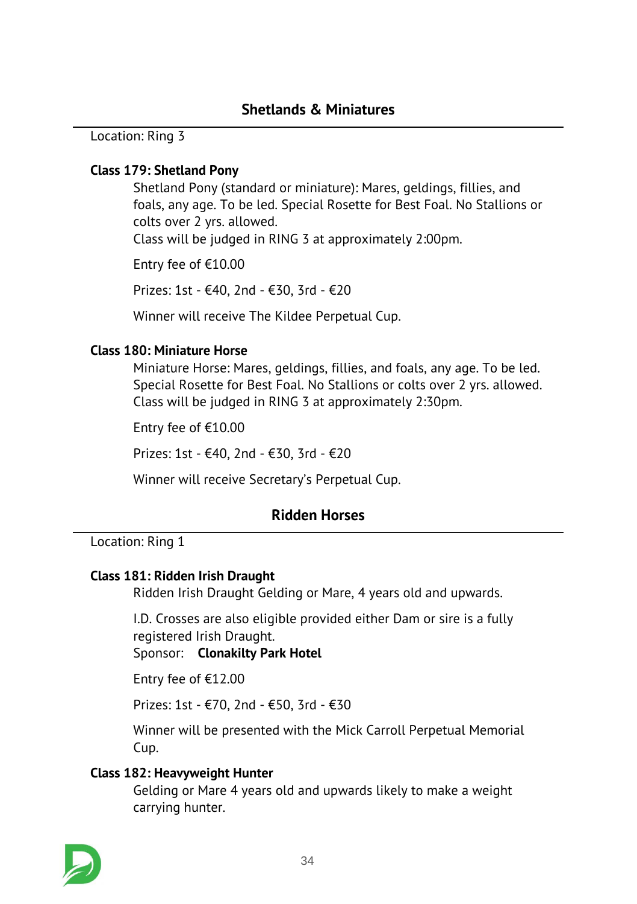## Shetlands & Miniatures

Location: Ring 3

**Class 179: Shetland Pony**

Shetland Pony (standard or miniature): Mares, geldings, fillies, and foals, any age. To be led. Special Rosette for Best Foal. No Stallions or colts over 2 yrs. allowed.
Class will be judged in RING 3 at approximately 2:00pm.

Entry fee of €10.00

Prizes: 1st - €40, 2nd - €30, 3rd - €20

Winner will receive The Kildee Perpetual Cup.

**Class 180: Miniature Horse**

Miniature Horse: Mares, geldings, fillies, and foals, any age. To be led. Special Rosette for Best Foal. No Stallions or colts over 2 yrs. allowed.
Class will be judged in RING 3 at approximately 2:30pm.

Entry fee of €10.00

Prizes: 1st - €40, 2nd - €30, 3rd - €20

Winner will receive Secretary's Perpetual Cup.

## Ridden Horses

Location: Ring 1

**Class 181: Ridden Irish Draught**

Ridden Irish Draught Gelding or Mare, 4 years old and upwards.

I.D. Crosses are also eligible provided either Dam or sire is a fully registered Irish Draught.
Sponsor: **Clonakilty Park Hotel**

Entry fee of €12.00

Prizes: 1st - €70, 2nd - €50, 3rd - €30

Winner will be presented with the Mick Carroll Perpetual Memorial Cup.

**Class 182: Heavyweight Hunter**

Gelding or Mare 4 years old and upwards likely to make a weight carrying hunter.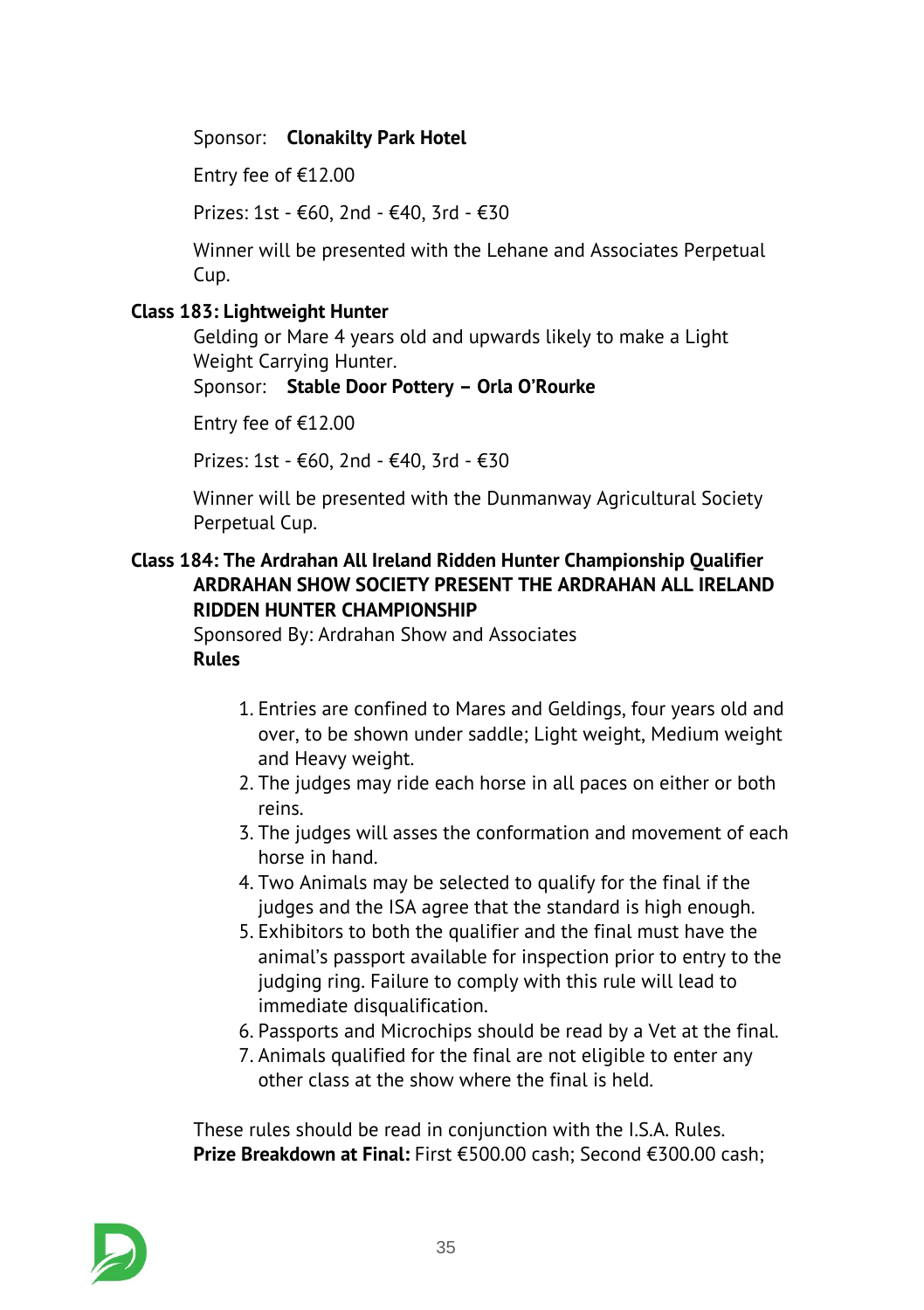Sponsor: **Clonakilty Park Hotel**

Entry fee of €12.00

Prizes: 1st - €60, 2nd - €40, 3rd - €30

Winner will be presented with the Lehane and Associates Perpetual Cup.

**Class 183: Lightweight Hunter**

Gelding or Mare 4 years old and upwards likely to make a Light Weight Carrying Hunter.

Sponsor: **Stable Door Pottery – Orla O'Rourke**

Entry fee of €12.00

Prizes: 1st - €60, 2nd - €40, 3rd - €30

Winner will be presented with the Dunmanway Agricultural Society Perpetual Cup.

**Class 184: The Ardrahan All Ireland Ridden Hunter Championship Qualifier**

**ARDRAHAN SHOW SOCIETY PRESENT THE ARDRAHAN ALL IRELAND RIDDEN HUNTER CHAMPIONSHIP**

Sponsored By: Ardrahan Show and Associates

**Rules**

1. Entries are confined to Mares and Geldings, four years old and over, to be shown under saddle; Light weight, Medium weight and Heavy weight.
2. The judges may ride each horse in all paces on either or both reins.
3. The judges will asses the conformation and movement of each horse in hand.
4. Two Animals may be selected to qualify for the final if the judges and the ISA agree that the standard is high enough.
5. Exhibitors to both the qualifier and the final must have the animal's passport available for inspection prior to entry to the judging ring. Failure to comply with this rule will lead to immediate disqualification.
6. Passports and Microchips should be read by a Vet at the final.
7. Animals qualified for the final are not eligible to enter any other class at the show where the final is held.

These rules should be read in conjunction with the I.S.A. Rules.

**Prize Breakdown at Final:** First €500.00 cash; Second €300.00 cash;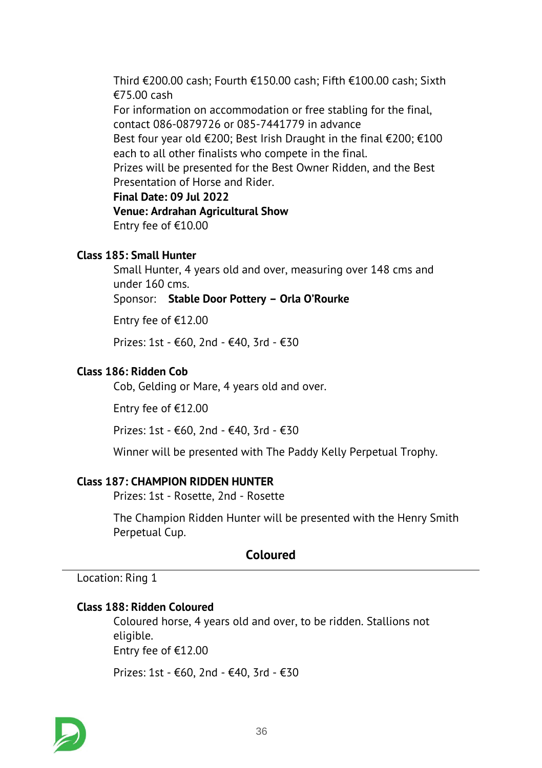Third €200.00 cash; Fourth €150.00 cash; Fifth €100.00 cash; Sixth €75.00 cash

For information on accommodation or free stabling for the final, contact 086-0879726 or 085-7441779 in advance

Best four year old €200; Best Irish Draught in the final €200; €100 each to all other finalists who compete in the final.

Prizes will be presented for the Best Owner Ridden, and the Best Presentation of Horse and Rider.

**Final Date: 09 Jul 2022**

**Venue: Ardrahan Agricultural Show**

Entry fee of €10.00

### Class 185: Small Hunter

Small Hunter, 4 years old and over, measuring over 148 cms and under 160 cms.

Sponsor: **Stable Door Pottery – Orla O'Rourke**

Entry fee of €12.00

Prizes: 1st - €60, 2nd - €40, 3rd - €30

### Class 186: Ridden Cob

Cob, Gelding or Mare, 4 years old and over.

Entry fee of €12.00

Prizes: 1st - €60, 2nd - €40, 3rd - €30

Winner will be presented with The Paddy Kelly Perpetual Trophy.

### Class 187: CHAMPION RIDDEN HUNTER

Prizes: 1st - Rosette, 2nd - Rosette

The Champion Ridden Hunter will be presented with the Henry Smith Perpetual Cup.

## Coloured

Location: Ring 1

### Class 188: Ridden Coloured

Coloured horse, 4 years old and over, to be ridden. Stallions not eligible.

Entry fee of €12.00

Prizes: 1st - €60, 2nd - €40, 3rd - €30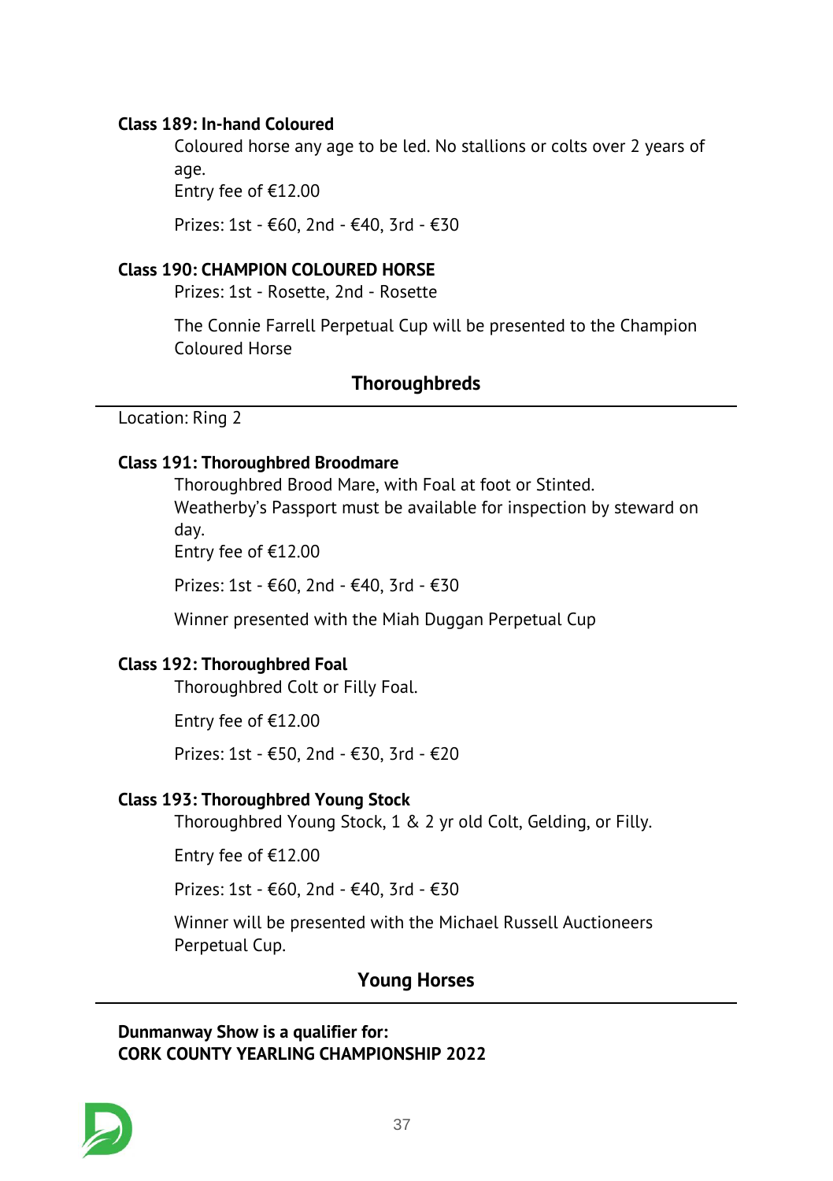**Class 189: In-hand Coloured**

Coloured horse any age to be led. No stallions or colts over 2 years of age.
Entry fee of €12.00

Prizes: 1st - €60, 2nd - €40, 3rd - €30

**Class 190: CHAMPION COLOURED HORSE**

Prizes: 1st - Rosette, 2nd - Rosette

The Connie Farrell Perpetual Cup will be presented to the Champion Coloured Horse

## Thoroughbreds

Location: Ring 2

**Class 191: Thoroughbred Broodmare**

Thoroughbred Brood Mare, with Foal at foot or Stinted.
Weatherby's Passport must be available for inspection by steward on day.
Entry fee of €12.00

Prizes: 1st - €60, 2nd - €40, 3rd - €30

Winner presented with the Miah Duggan Perpetual Cup

**Class 192: Thoroughbred Foal**

Thoroughbred Colt or Filly Foal.

Entry fee of €12.00

Prizes: 1st - €50, 2nd - €30, 3rd - €20

**Class 193: Thoroughbred Young Stock**

Thoroughbred Young Stock, 1 & 2 yr old Colt, Gelding, or Filly.

Entry fee of €12.00

Prizes: 1st - €60, 2nd - €40, 3rd - €30

Winner will be presented with the Michael Russell Auctioneers Perpetual Cup.

## Young Horses

**Dunmanway Show is a qualifier for:**
**CORK COUNTY YEARLING CHAMPIONSHIP 2022**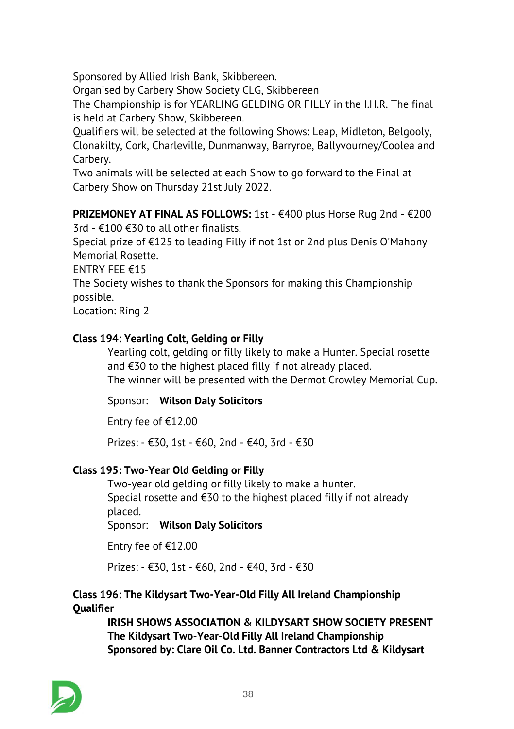Sponsored by Allied Irish Bank, Skibbereen.
Organised by Carbery Show Society CLG, Skibbereen
The Championship is for YEARLING GELDING OR FILLY in the I.H.R. The final is held at Carbery Show, Skibbereen.
Qualifiers will be selected at the following Shows: Leap, Midleton, Belgooly, Clonakilty, Cork, Charleville, Dunmanway, Barryroe, Ballyvourney/Coolea and Carbery.
Two animals will be selected at each Show to go forward to the Final at Carbery Show on Thursday 21st July 2022.

**PRIZEMONEY AT FINAL AS FOLLOWS:** 1st - €400 plus Horse Rug 2nd - €200 3rd - €100 €30 to all other finalists.
Special prize of €125 to leading Filly if not 1st or 2nd plus Denis O'Mahony Memorial Rosette.
ENTRY FEE €15
The Society wishes to thank the Sponsors for making this Championship possible.
Location: Ring 2

### Class 194: Yearling Colt, Gelding or Filly

Yearling colt, gelding or filly likely to make a Hunter. Special rosette and €30 to the highest placed filly if not already placed.
The winner will be presented with the Dermot Crowley Memorial Cup.

Sponsor: **Wilson Daly Solicitors**

Entry fee of €12.00

Prizes: - €30, 1st - €60, 2nd - €40, 3rd - €30

### Class 195: Two-Year Old Gelding or Filly

Two-year old gelding or filly likely to make a hunter.
Special rosette and €30 to the highest placed filly if not already placed.
Sponsor: **Wilson Daly Solicitors**

Entry fee of €12.00

Prizes: - €30, 1st - €60, 2nd - €40, 3rd - €30

### Class 196: The Kildysart Two-Year-Old Filly All Ireland Championship Qualifier

**IRISH SHOWS ASSOCIATION & KILDYSART SHOW SOCIETY PRESENT The Kildysart Two-Year-Old Filly All Ireland Championship Sponsored by: Clare Oil Co. Ltd. Banner Contractors Ltd & Kildysart**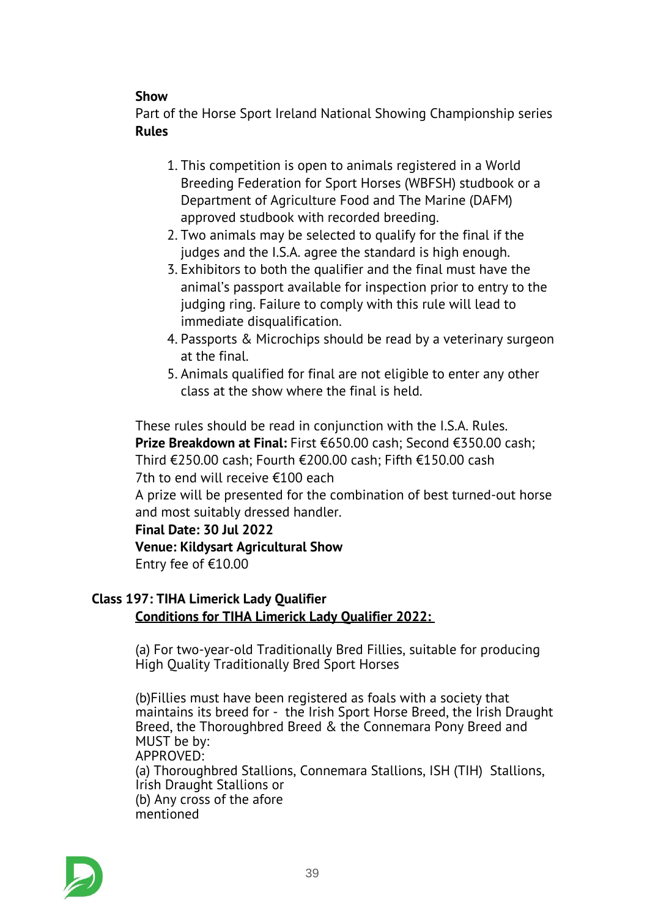**Show**

Part of the Horse Sport Ireland National Showing Championship series

**Rules**

1. This competition is open to animals registered in a World Breeding Federation for Sport Horses (WBFSH) studbook or a Department of Agriculture Food and The Marine (DAFM) approved studbook with recorded breeding.
2. Two animals may be selected to qualify for the final if the judges and the I.S.A. agree the standard is high enough.
3. Exhibitors to both the qualifier and the final must have the animal's passport available for inspection prior to entry to the judging ring. Failure to comply with this rule will lead to immediate disqualification.
4. Passports & Microchips should be read by a veterinary surgeon at the final.
5. Animals qualified for final are not eligible to enter any other class at the show where the final is held.

These rules should be read in conjunction with the I.S.A. Rules.

**Prize Breakdown at Final:** First €650.00 cash; Second €350.00 cash; Third €250.00 cash; Fourth €200.00 cash; Fifth €150.00 cash

7th to end will receive €100 each

A prize will be presented for the combination of best turned-out horse and most suitably dressed handler.

**Final Date: 30 Jul 2022**

**Venue: Kildysart Agricultural Show**

Entry fee of €10.00

## Class 197: TIHA Limerick Lady Qualifier

**Conditions for TIHA Limerick Lady Qualifier 2022:**

(a) For two-year-old Traditionally Bred Fillies, suitable for producing High Quality Traditionally Bred Sport Horses

(b)Fillies must have been registered as foals with a society that maintains its breed for - the Irish Sport Horse Breed, the Irish Draught Breed, the Thoroughbred Breed & the Connemara Pony Breed and MUST be by:

APPROVED:

(a) Thoroughbred Stallions, Connemara Stallions, ISH (TIH) Stallions, Irish Draught Stallions or

(b) Any cross of the afore mentioned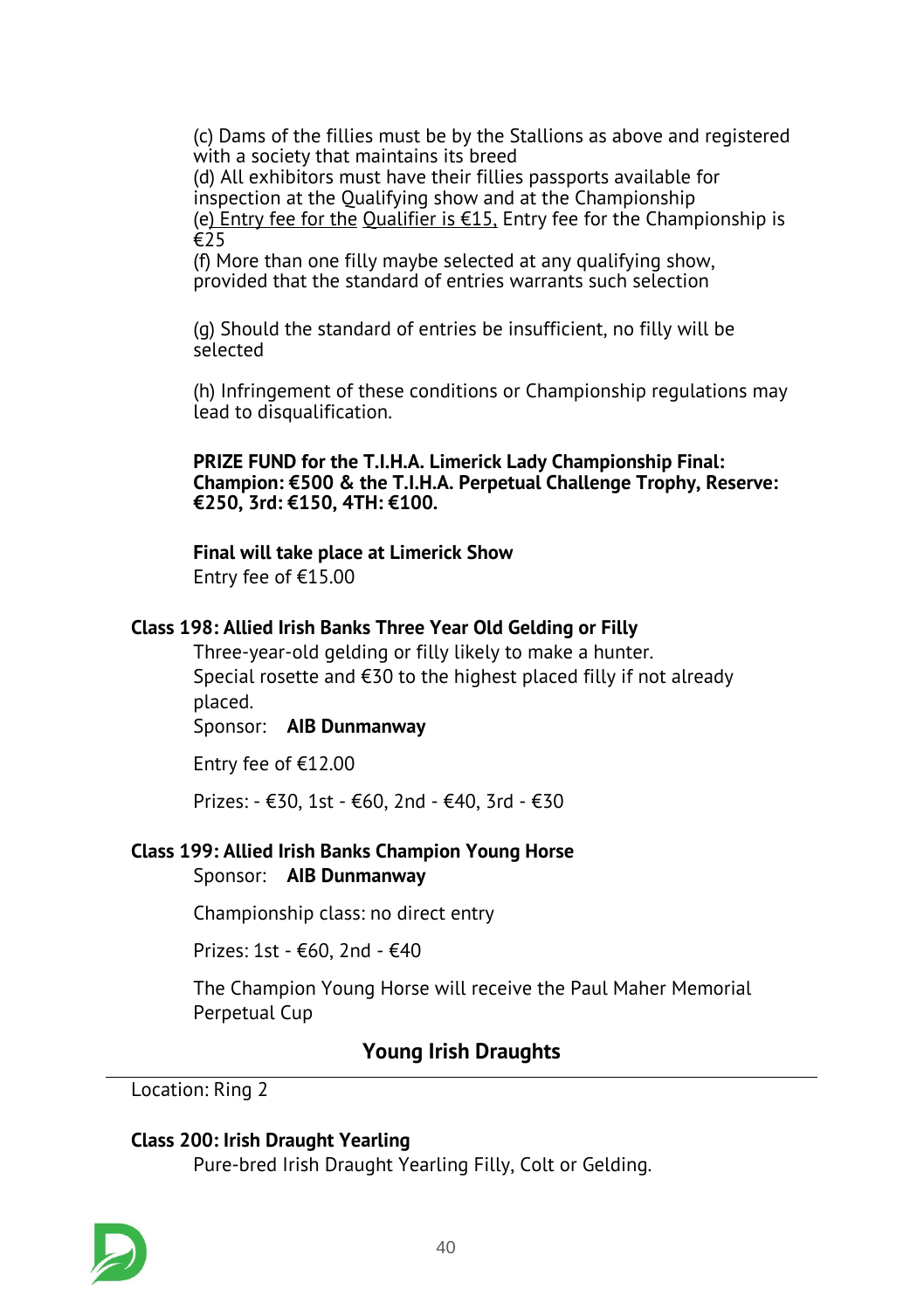(c) Dams of the fillies must be by the Stallions as above and registered with a society that maintains its breed
(d) All exhibitors must have their fillies passports available for inspection at the Qualifying show and at the Championship
(e) Entry fee for the Qualifier is €15, Entry fee for the Championship is €25
(f) More than one filly maybe selected at any qualifying show, provided that the standard of entries warrants such selection

(g) Should the standard of entries be insufficient, no filly will be selected

(h) Infringement of these conditions or Championship regulations may lead to disqualification.

**PRIZE FUND for the T.I.H.A. Limerick Lady Championship Final: Champion: €500 & the T.I.H.A. Perpetual Challenge Trophy, Reserve: €250, 3rd: €150, 4TH: €100.**

**Final will take place at Limerick Show**
Entry fee of €15.00

### Class 198: Allied Irish Banks Three Year Old Gelding or Filly

Three-year-old gelding or filly likely to make a hunter.
Special rosette and €30 to the highest placed filly if not already placed.
Sponsor: **AIB Dunmanway**

Entry fee of €12.00

Prizes: - €30, 1st - €60, 2nd - €40, 3rd - €30

### Class 199: Allied Irish Banks Champion Young Horse

Sponsor: **AIB Dunmanway**

Championship class: no direct entry

Prizes: 1st - €60, 2nd - €40

The Champion Young Horse will receive the Paul Maher Memorial Perpetual Cup

## Young Irish Draughts

Location: Ring 2

### Class 200: Irish Draught Yearling

Pure-bred Irish Draught Yearling Filly, Colt or Gelding.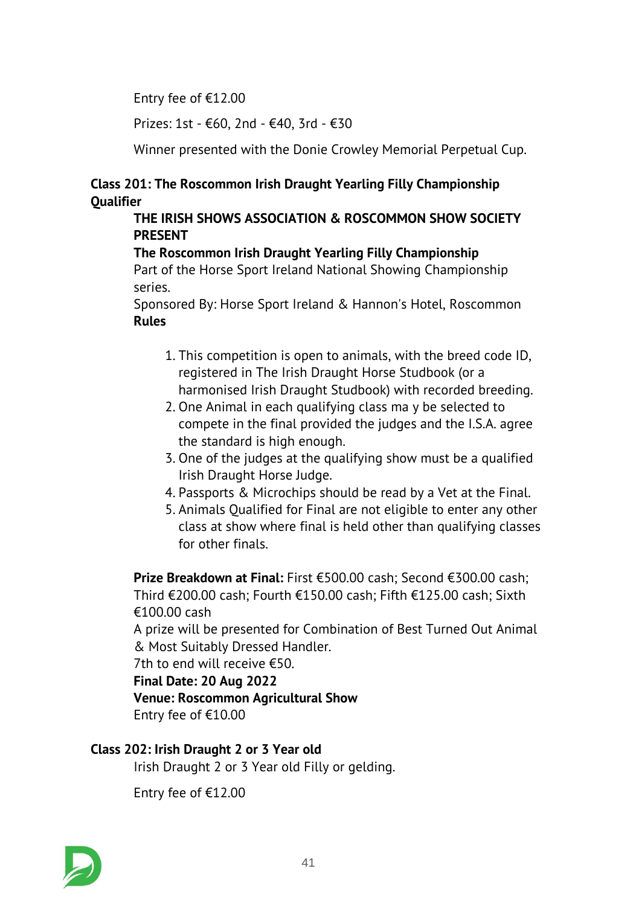Entry fee of €12.00

Prizes: 1st - €60, 2nd - €40, 3rd - €30

Winner presented with the Donie Crowley Memorial Perpetual Cup.

### Class 201: The Roscommon Irish Draught Yearling Filly Championship Qualifier

**THE IRISH SHOWS ASSOCIATION & ROSCOMMON SHOW SOCIETY PRESENT**

**The Roscommon Irish Draught Yearling Filly Championship**

Part of the Horse Sport Ireland National Showing Championship series.

Sponsored By: Horse Sport Ireland & Hannon's Hotel, Roscommon

**Rules**

1. This competition is open to animals, with the breed code ID, registered in The Irish Draught Horse Studbook (or a harmonised Irish Draught Studbook) with recorded breeding.
2. One Animal in each qualifying class ma y be selected to compete in the final provided the judges and the I.S.A. agree the standard is high enough.
3. One of the judges at the qualifying show must be a qualified Irish Draught Horse Judge.
4. Passports & Microchips should be read by a Vet at the Final.
5. Animals Qualified for Final are not eligible to enter any other class at show where final is held other than qualifying classes for other finals.

**Prize Breakdown at Final:** First €500.00 cash; Second €300.00 cash; Third €200.00 cash; Fourth €150.00 cash; Fifth €125.00 cash; Sixth €100.00 cash

A prize will be presented for Combination of Best Turned Out Animal & Most Suitably Dressed Handler.

7th to end will receive €50.

**Final Date: 20 Aug 2022**

**Venue: Roscommon Agricultural Show**

Entry fee of €10.00

### Class 202: Irish Draught 2 or 3 Year old

Irish Draught 2 or 3 Year old Filly or gelding.

Entry fee of €12.00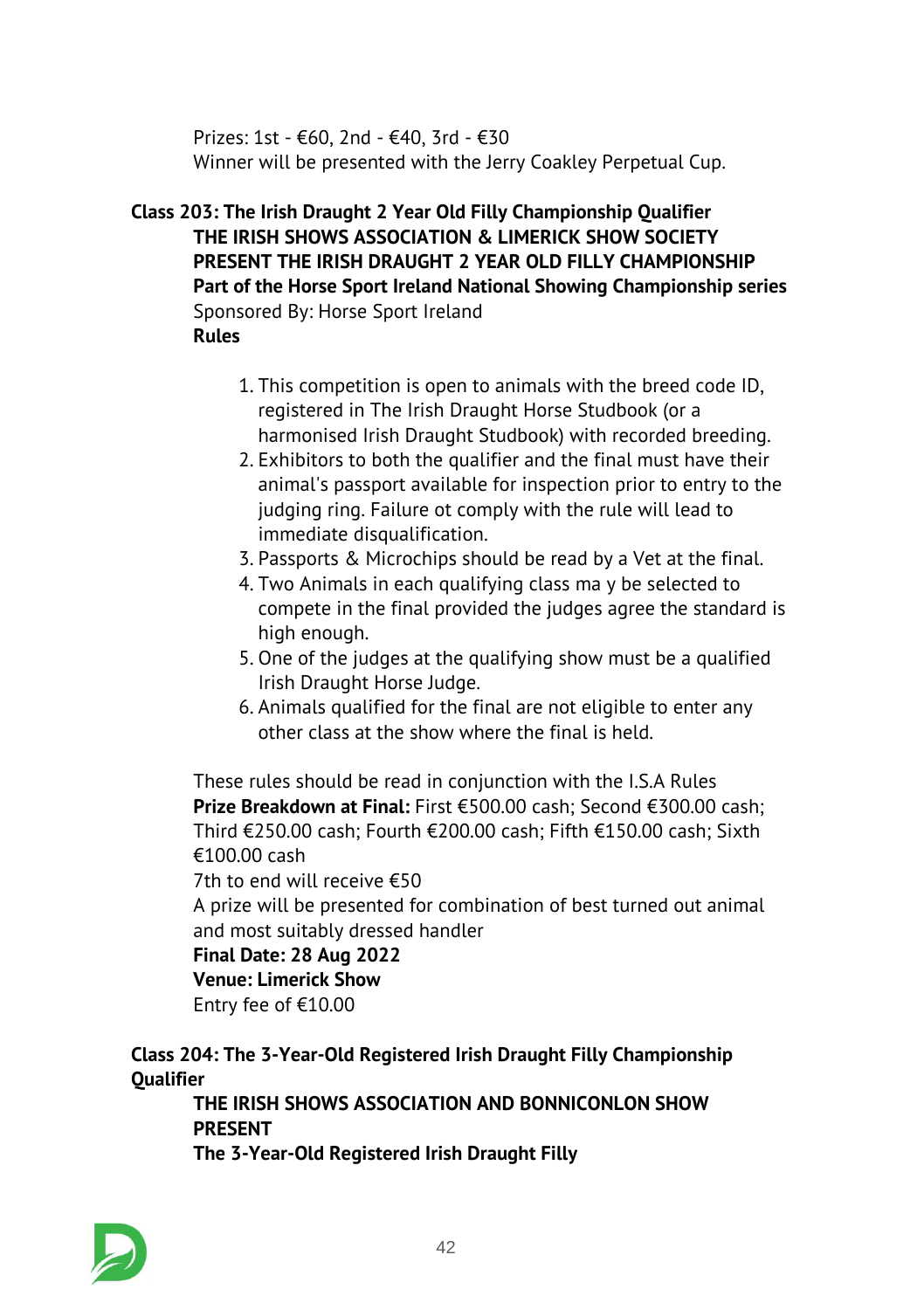Prizes: 1st - €60, 2nd - €40, 3rd - €30
Winner will be presented with the Jerry Coakley Perpetual Cup.

**Class 203: The Irish Draught 2 Year Old Filly Championship Qualifier**

**THE IRISH SHOWS ASSOCIATION & LIMERICK SHOW SOCIETY PRESENT THE IRISH DRAUGHT 2 YEAR OLD FILLY CHAMPIONSHIP**
**Part of the Horse Sport Ireland National Showing Championship series**
Sponsored By: Horse Sport Ireland
**Rules**

1. This competition is open to animals with the breed code ID, registered in The Irish Draught Horse Studbook (or a harmonised Irish Draught Studbook) with recorded breeding.
2. Exhibitors to both the qualifier and the final must have their animal's passport available for inspection prior to entry to the judging ring. Failure ot comply with the rule will lead to immediate disqualification.
3. Passports & Microchips should be read by a Vet at the final.
4. Two Animals in each qualifying class ma y be selected to compete in the final provided the judges agree the standard is high enough.
5. One of the judges at the qualifying show must be a qualified Irish Draught Horse Judge.
6. Animals qualified for the final are not eligible to enter any other class at the show where the final is held.

These rules should be read in conjunction with the I.S.A Rules
**Prize Breakdown at Final:** First €500.00 cash; Second €300.00 cash; Third €250.00 cash; Fourth €200.00 cash; Fifth €150.00 cash; Sixth €100.00 cash
7th to end will receive €50
A prize will be presented for combination of best turned out animal and most suitably dressed handler
**Final Date: 28 Aug 2022**
**Venue: Limerick Show**
Entry fee of €10.00

**Class 204: The 3-Year-Old Registered Irish Draught Filly Championship Qualifier**

**THE IRISH SHOWS ASSOCIATION AND BONNICONLON SHOW PRESENT**
**The 3-Year-Old Registered Irish Draught Filly**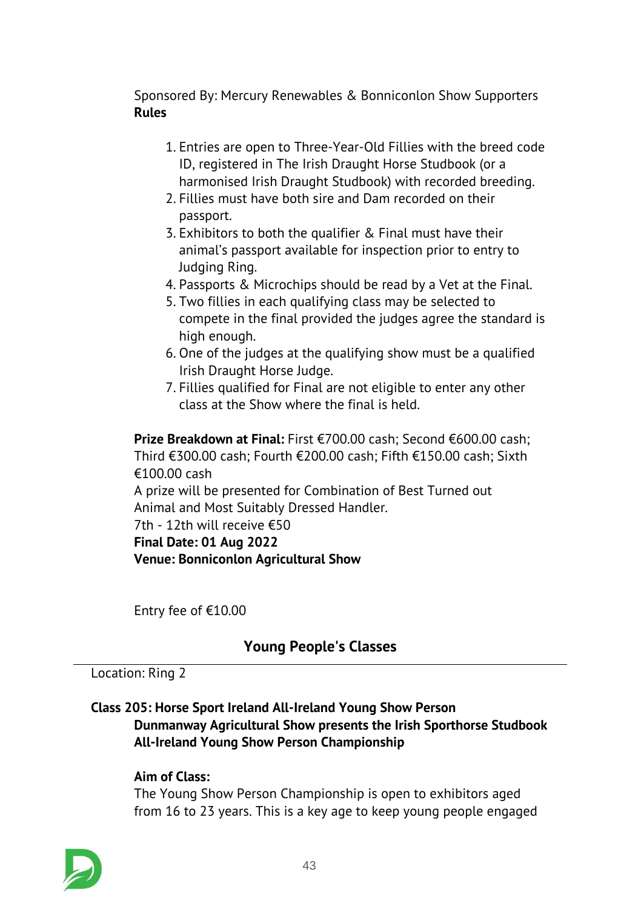Sponsored By: Mercury Renewables & Bonniconlon Show Supporters
**Rules**

1. Entries are open to Three-Year-Old Fillies with the breed code ID, registered in The Irish Draught Horse Studbook (or a harmonised Irish Draught Studbook) with recorded breeding.
2. Fillies must have both sire and Dam recorded on their passport.
3. Exhibitors to both the qualifier & Final must have their animal's passport available for inspection prior to entry to Judging Ring.
4. Passports & Microchips should be read by a Vet at the Final.
5. Two fillies in each qualifying class may be selected to compete in the final provided the judges agree the standard is high enough.
6. One of the judges at the qualifying show must be a qualified Irish Draught Horse Judge.
7. Fillies qualified for Final are not eligible to enter any other class at the Show where the final is held.

**Prize Breakdown at Final:** First €700.00 cash; Second €600.00 cash; Third €300.00 cash; Fourth €200.00 cash; Fifth €150.00 cash; Sixth €100.00 cash
A prize will be presented for Combination of Best Turned out Animal and Most Suitably Dressed Handler.
7th - 12th will receive €50
**Final Date: 01 Aug 2022**
**Venue: Bonniconlon Agricultural Show**

Entry fee of €10.00

## Young People's Classes

Location: Ring 2

**Class 205: Horse Sport Ireland All-Ireland Young Show Person**
**Dunmanway Agricultural Show presents the Irish Sporthorse Studbook All-Ireland Young Show Person Championship**

**Aim of Class:**
The Young Show Person Championship is open to exhibitors aged from 16 to 23 years. This is a key age to keep young people engaged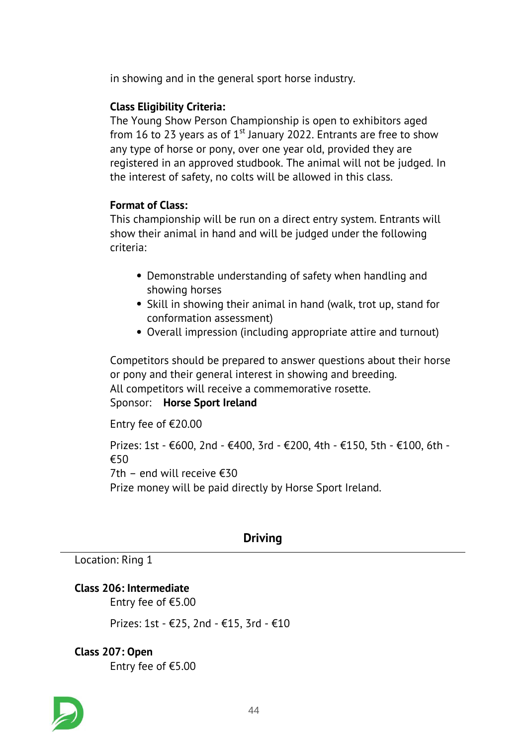in showing and in the general sport horse industry.

**Class Eligibility Criteria:**
The Young Show Person Championship is open to exhibitors aged from 16 to 23 years as of 1st January 2022. Entrants are free to show any type of horse or pony, over one year old, provided they are registered in an approved studbook. The animal will not be judged. In the interest of safety, no colts will be allowed in this class.

**Format of Class:**
This championship will be run on a direct entry system. Entrants will show their animal in hand and will be judged under the following criteria:

- Demonstrable understanding of safety when handling and showing horses
- Skill in showing their animal in hand (walk, trot up, stand for conformation assessment)
- Overall impression (including appropriate attire and turnout)

Competitors should be prepared to answer questions about their horse or pony and their general interest in showing and breeding.
All competitors will receive a commemorative rosette.
Sponsor: **Horse Sport Ireland**

Entry fee of €20.00

Prizes: 1st - €600, 2nd - €400, 3rd - €200, 4th - €150, 5th - €100, 6th - €50
7th – end will receive €30
Prize money will be paid directly by Horse Sport Ireland.

## Driving

Location: Ring 1

**Class 206: Intermediate**

Entry fee of €5.00

Prizes: 1st - €25, 2nd - €15, 3rd - €10

**Class 207: Open**

Entry fee of €5.00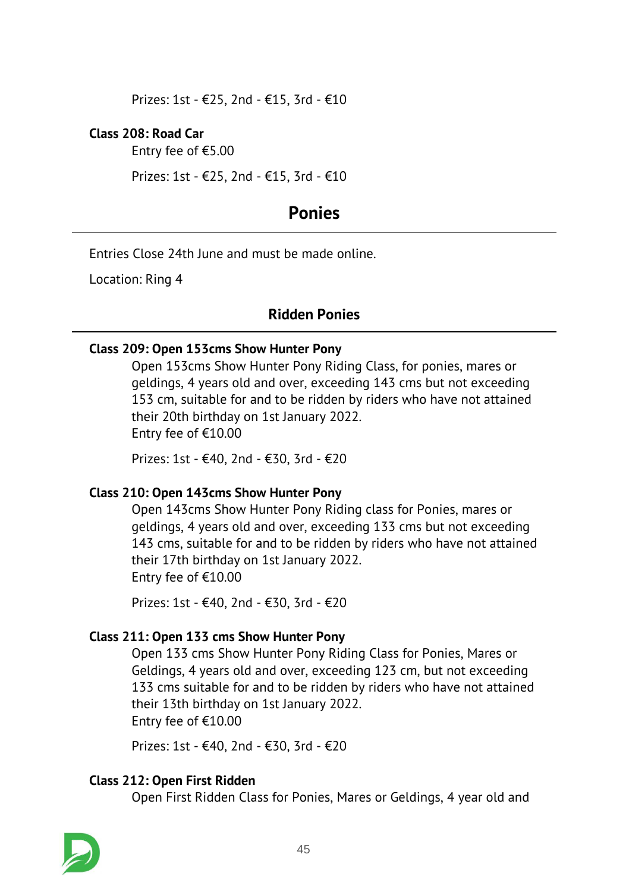Prizes: 1st - €25, 2nd - €15, 3rd - €10

**Class 208: Road Car**

Entry fee of €5.00

Prizes: 1st - €25, 2nd - €15, 3rd - €10

## Ponies

Entries Close 24th June and must be made online.

Location: Ring 4

### Ridden Ponies

**Class 209: Open 153cms Show Hunter Pony**

Open 153cms Show Hunter Pony Riding Class, for ponies, mares or geldings, 4 years old and over, exceeding 143 cms but not exceeding 153 cm, suitable for and to be ridden by riders who have not attained their 20th birthday on 1st January 2022.
Entry fee of €10.00

Prizes: 1st - €40, 2nd - €30, 3rd - €20

**Class 210: Open 143cms Show Hunter Pony**

Open 143cms Show Hunter Pony Riding class for Ponies, mares or geldings, 4 years old and over, exceeding 133 cms but not exceeding 143 cms, suitable for and to be ridden by riders who have not attained their 17th birthday on 1st January 2022.
Entry fee of €10.00

Prizes: 1st - €40, 2nd - €30, 3rd - €20

**Class 211: Open 133 cms Show Hunter Pony**

Open 133 cms Show Hunter Pony Riding Class for Ponies, Mares or Geldings, 4 years old and over, exceeding 123 cm, but not exceeding 133 cms suitable for and to be ridden by riders who have not attained their 13th birthday on 1st January 2022.
Entry fee of €10.00

Prizes: 1st - €40, 2nd - €30, 3rd - €20

**Class 212: Open First Ridden**

Open First Ridden Class for Ponies, Mares or Geldings, 4 year old and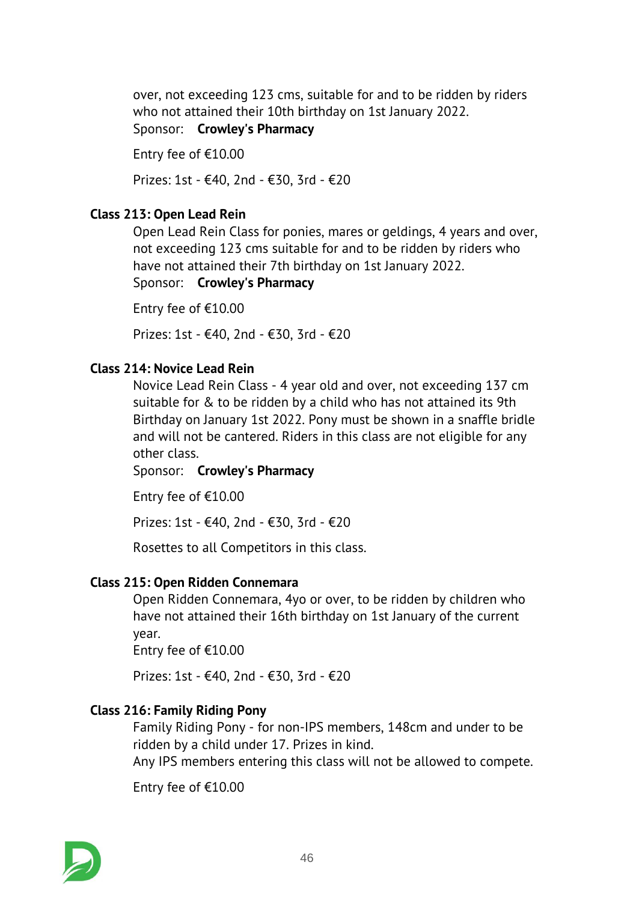over, not exceeding 123 cms, suitable for and to be ridden by riders who not attained their 10th birthday on 1st January 2022.
Sponsor: **Crowley's Pharmacy**

Entry fee of €10.00

Prizes: 1st - €40, 2nd - €30, 3rd - €20

### Class 213: Open Lead Rein

Open Lead Rein Class for ponies, mares or geldings, 4 years and over, not exceeding 123 cms suitable for and to be ridden by riders who have not attained their 7th birthday on 1st January 2022.
Sponsor: **Crowley's Pharmacy**

Entry fee of €10.00

Prizes: 1st - €40, 2nd - €30, 3rd - €20

### Class 214: Novice Lead Rein

Novice Lead Rein Class - 4 year old and over, not exceeding 137 cm suitable for & to be ridden by a child who has not attained its 9th Birthday on January 1st 2022. Pony must be shown in a snaffle bridle and will not be cantered. Riders in this class are not eligible for any other class.
Sponsor: **Crowley's Pharmacy**

Entry fee of €10.00

Prizes: 1st - €40, 2nd - €30, 3rd - €20

Rosettes to all Competitors in this class.

### Class 215: Open Ridden Connemara

Open Ridden Connemara, 4yo or over, to be ridden by children who have not attained their 16th birthday on 1st January of the current year.
Entry fee of €10.00

Prizes: 1st - €40, 2nd - €30, 3rd - €20

### Class 216: Family Riding Pony

Family Riding Pony - for non-IPS members, 148cm and under to be ridden by a child under 17. Prizes in kind.
Any IPS members entering this class will not be allowed to compete.

Entry fee of €10.00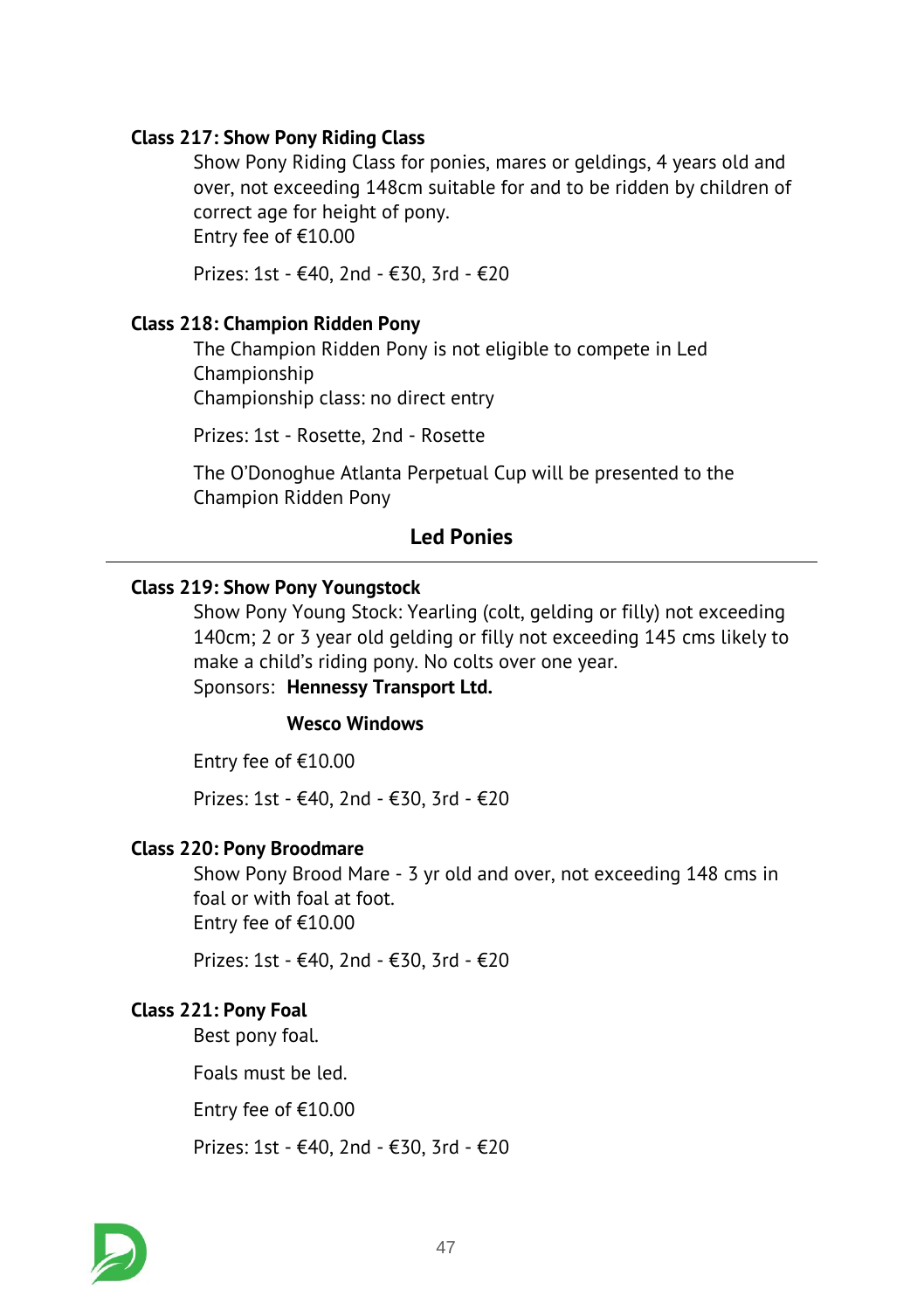### Class 217: Show Pony Riding Class

Show Pony Riding Class for ponies, mares or geldings, 4 years old and over, not exceeding 148cm suitable for and to be ridden by children of correct age for height of pony.
Entry fee of €10.00

Prizes: 1st - €40, 2nd - €30, 3rd - €20

### Class 218: Champion Ridden Pony

The Champion Ridden Pony is not eligible to compete in Led Championship
Championship class: no direct entry

Prizes: 1st - Rosette, 2nd - Rosette

The O'Donoghue Atlanta Perpetual Cup will be presented to the Champion Ridden Pony

## Led Ponies

---

### Class 219: Show Pony Youngstock

Show Pony Young Stock: Yearling (colt, gelding or filly) not exceeding 140cm; 2 or 3 year old gelding or filly not exceeding 145 cms likely to make a child's riding pony. No colts over one year.
Sponsors: **Hennessy Transport Ltd.**

**Wesco Windows**

Entry fee of €10.00

Prizes: 1st - €40, 2nd - €30, 3rd - €20

### Class 220: Pony Broodmare

Show Pony Brood Mare - 3 yr old and over, not exceeding 148 cms in foal or with foal at foot.
Entry fee of €10.00

Prizes: 1st - €40, 2nd - €30, 3rd - €20

### Class 221: Pony Foal

Best pony foal.

Foals must be led.

Entry fee of €10.00

Prizes: 1st - €40, 2nd - €30, 3rd - €20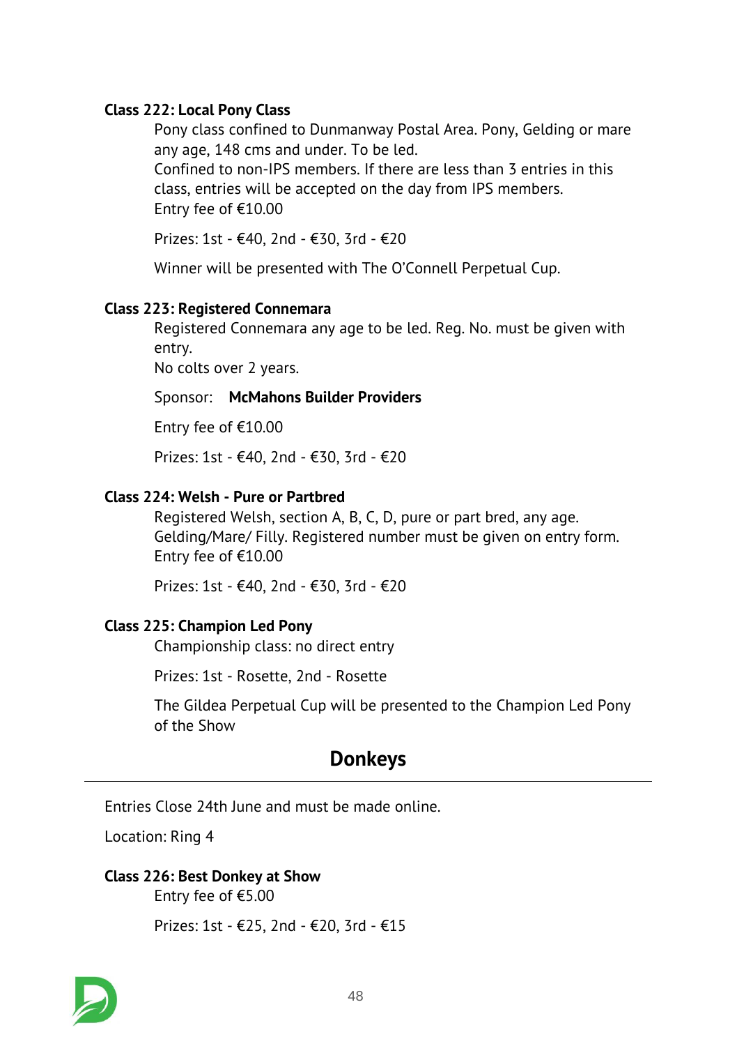**Class 222: Local Pony Class**

Pony class confined to Dunmanway Postal Area. Pony, Gelding or mare any age, 148 cms and under. To be led.
Confined to non-IPS members. If there are less than 3 entries in this class, entries will be accepted on the day from IPS members.
Entry fee of €10.00

Prizes: 1st - €40, 2nd - €30, 3rd - €20

Winner will be presented with The O'Connell Perpetual Cup.

**Class 223: Registered Connemara**

Registered Connemara any age to be led. Reg. No. must be given with entry.
No colts over 2 years.

Sponsor: **McMahons Builder Providers**

Entry fee of €10.00

Prizes: 1st - €40, 2nd - €30, 3rd - €20

**Class 224: Welsh - Pure or Partbred**

Registered Welsh, section A, B, C, D, pure or part bred, any age. Gelding/Mare/ Filly. Registered number must be given on entry form.
Entry fee of €10.00

Prizes: 1st - €40, 2nd - €30, 3rd - €20

**Class 225: Champion Led Pony**

Championship class: no direct entry

Prizes: 1st - Rosette, 2nd - Rosette

The Gildea Perpetual Cup will be presented to the Champion Led Pony of the Show

## Donkeys

Entries Close 24th June and must be made online.

Location: Ring 4

**Class 226: Best Donkey at Show**

Entry fee of €5.00

Prizes: 1st - €25, 2nd - €20, 3rd - €15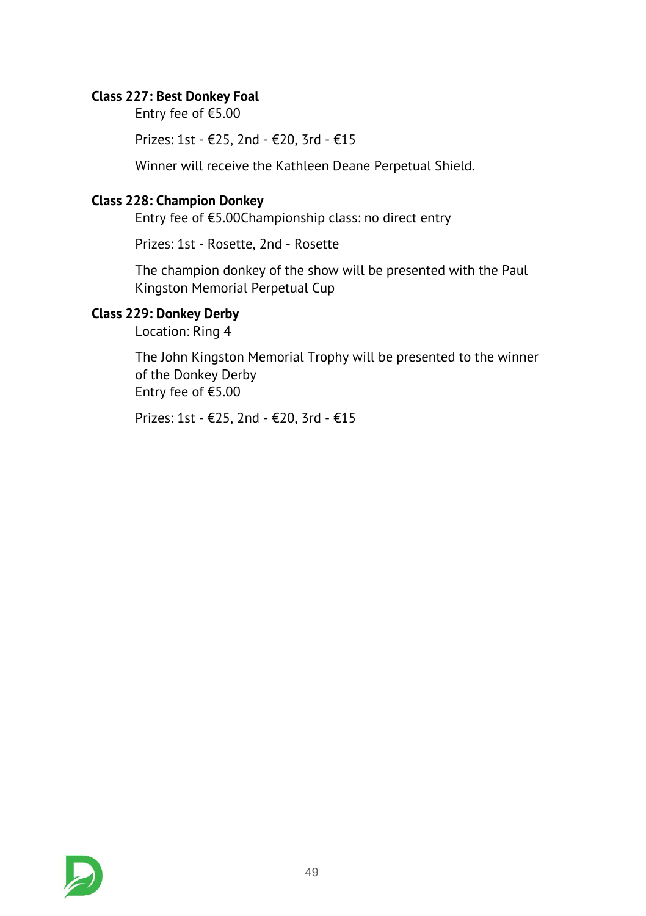**Class 227: Best Donkey Foal**

Entry fee of €5.00

Prizes: 1st - €25, 2nd - €20, 3rd - €15

Winner will receive the Kathleen Deane Perpetual Shield.

**Class 228: Champion Donkey**

Entry fee of €5.00Championship class: no direct entry

Prizes: 1st - Rosette, 2nd - Rosette

The champion donkey of the show will be presented with the Paul Kingston Memorial Perpetual Cup

**Class 229: Donkey Derby**

Location: Ring 4

The John Kingston Memorial Trophy will be presented to the winner of the Donkey Derby
Entry fee of €5.00

Prizes: 1st - €25, 2nd - €20, 3rd - €15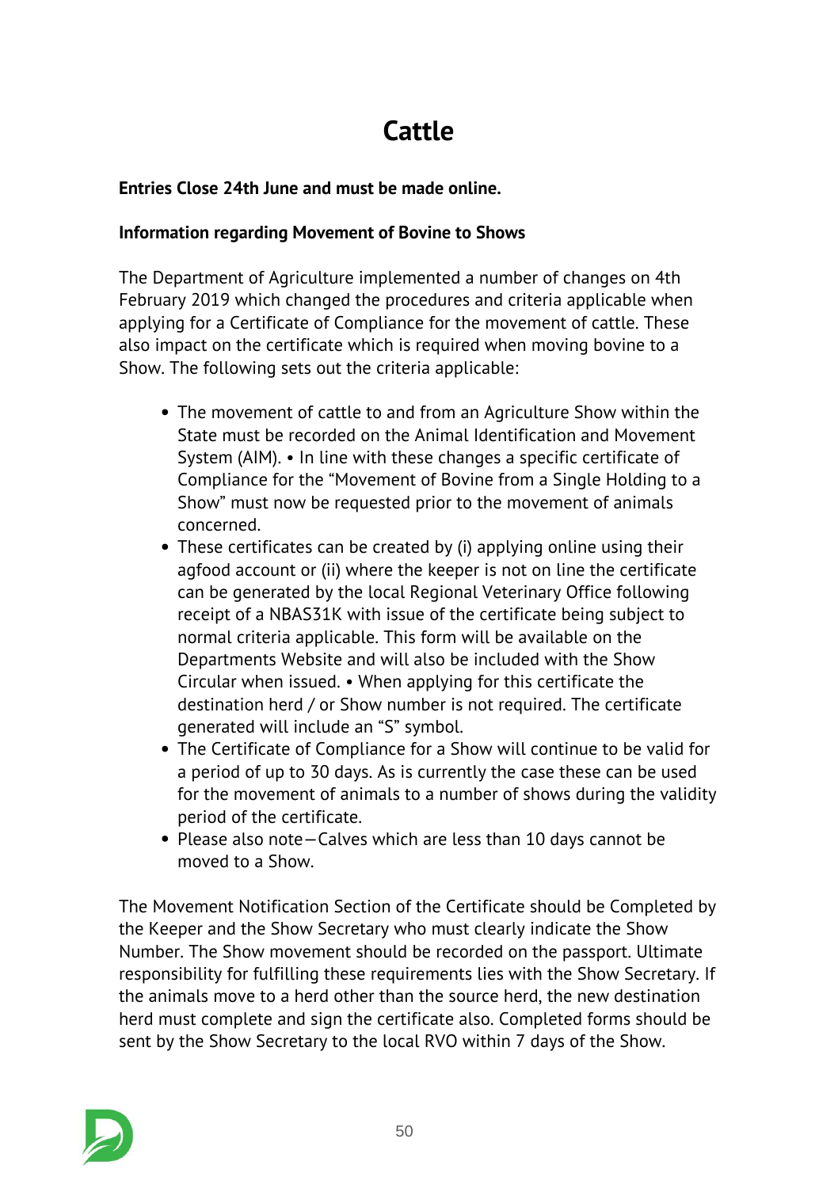# Cattle

**Entries Close 24th June and must be made online.**

**Information regarding Movement of Bovine to Shows**

The Department of Agriculture implemented a number of changes on 4th February 2019 which changed the procedures and criteria applicable when applying for a Certificate of Compliance for the movement of cattle. These also impact on the certificate which is required when moving bovine to a Show. The following sets out the criteria applicable:

- The movement of cattle to and from an Agriculture Show within the State must be recorded on the Animal Identification and Movement System (AIM). • In line with these changes a specific certificate of Compliance for the "Movement of Bovine from a Single Holding to a Show" must now be requested prior to the movement of animals concerned.
- These certificates can be created by (i) applying online using their agfood account or (ii) where the keeper is not on line the certificate can be generated by the local Regional Veterinary Office following receipt of a NBAS31K with issue of the certificate being subject to normal criteria applicable. This form will be available on the Departments Website and will also be included with the Show Circular when issued. • When applying for this certificate the destination herd / or Show number is not required. The certificate generated will include an "S" symbol.
- The Certificate of Compliance for a Show will continue to be valid for a period of up to 30 days. As is currently the case these can be used for the movement of animals to a number of shows during the validity period of the certificate.
- Please also note—Calves which are less than 10 days cannot be moved to a Show.

The Movement Notification Section of the Certificate should be Completed by the Keeper and the Show Secretary who must clearly indicate the Show Number. The Show movement should be recorded on the passport. Ultimate responsibility for fulfilling these requirements lies with the Show Secretary. If the animals move to a herd other than the source herd, the new destination herd must complete and sign the certificate also. Completed forms should be sent by the Show Secretary to the local RVO within 7 days of the Show.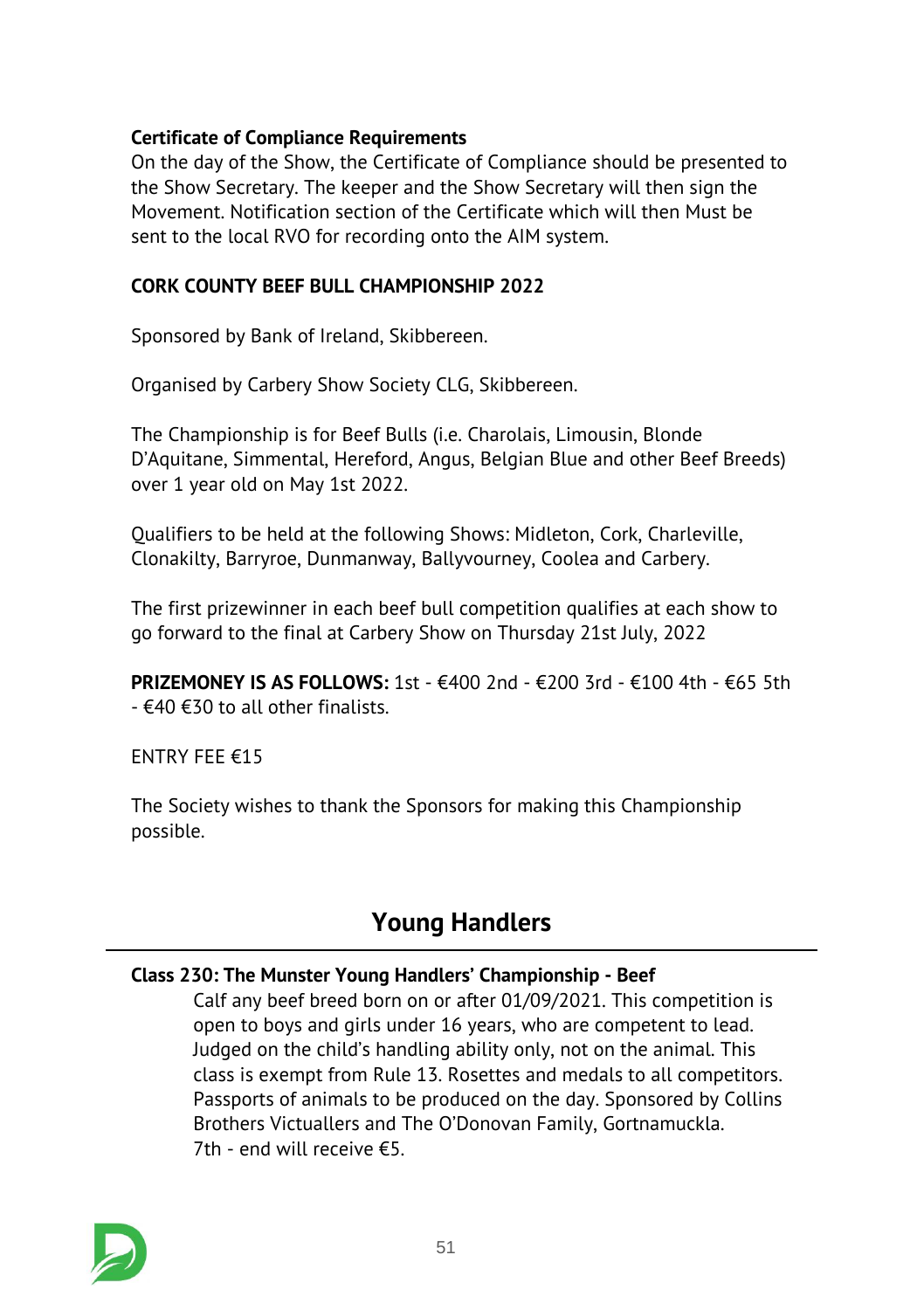**Certificate of Compliance Requirements**

On the day of the Show, the Certificate of Compliance should be presented to the Show Secretary. The keeper and the Show Secretary will then sign the Movement. Notification section of the Certificate which will then Must be sent to the local RVO for recording onto the AIM system.

**CORK COUNTY BEEF BULL CHAMPIONSHIP 2022**

Sponsored by Bank of Ireland, Skibbereen.

Organised by Carbery Show Society CLG, Skibbereen.

The Championship is for Beef Bulls (i.e. Charolais, Limousin, Blonde D'Aquitane, Simmental, Hereford, Angus, Belgian Blue and other Beef Breeds) over 1 year old on May 1st 2022.

Qualifiers to be held at the following Shows: Midleton, Cork, Charleville, Clonakilty, Barryroe, Dunmanway, Ballyvourney, Coolea and Carbery.

The first prizewinner in each beef bull competition qualifies at each show to go forward to the final at Carbery Show on Thursday 21st July, 2022

**PRIZEMONEY IS AS FOLLOWS:** 1st - €400 2nd - €200 3rd - €100 4th - €65 5th - €40 €30 to all other finalists.

ENTRY FEE €15

The Society wishes to thank the Sponsors for making this Championship possible.

## Young Handlers

**Class 230: The Munster Young Handlers' Championship - Beef**

Calf any beef breed born on or after 01/09/2021. This competition is open to boys and girls under 16 years, who are competent to lead. Judged on the child's handling ability only, not on the animal. This class is exempt from Rule 13. Rosettes and medals to all competitors. Passports of animals to be produced on the day. Sponsored by Collins Brothers Victuallers and The O'Donovan Family, Gortnamuckla. 7th - end will receive €5.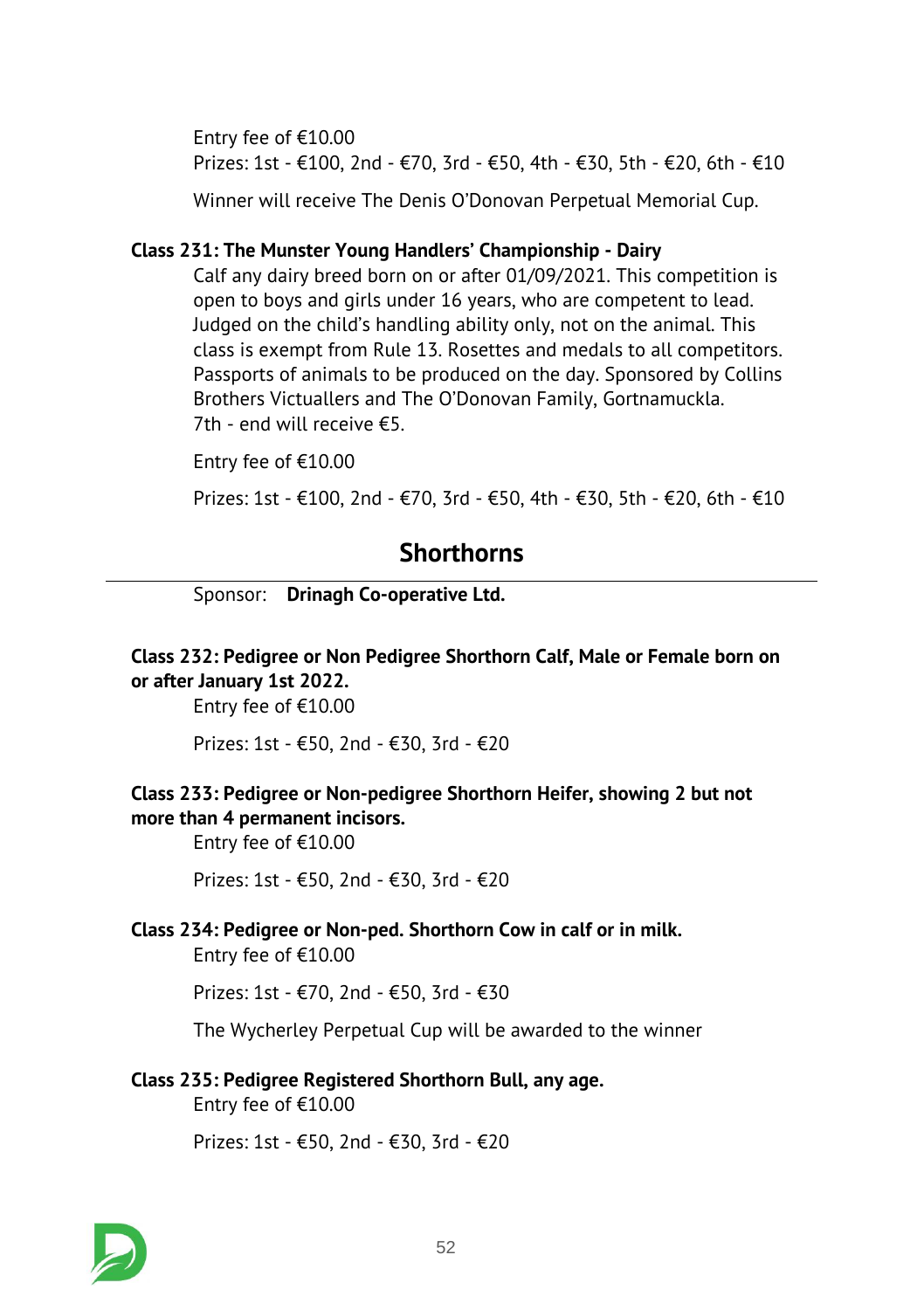Entry fee of €10.00

Prizes: 1st - €100, 2nd - €70, 3rd - €50, 4th - €30, 5th - €20, 6th - €10

Winner will receive The Denis O'Donovan Perpetual Memorial Cup.

**Class 231: The Munster Young Handlers' Championship - Dairy**

Calf any dairy breed born on or after 01/09/2021. This competition is open to boys and girls under 16 years, who are competent to lead. Judged on the child's handling ability only, not on the animal. This class is exempt from Rule 13. Rosettes and medals to all competitors. Passports of animals to be produced on the day. Sponsored by Collins Brothers Victuallers and The O'Donovan Family, Gortnamuckla. 7th - end will receive €5.

Entry fee of €10.00

Prizes: 1st - €100, 2nd - €70, 3rd - €50, 4th - €30, 5th - €20, 6th - €10

## Shorthorns

Sponsor: **Drinagh Co-operative Ltd.**

**Class 232: Pedigree or Non Pedigree Shorthorn Calf, Male or Female born on or after January 1st 2022.**

Entry fee of €10.00

Prizes: 1st - €50, 2nd - €30, 3rd - €20

**Class 233: Pedigree or Non-pedigree Shorthorn Heifer, showing 2 but not more than 4 permanent incisors.**

Entry fee of €10.00

Prizes: 1st - €50, 2nd - €30, 3rd - €20

**Class 234: Pedigree or Non-ped. Shorthorn Cow in calf or in milk.**

Entry fee of €10.00

Prizes: 1st - €70, 2nd - €50, 3rd - €30

The Wycherley Perpetual Cup will be awarded to the winner

**Class 235: Pedigree Registered Shorthorn Bull, any age.**

Entry fee of €10.00

Prizes: 1st - €50, 2nd - €30, 3rd - €20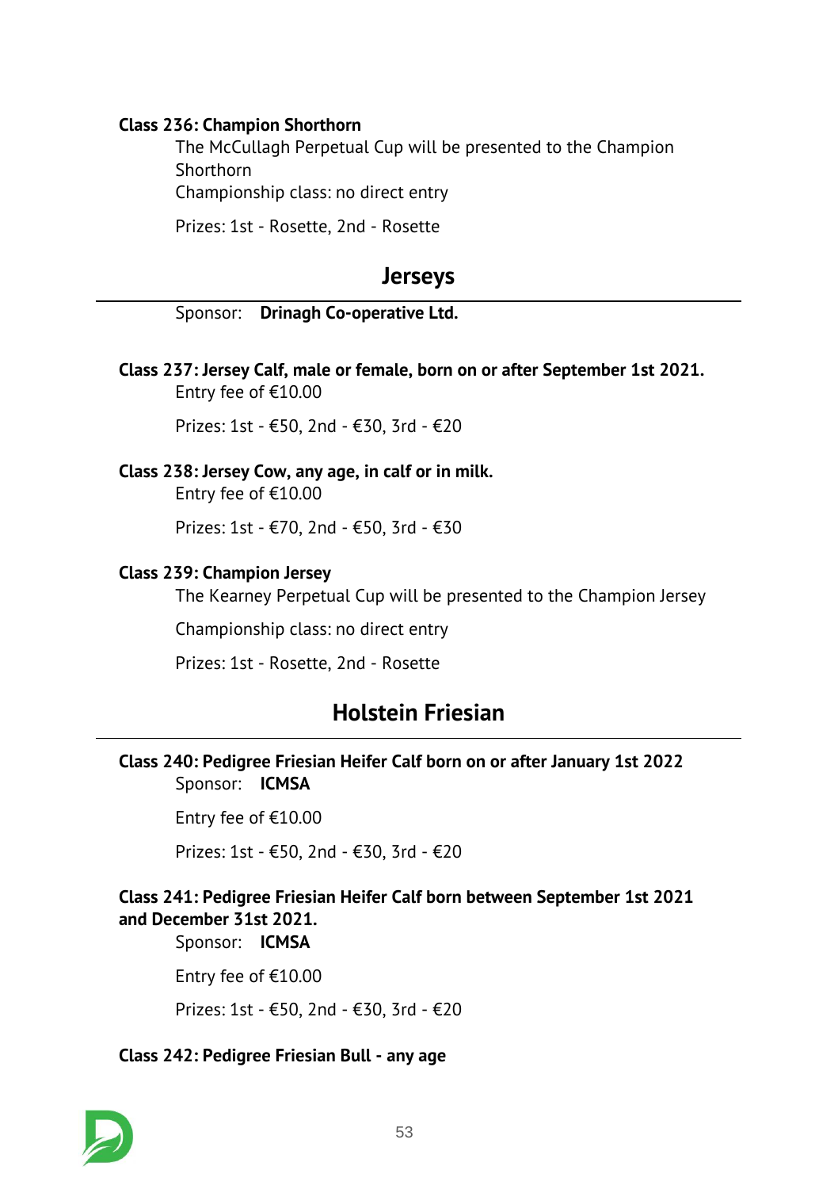**Class 236: Champion Shorthorn**

The McCullagh Perpetual Cup will be presented to the Champion Shorthorn

Championship class: no direct entry

Prizes: 1st - Rosette, 2nd - Rosette

## Jerseys

Sponsor: **Drinagh Co-operative Ltd.**

**Class 237: Jersey Calf, male or female, born on or after September 1st 2021.**

Entry fee of €10.00

Prizes: 1st - €50, 2nd - €30, 3rd - €20

**Class 238: Jersey Cow, any age, in calf or in milk.**

Entry fee of €10.00

Prizes: 1st - €70, 2nd - €50, 3rd - €30

**Class 239: Champion Jersey**

The Kearney Perpetual Cup will be presented to the Champion Jersey

Championship class: no direct entry

Prizes: 1st - Rosette, 2nd - Rosette

## Holstein Friesian

**Class 240: Pedigree Friesian Heifer Calf born on or after January 1st 2022**

Sponsor: **ICMSA**

Entry fee of €10.00

Prizes: 1st - €50, 2nd - €30, 3rd - €20

**Class 241: Pedigree Friesian Heifer Calf born between September 1st 2021 and December 31st 2021.**

Sponsor: **ICMSA**

Entry fee of €10.00

Prizes: 1st - €50, 2nd - €30, 3rd - €20

**Class 242: Pedigree Friesian Bull - any age**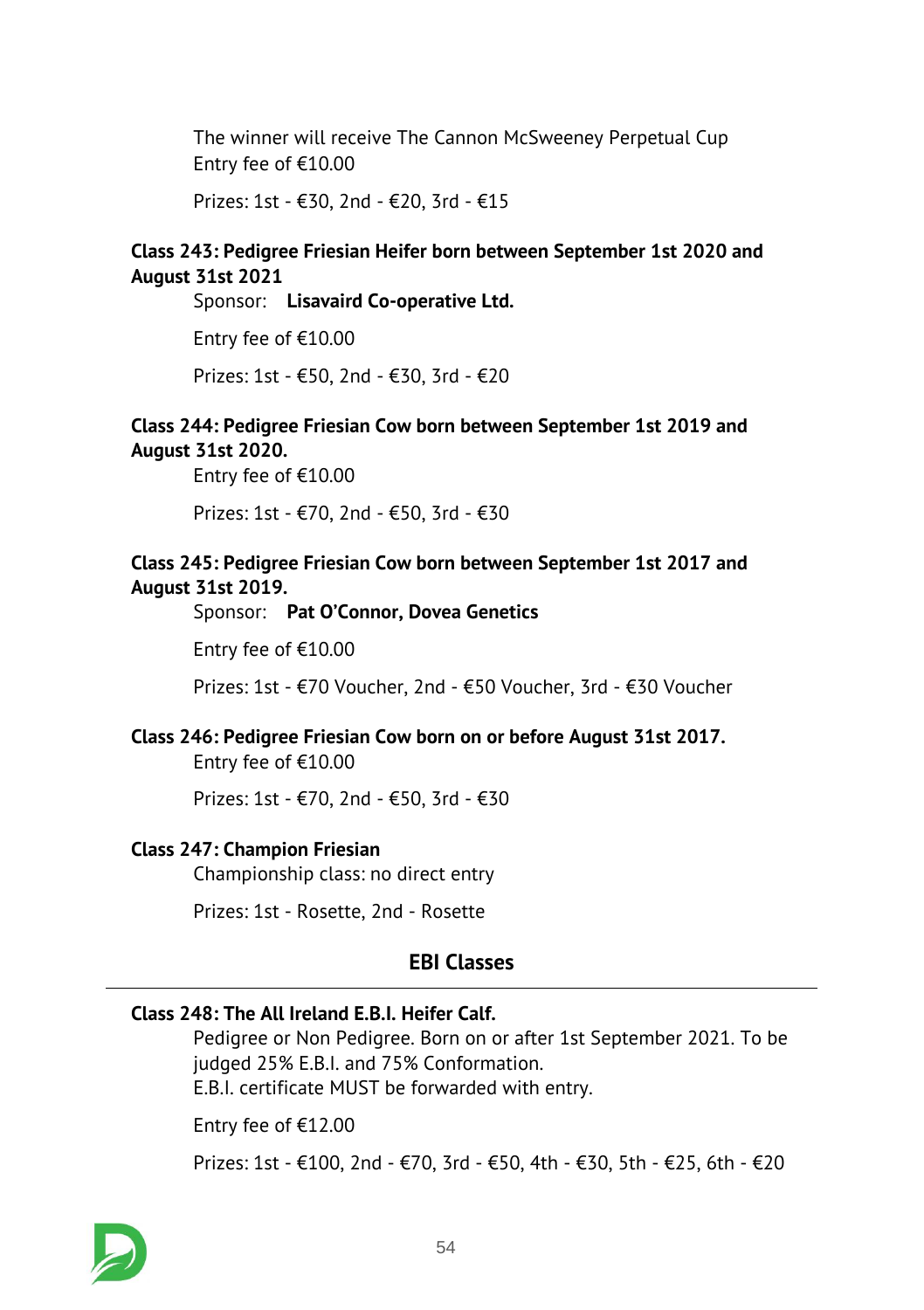The winner will receive The Cannon McSweeney Perpetual Cup
Entry fee of €10.00

Prizes: 1st - €30, 2nd - €20, 3rd - €15

**Class 243: Pedigree Friesian Heifer born between September 1st 2020 and August 31st 2021**

Sponsor: **Lisavaird Co-operative Ltd.**

Entry fee of €10.00

Prizes: 1st - €50, 2nd - €30, 3rd - €20

**Class 244: Pedigree Friesian Cow born between September 1st 2019 and August 31st 2020.**

Entry fee of €10.00

Prizes: 1st - €70, 2nd - €50, 3rd - €30

**Class 245: Pedigree Friesian Cow born between September 1st 2017 and August 31st 2019.**

Sponsor: **Pat O'Connor, Dovea Genetics**

Entry fee of €10.00

Prizes: 1st - €70 Voucher, 2nd - €50 Voucher, 3rd - €30 Voucher

**Class 246: Pedigree Friesian Cow born on or before August 31st 2017.**

Entry fee of €10.00

Prizes: 1st - €70, 2nd - €50, 3rd - €30

**Class 247: Champion Friesian**

Championship class: no direct entry

Prizes: 1st - Rosette, 2nd - Rosette

## EBI Classes

---

**Class 248: The All Ireland E.B.I. Heifer Calf.**

Pedigree or Non Pedigree. Born on or after 1st September 2021. To be judged 25% E.B.I. and 75% Conformation.
E.B.I. certificate MUST be forwarded with entry.

Entry fee of €12.00

Prizes: 1st - €100, 2nd - €70, 3rd - €50, 4th - €30, 5th - €25, 6th - €20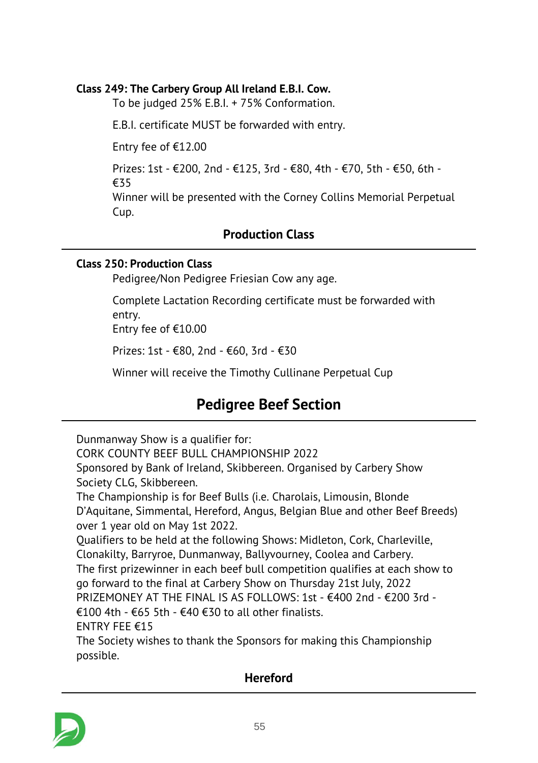**Class 249: The Carbery Group All Ireland E.B.I. Cow.**

To be judged 25% E.B.I. + 75% Conformation.

E.B.I. certificate MUST be forwarded with entry.

Entry fee of €12.00

Prizes: 1st - €200, 2nd - €125, 3rd - €80, 4th - €70, 5th - €50, 6th - €35
Winner will be presented with the Corney Collins Memorial Perpetual Cup.

### Production Class

**Class 250: Production Class**

Pedigree/Non Pedigree Friesian Cow any age.

Complete Lactation Recording certificate must be forwarded with entry.
Entry fee of €10.00

Prizes: 1st - €80, 2nd - €60, 3rd - €30

Winner will receive the Timothy Cullinane Perpetual Cup

## Pedigree Beef Section

Dunmanway Show is a qualifier for:
CORK COUNTY BEEF BULL CHAMPIONSHIP 2022
Sponsored by Bank of Ireland, Skibbereen. Organised by Carbery Show Society CLG, Skibbereen.
The Championship is for Beef Bulls (i.e. Charolais, Limousin, Blonde D'Aquitane, Simmental, Hereford, Angus, Belgian Blue and other Beef Breeds) over 1 year old on May 1st 2022.
Qualifiers to be held at the following Shows: Midleton, Cork, Charleville, Clonakilty, Barryroe, Dunmanway, Ballyvourney, Coolea and Carbery.
The first prizewinner in each beef bull competition qualifies at each show to go forward to the final at Carbery Show on Thursday 21st July, 2022
PRIZEMONEY AT THE FINAL IS AS FOLLOWS: 1st - €400 2nd - €200 3rd - €100 4th - €65 5th - €40 €30 to all other finalists.
ENTRY FEE €15
The Society wishes to thank the Sponsors for making this Championship possible.

### Hereford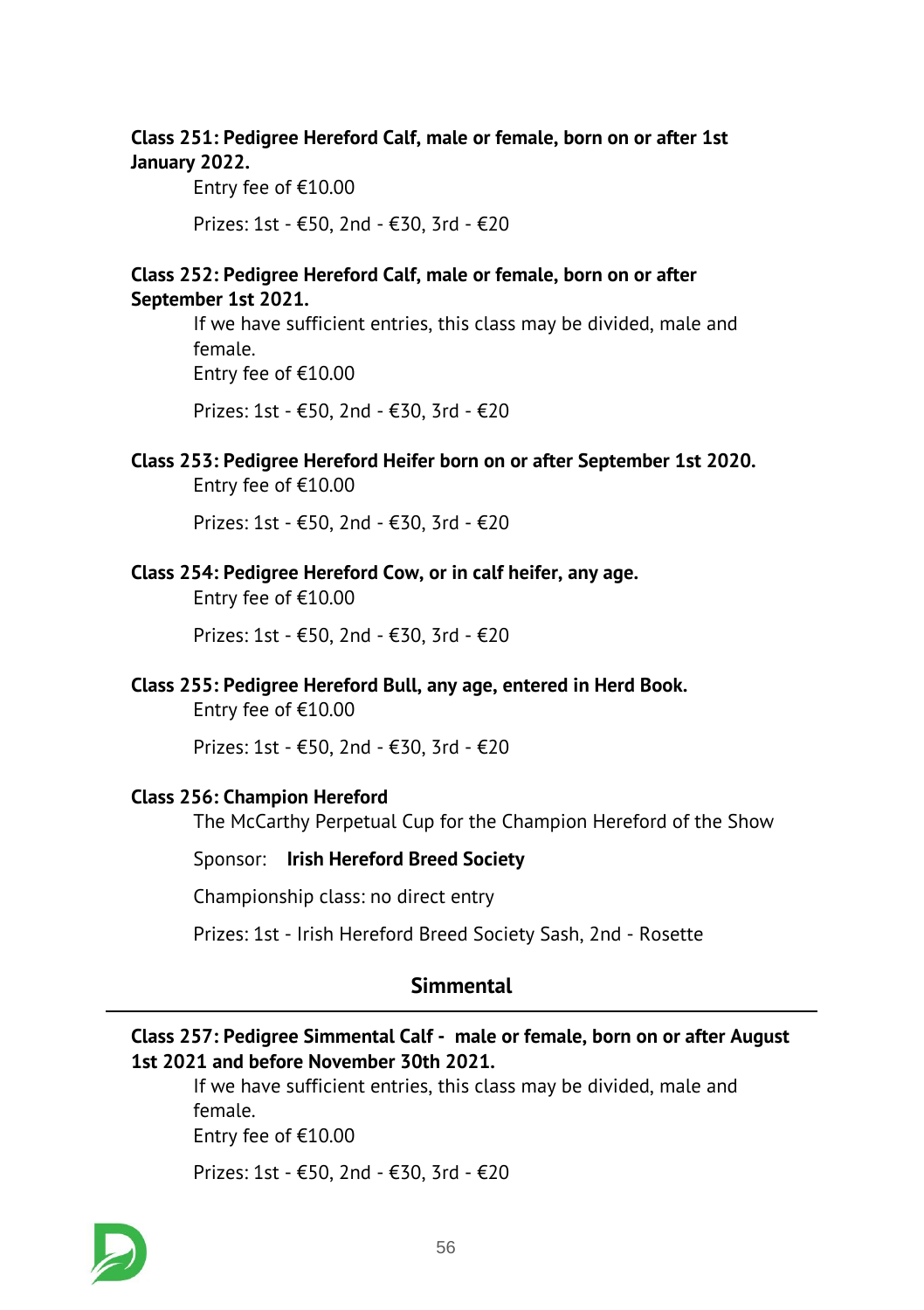**Class 251: Pedigree Hereford Calf, male or female, born on or after 1st January 2022.**

Entry fee of €10.00

Prizes: 1st - €50, 2nd - €30, 3rd - €20

**Class 252: Pedigree Hereford Calf, male or female, born on or after September 1st 2021.**

If we have sufficient entries, this class may be divided, male and female.

Entry fee of €10.00

Prizes: 1st - €50, 2nd - €30, 3rd - €20

**Class 253: Pedigree Hereford Heifer born on or after September 1st 2020.**

Entry fee of €10.00

Prizes: 1st - €50, 2nd - €30, 3rd - €20

**Class 254: Pedigree Hereford Cow, or in calf heifer, any age.**

Entry fee of €10.00

Prizes: 1st - €50, 2nd - €30, 3rd - €20

**Class 255: Pedigree Hereford Bull, any age, entered in Herd Book.**

Entry fee of €10.00

Prizes: 1st - €50, 2nd - €30, 3rd - €20

**Class 256: Champion Hereford**

The McCarthy Perpetual Cup for the Champion Hereford of the Show

Sponsor: **Irish Hereford Breed Society**

Championship class: no direct entry

Prizes: 1st - Irish Hereford Breed Society Sash, 2nd - Rosette

## Simmental

**Class 257: Pedigree Simmental Calf - male or female, born on or after August 1st 2021 and before November 30th 2021.**

If we have sufficient entries, this class may be divided, male and female.

Entry fee of €10.00

Prizes: 1st - €50, 2nd - €30, 3rd - €20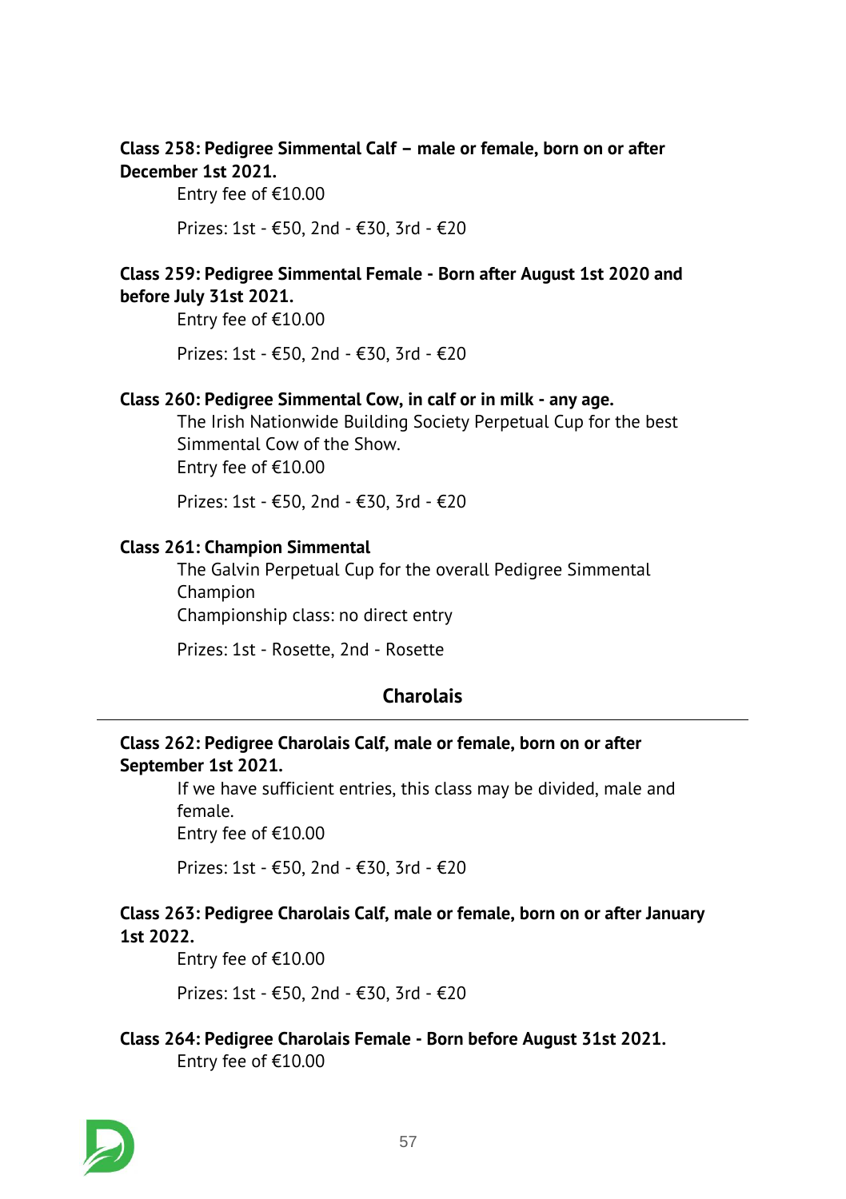**Class 258: Pedigree Simmental Calf – male or female, born on or after December 1st 2021.**

Entry fee of €10.00

Prizes: 1st - €50, 2nd - €30, 3rd - €20

**Class 259: Pedigree Simmental Female - Born after August 1st 2020 and before July 31st 2021.**

Entry fee of €10.00

Prizes: 1st - €50, 2nd - €30, 3rd - €20

**Class 260: Pedigree Simmental Cow, in calf or in milk - any age.**

The Irish Nationwide Building Society Perpetual Cup for the best Simmental Cow of the Show.
Entry fee of €10.00

Prizes: 1st - €50, 2nd - €30, 3rd - €20

**Class 261: Champion Simmental**

The Galvin Perpetual Cup for the overall Pedigree Simmental Champion
Championship class: no direct entry

Prizes: 1st - Rosette, 2nd - Rosette

## Charolais

**Class 262: Pedigree Charolais Calf, male or female, born on or after September 1st 2021.**

If we have sufficient entries, this class may be divided, male and female.
Entry fee of €10.00

Prizes: 1st - €50, 2nd - €30, 3rd - €20

**Class 263: Pedigree Charolais Calf, male or female, born on or after January 1st 2022.**

Entry fee of €10.00

Prizes: 1st - €50, 2nd - €30, 3rd - €20

**Class 264: Pedigree Charolais Female - Born before August 31st 2021.**

Entry fee of €10.00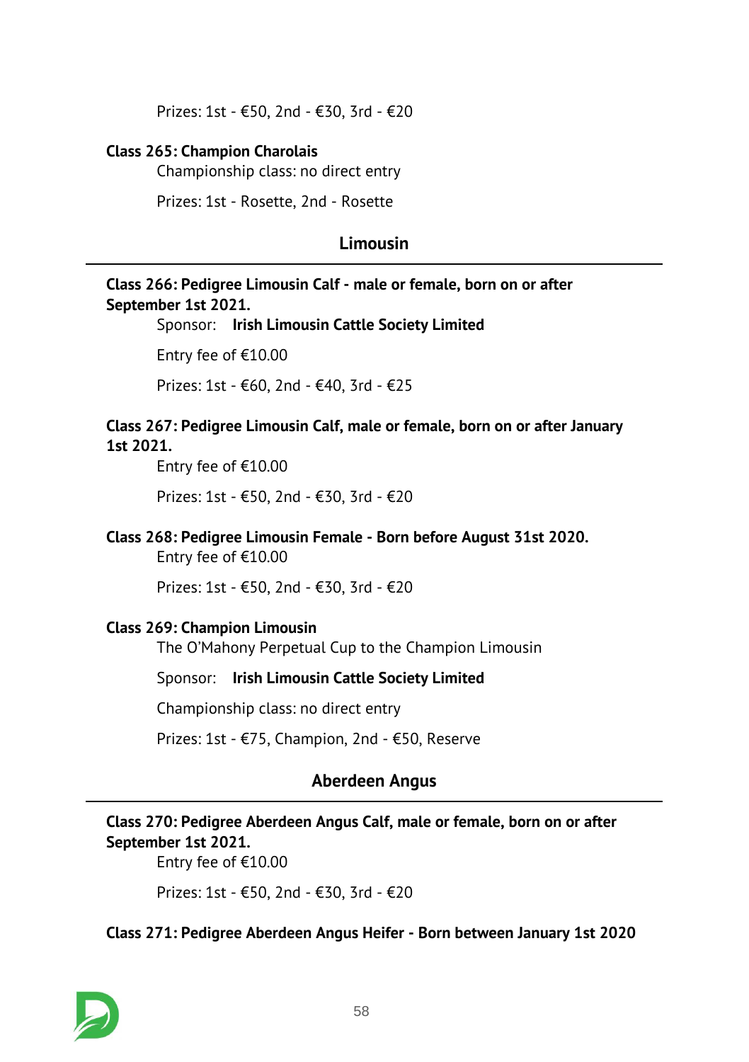Prizes: 1st - €50, 2nd - €30, 3rd - €20

**Class 265: Champion Charolais**

Championship class: no direct entry

Prizes: 1st - Rosette, 2nd - Rosette

## Limousin

**Class 266: Pedigree Limousin Calf - male or female, born on or after September 1st 2021.**

Sponsor: **Irish Limousin Cattle Society Limited**

Entry fee of €10.00

Prizes: 1st - €60, 2nd - €40, 3rd - €25

**Class 267: Pedigree Limousin Calf, male or female, born on or after January 1st 2021.**

Entry fee of €10.00

Prizes: 1st - €50, 2nd - €30, 3rd - €20

**Class 268: Pedigree Limousin Female - Born before August 31st 2020.**

Entry fee of €10.00

Prizes: 1st - €50, 2nd - €30, 3rd - €20

**Class 269: Champion Limousin**

The O'Mahony Perpetual Cup to the Champion Limousin

Sponsor: **Irish Limousin Cattle Society Limited**

Championship class: no direct entry

Prizes: 1st - €75, Champion, 2nd - €50, Reserve

## Aberdeen Angus

**Class 270: Pedigree Aberdeen Angus Calf, male or female, born on or after September 1st 2021.**

Entry fee of €10.00

Prizes: 1st - €50, 2nd - €30, 3rd - €20

**Class 271: Pedigree Aberdeen Angus Heifer - Born between January 1st 2020**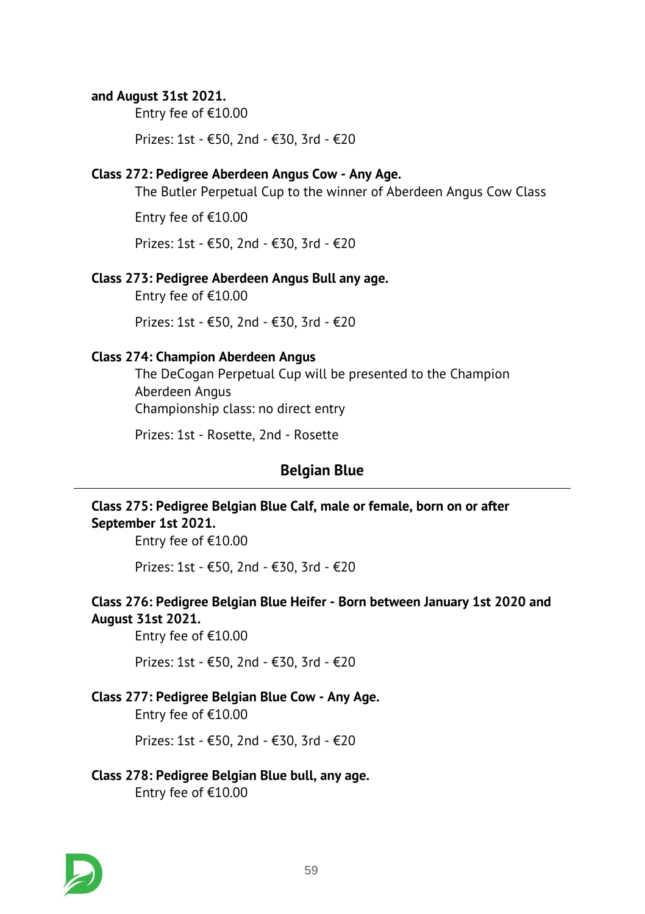**and August 31st 2021.**

Entry fee of €10.00

Prizes: 1st - €50, 2nd - €30, 3rd - €20

**Class 272: Pedigree Aberdeen Angus Cow - Any Age.**

The Butler Perpetual Cup to the winner of Aberdeen Angus Cow Class

Entry fee of €10.00

Prizes: 1st - €50, 2nd - €30, 3rd - €20

**Class 273: Pedigree Aberdeen Angus Bull any age.**

Entry fee of €10.00

Prizes: 1st - €50, 2nd - €30, 3rd - €20

**Class 274: Champion Aberdeen Angus**

The DeCogan Perpetual Cup will be presented to the Champion Aberdeen Angus
Championship class: no direct entry

Prizes: 1st - Rosette, 2nd - Rosette

## Belgian Blue

**Class 275: Pedigree Belgian Blue Calf, male or female, born on or after September 1st 2021.**

Entry fee of €10.00

Prizes: 1st - €50, 2nd - €30, 3rd - €20

**Class 276: Pedigree Belgian Blue Heifer - Born between January 1st 2020 and August 31st 2021.**

Entry fee of €10.00

Prizes: 1st - €50, 2nd - €30, 3rd - €20

**Class 277: Pedigree Belgian Blue Cow - Any Age.**

Entry fee of €10.00

Prizes: 1st - €50, 2nd - €30, 3rd - €20

**Class 278: Pedigree Belgian Blue bull, any age.**

Entry fee of €10.00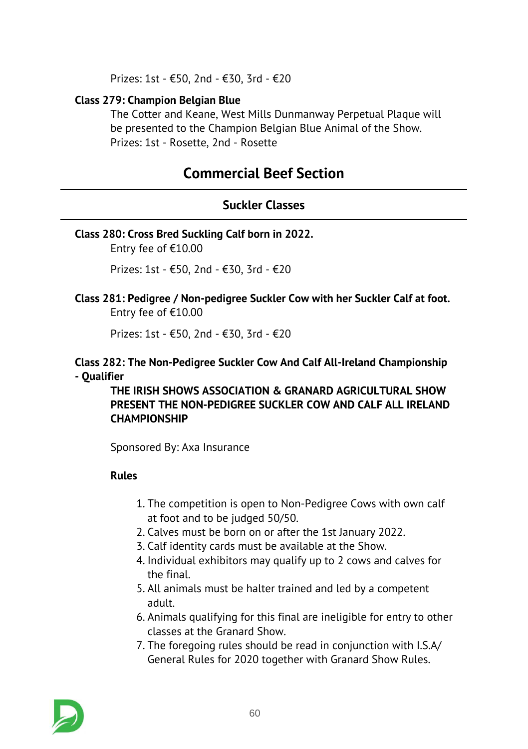Prizes: 1st - €50, 2nd - €30, 3rd - €20

**Class 279: Champion Belgian Blue**

The Cotter and Keane, West Mills Dunmanway Perpetual Plaque will be presented to the Champion Belgian Blue Animal of the Show.
Prizes: 1st - Rosette, 2nd - Rosette

## Commercial Beef Section

### Suckler Classes

**Class 280: Cross Bred Suckling Calf born in 2022.**

Entry fee of €10.00

Prizes: 1st - €50, 2nd - €30, 3rd - €20

**Class 281: Pedigree / Non-pedigree Suckler Cow with her Suckler Calf at foot.**

Entry fee of €10.00

Prizes: 1st - €50, 2nd - €30, 3rd - €20

**Class 282: The Non-Pedigree Suckler Cow And Calf All-Ireland Championship - Qualifier**

**THE IRISH SHOWS ASSOCIATION & GRANARD AGRICULTURAL SHOW PRESENT THE NON-PEDIGREE SUCKLER COW AND CALF ALL IRELAND CHAMPIONSHIP**

Sponsored By: Axa Insurance

**Rules**

1. The competition is open to Non-Pedigree Cows with own calf at foot and to be judged 50/50.
2. Calves must be born on or after the 1st January 2022.
3. Calf identity cards must be available at the Show.
4. Individual exhibitors may qualify up to 2 cows and calves for the final.
5. All animals must be halter trained and led by a competent adult.
6. Animals qualifying for this final are ineligible for entry to other classes at the Granard Show.
7. The foregoing rules should be read in conjunction with I.S.A/ General Rules for 2020 together with Granard Show Rules.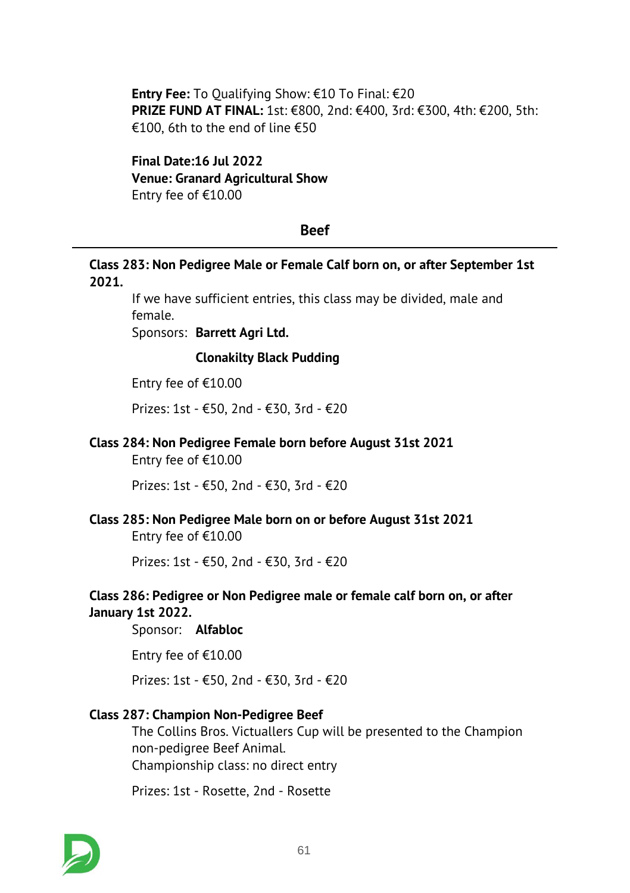**Entry Fee:** To Qualifying Show: €10 To Final: €20
**PRIZE FUND AT FINAL:** 1st: €800, 2nd: €400, 3rd: €300, 4th: €200, 5th: €100, 6th to the end of line €50

**Final Date:16 Jul 2022**
**Venue: Granard Agricultural Show**
Entry fee of €10.00

## Beef

### Class 283: Non Pedigree Male or Female Calf born on, or after September 1st 2021.

If we have sufficient entries, this class may be divided, male and female.
Sponsors: **Barrett Agri Ltd.**

**Clonakilty Black Pudding**

Entry fee of €10.00

Prizes: 1st - €50, 2nd - €30, 3rd - €20

### Class 284: Non Pedigree Female born before August 31st 2021

Entry fee of €10.00

Prizes: 1st - €50, 2nd - €30, 3rd - €20

### Class 285: Non Pedigree Male born on or before August 31st 2021

Entry fee of €10.00

Prizes: 1st - €50, 2nd - €30, 3rd - €20

### Class 286: Pedigree or Non Pedigree male or female calf born on, or after January 1st 2022.

Sponsor: **Alfabloc**

Entry fee of €10.00

Prizes: 1st - €50, 2nd - €30, 3rd - €20

### Class 287: Champion Non-Pedigree Beef

The Collins Bros. Victuallers Cup will be presented to the Champion non-pedigree Beef Animal.
Championship class: no direct entry

Prizes: 1st - Rosette, 2nd - Rosette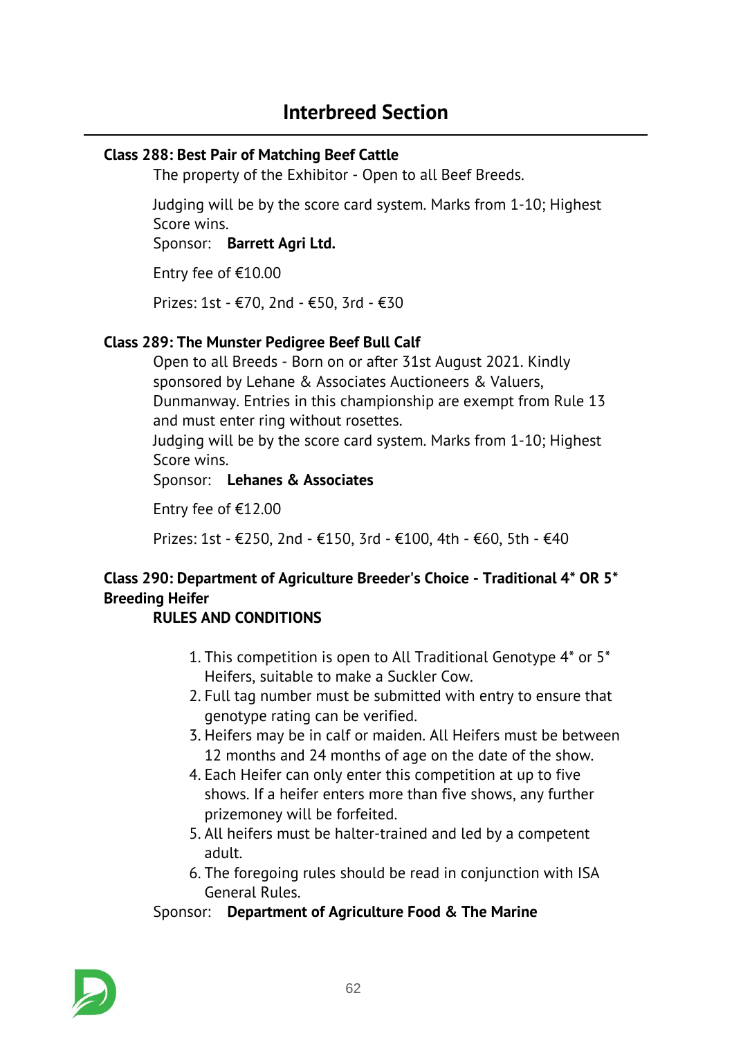# Interbreed Section

**Class 288: Best Pair of Matching Beef Cattle**

The property of the Exhibitor - Open to all Beef Breeds.

Judging will be by the score card system. Marks from 1-10; Highest Score wins.

Sponsor: **Barrett Agri Ltd.**

Entry fee of €10.00

Prizes: 1st - €70, 2nd - €50, 3rd - €30

**Class 289: The Munster Pedigree Beef Bull Calf**

Open to all Breeds - Born on or after 31st August 2021. Kindly sponsored by Lehane & Associates Auctioneers & Valuers, Dunmanway. Entries in this championship are exempt from Rule 13 and must enter ring without rosettes.

Judging will be by the score card system. Marks from 1-10; Highest Score wins.

Sponsor: **Lehanes & Associates**

Entry fee of €12.00

Prizes: 1st - €250, 2nd - €150, 3rd - €100, 4th - €60, 5th - €40

**Class 290: Department of Agriculture Breeder's Choice - Traditional 4* OR 5* Breeding Heifer**

**RULES AND CONDITIONS**

1. This competition is open to All Traditional Genotype 4* or 5* Heifers, suitable to make a Suckler Cow.
2. Full tag number must be submitted with entry to ensure that genotype rating can be verified.
3. Heifers may be in calf or maiden. All Heifers must be between 12 months and 24 months of age on the date of the show.
4. Each Heifer can only enter this competition at up to five shows. If a heifer enters more than five shows, any further prizemoney will be forfeited.
5. All heifers must be halter-trained and led by a competent adult.
6. The foregoing rules should be read in conjunction with ISA General Rules.

Sponsor: **Department of Agriculture Food & The Marine**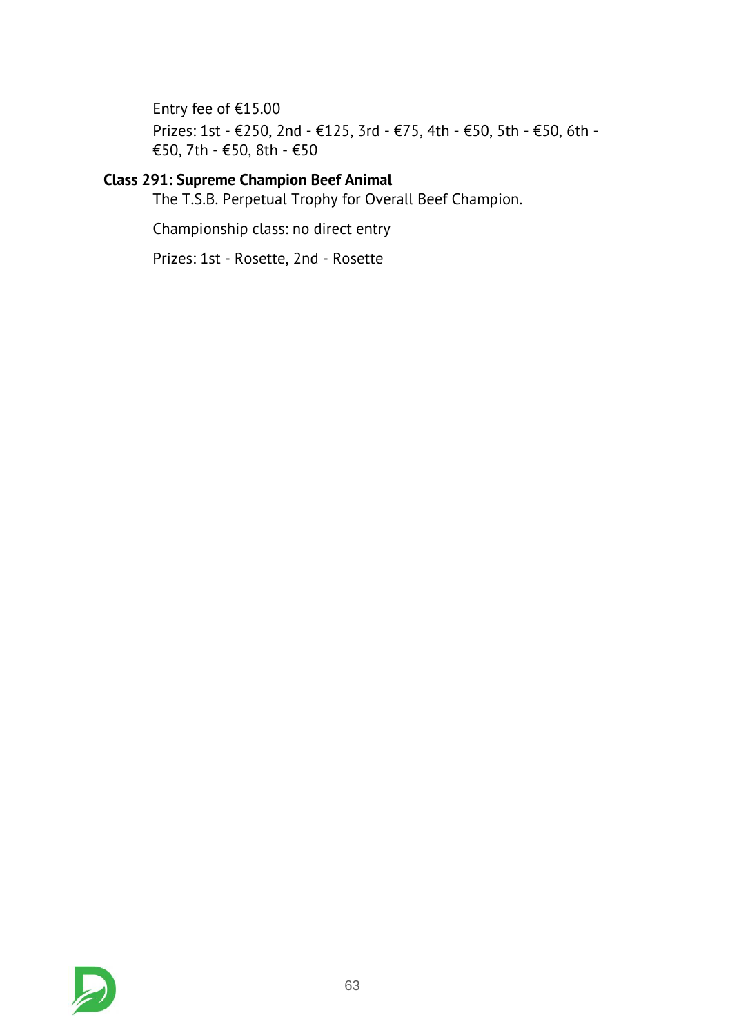Entry fee of €15.00

Prizes: 1st - €250, 2nd - €125, 3rd - €75, 4th - €50, 5th - €50, 6th - €50, 7th - €50, 8th - €50

**Class 291: Supreme Champion Beef Animal**

The T.S.B. Perpetual Trophy for Overall Beef Champion.

Championship class: no direct entry

Prizes: 1st - Rosette, 2nd - Rosette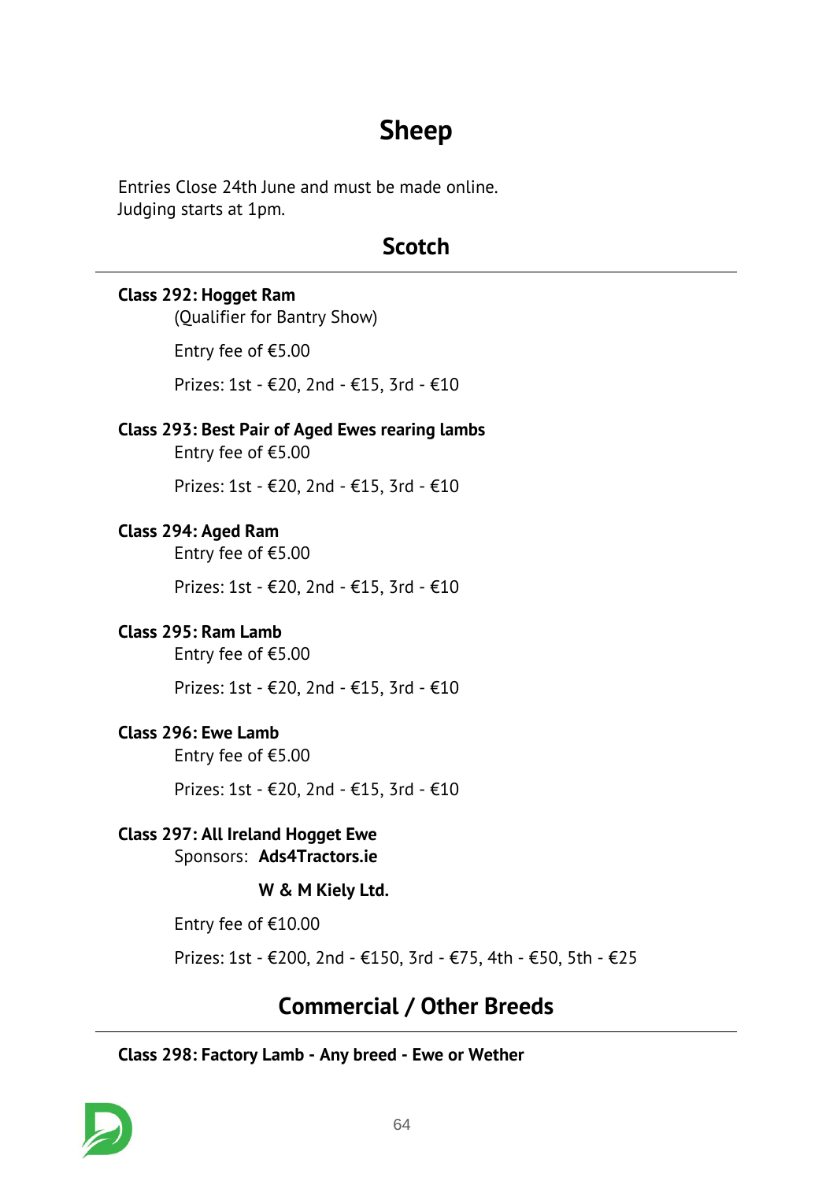# Sheep

Entries Close 24th June and must be made online.
Judging starts at 1pm.

## Scotch

**Class 292: Hogget Ram**

(Qualifier for Bantry Show)

Entry fee of €5.00

Prizes: 1st - €20, 2nd - €15, 3rd - €10

**Class 293: Best Pair of Aged Ewes rearing lambs**

Entry fee of €5.00

Prizes: 1st - €20, 2nd - €15, 3rd - €10

**Class 294: Aged Ram**

Entry fee of €5.00

Prizes: 1st - €20, 2nd - €15, 3rd - €10

**Class 295: Ram Lamb**

Entry fee of €5.00

Prizes: 1st - €20, 2nd - €15, 3rd - €10

**Class 296: Ewe Lamb**

Entry fee of €5.00

Prizes: 1st - €20, 2nd - €15, 3rd - €10

**Class 297: All Ireland Hogget Ewe**

Sponsors: **Ads4Tractors.ie**

**W & M Kiely Ltd.**

Entry fee of €10.00

Prizes: 1st - €200, 2nd - €150, 3rd - €75, 4th - €50, 5th - €25

## Commercial / Other Breeds

**Class 298: Factory Lamb - Any breed - Ewe or Wether**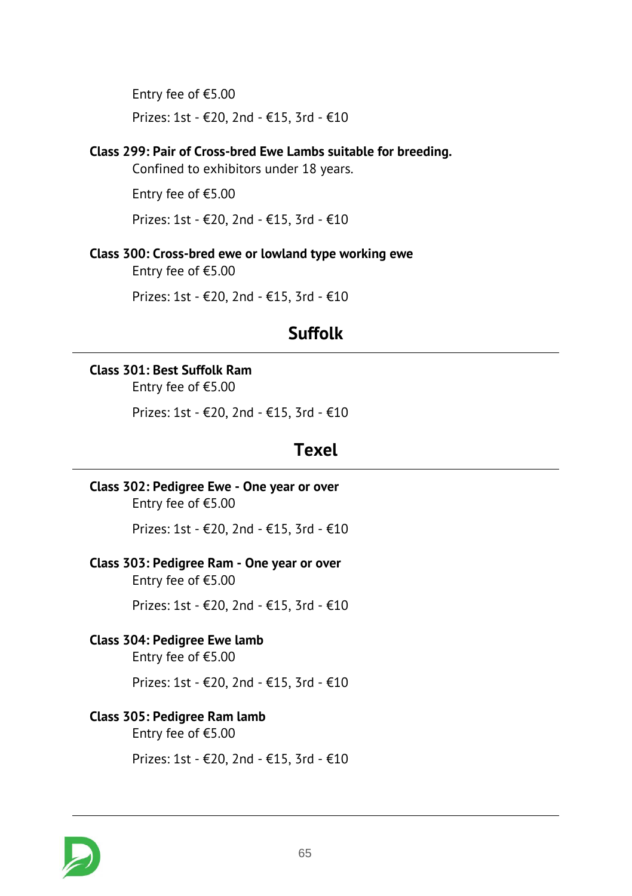Entry fee of €5.00

Prizes: 1st - €20, 2nd - €15, 3rd - €10

**Class 299: Pair of Cross-bred Ewe Lambs suitable for breeding.**

Confined to exhibitors under 18 years.

Entry fee of €5.00

Prizes: 1st - €20, 2nd - €15, 3rd - €10

**Class 300: Cross-bred ewe or lowland type working ewe**

Entry fee of €5.00

Prizes: 1st - €20, 2nd - €15, 3rd - €10

## Suffolk

**Class 301: Best Suffolk Ram**

Entry fee of €5.00

Prizes: 1st - €20, 2nd - €15, 3rd - €10

## Texel

**Class 302: Pedigree Ewe - One year or over**

Entry fee of €5.00

Prizes: 1st - €20, 2nd - €15, 3rd - €10

**Class 303: Pedigree Ram - One year or over**

Entry fee of €5.00

Prizes: 1st - €20, 2nd - €15, 3rd - €10

**Class 304: Pedigree Ewe lamb**

Entry fee of €5.00

Prizes: 1st - €20, 2nd - €15, 3rd - €10

**Class 305: Pedigree Ram lamb**

Entry fee of €5.00

Prizes: 1st - €20, 2nd - €15, 3rd - €10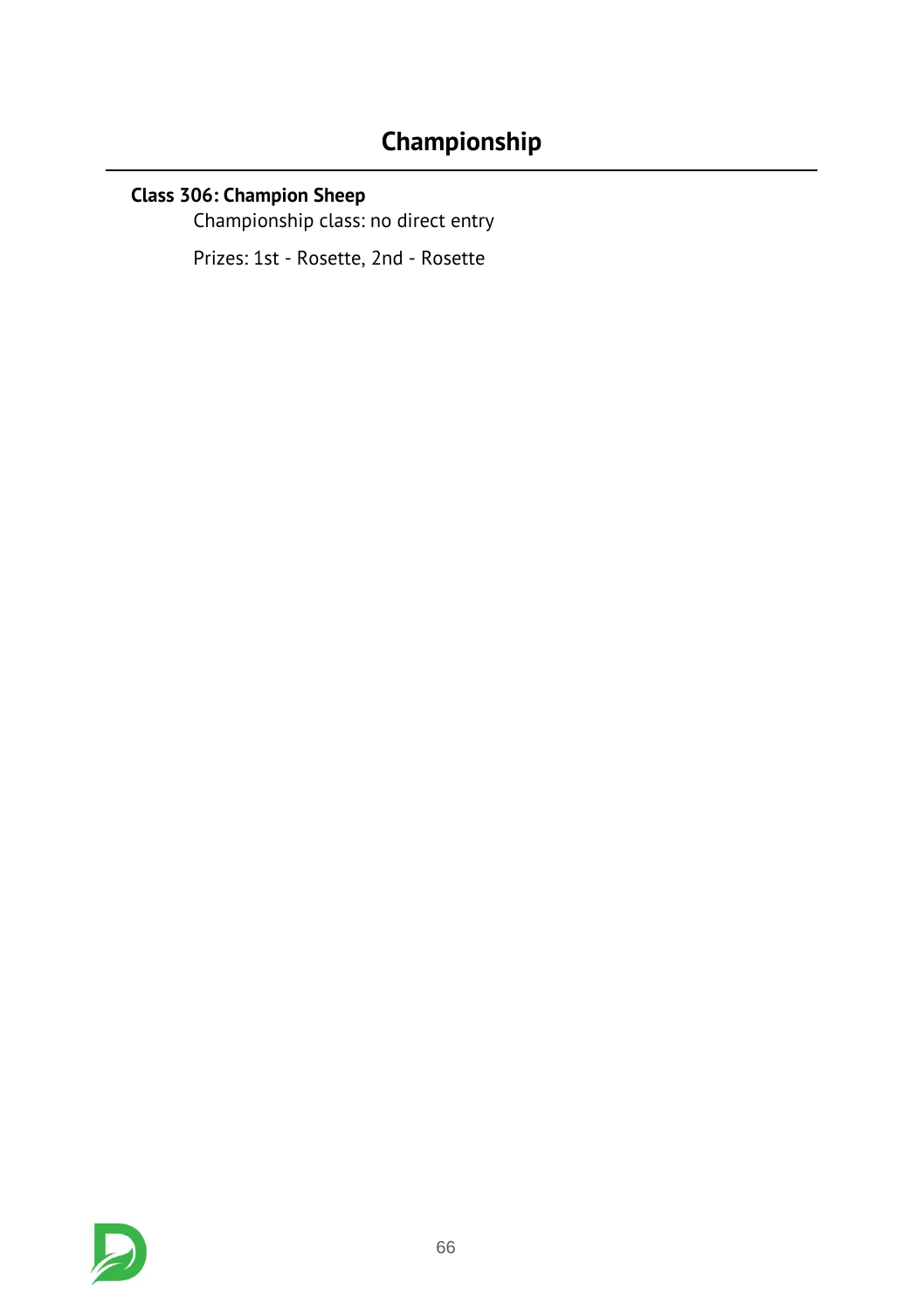## Championship

**Class 306: Champion Sheep**

Championship class: no direct entry

Prizes: 1st - Rosette, 2nd - Rosette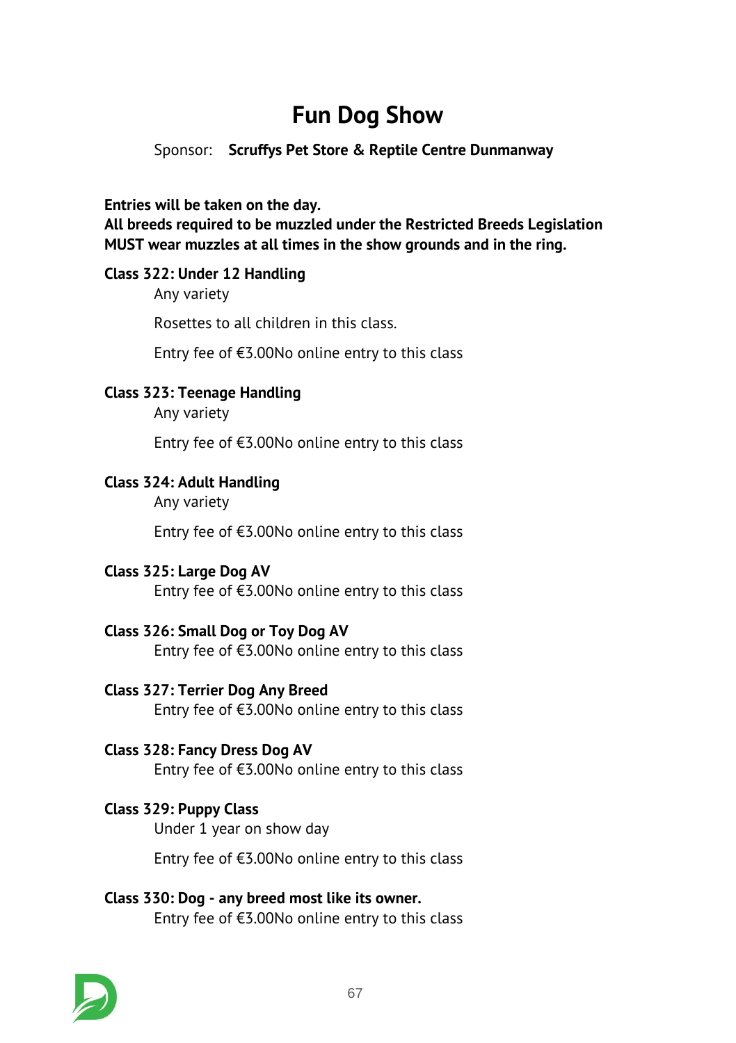# Fun Dog Show

Sponsor: **Scruffys Pet Store & Reptile Centre Dunmanway**

**Entries will be taken on the day.**
**All breeds required to be muzzled under the Restricted Breeds Legislation MUST wear muzzles at all times in the show grounds and in the ring.**

**Class 322: Under 12 Handling**

Any variety

Rosettes to all children in this class.

Entry fee of €3.00No online entry to this class

**Class 323: Teenage Handling**

Any variety

Entry fee of €3.00No online entry to this class

**Class 324: Adult Handling**

Any variety

Entry fee of €3.00No online entry to this class

**Class 325: Large Dog AV**

Entry fee of €3.00No online entry to this class

**Class 326: Small Dog or Toy Dog AV**

Entry fee of €3.00No online entry to this class

**Class 327: Terrier Dog Any Breed**

Entry fee of €3.00No online entry to this class

**Class 328: Fancy Dress Dog AV**

Entry fee of €3.00No online entry to this class

**Class 329: Puppy Class**

Under 1 year on show day

Entry fee of €3.00No online entry to this class

**Class 330: Dog - any breed most like its owner.**

Entry fee of €3.00No online entry to this class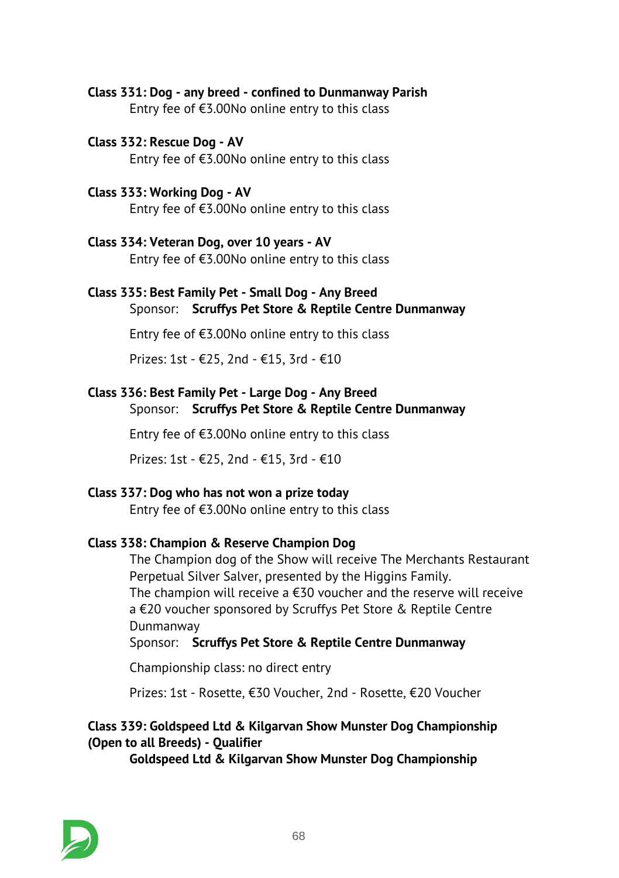**Class 331: Dog - any breed - confined to Dunmanway Parish**

Entry fee of €3.00No online entry to this class

**Class 332: Rescue Dog - AV**

Entry fee of €3.00No online entry to this class

**Class 333: Working Dog - AV**

Entry fee of €3.00No online entry to this class

**Class 334: Veteran Dog, over 10 years - AV**

Entry fee of €3.00No online entry to this class

**Class 335: Best Family Pet - Small Dog - Any Breed**

Sponsor: **Scruffys Pet Store & Reptile Centre Dunmanway**

Entry fee of €3.00No online entry to this class

Prizes: 1st - €25, 2nd - €15, 3rd - €10

**Class 336: Best Family Pet - Large Dog - Any Breed**

Sponsor: **Scruffys Pet Store & Reptile Centre Dunmanway**

Entry fee of €3.00No online entry to this class

Prizes: 1st - €25, 2nd - €15, 3rd - €10

**Class 337: Dog who has not won a prize today**

Entry fee of €3.00No online entry to this class

**Class 338: Champion & Reserve Champion Dog**

The Champion dog of the Show will receive The Merchants Restaurant Perpetual Silver Salver, presented by the Higgins Family.
The champion will receive a €30 voucher and the reserve will receive a €20 voucher sponsored by Scruffys Pet Store & Reptile Centre Dunmanway

Sponsor: **Scruffys Pet Store & Reptile Centre Dunmanway**

Championship class: no direct entry

Prizes: 1st - Rosette, €30 Voucher, 2nd - Rosette, €20 Voucher

**Class 339: Goldspeed Ltd & Kilgarvan Show Munster Dog Championship (Open to all Breeds) - Qualifier**

**Goldspeed Ltd & Kilgarvan Show Munster Dog Championship**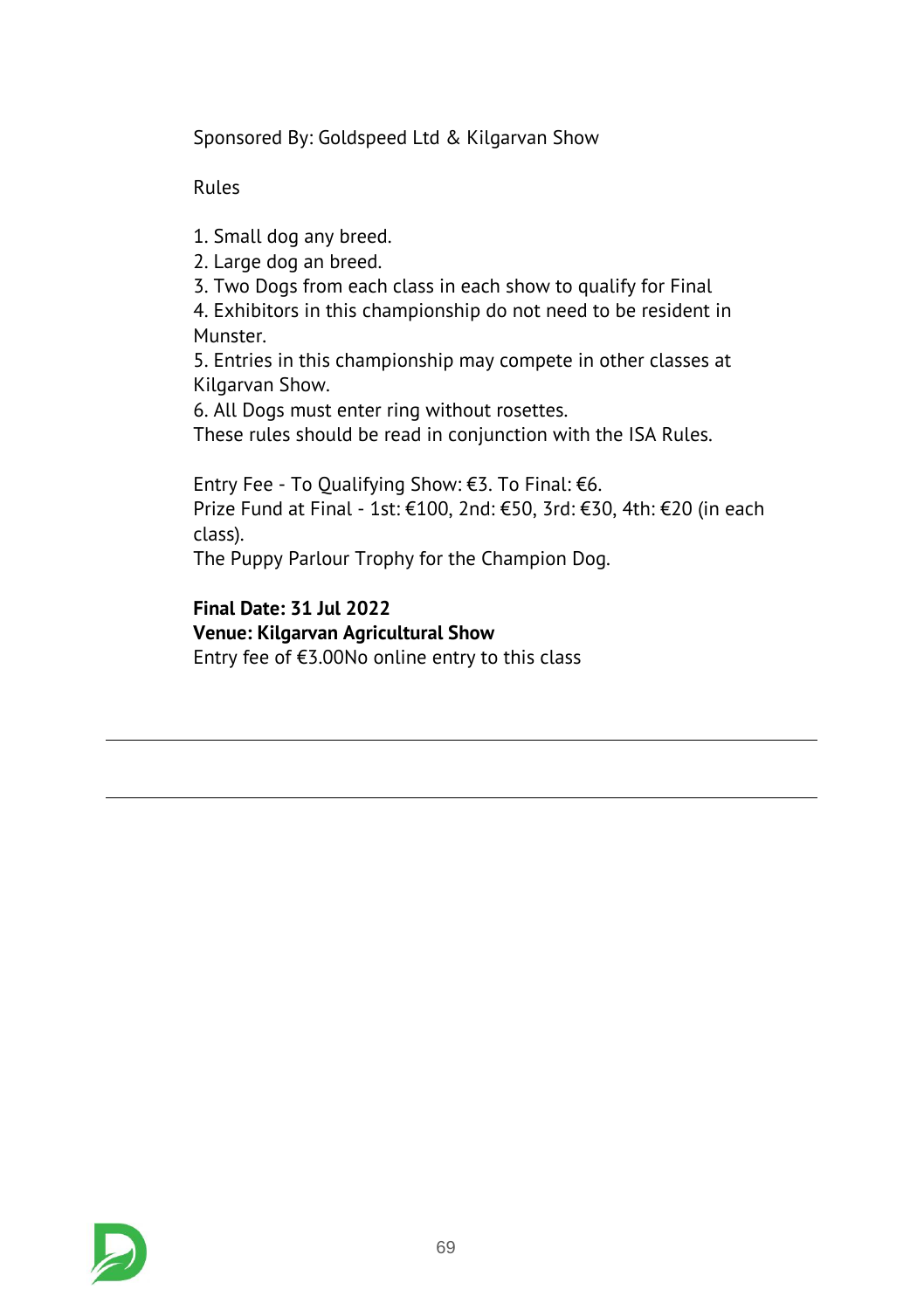Sponsored By: Goldspeed Ltd & Kilgarvan Show

Rules

1. Small dog any breed.
2. Large dog an breed.
3. Two Dogs from each class in each show to qualify for Final
4. Exhibitors in this championship do not need to be resident in Munster.
5. Entries in this championship may compete in other classes at Kilgarvan Show.
6. All Dogs must enter ring without rosettes.

These rules should be read in conjunction with the ISA Rules.

Entry Fee - To Qualifying Show: €3. To Final: €6.
Prize Fund at Final - 1st: €100, 2nd: €50, 3rd: €30, 4th: €20 (in each class).
The Puppy Parlour Trophy for the Champion Dog.

**Final Date: 31 Jul 2022**
**Venue: Kilgarvan Agricultural Show**
Entry fee of €3.00No online entry to this class

---

---